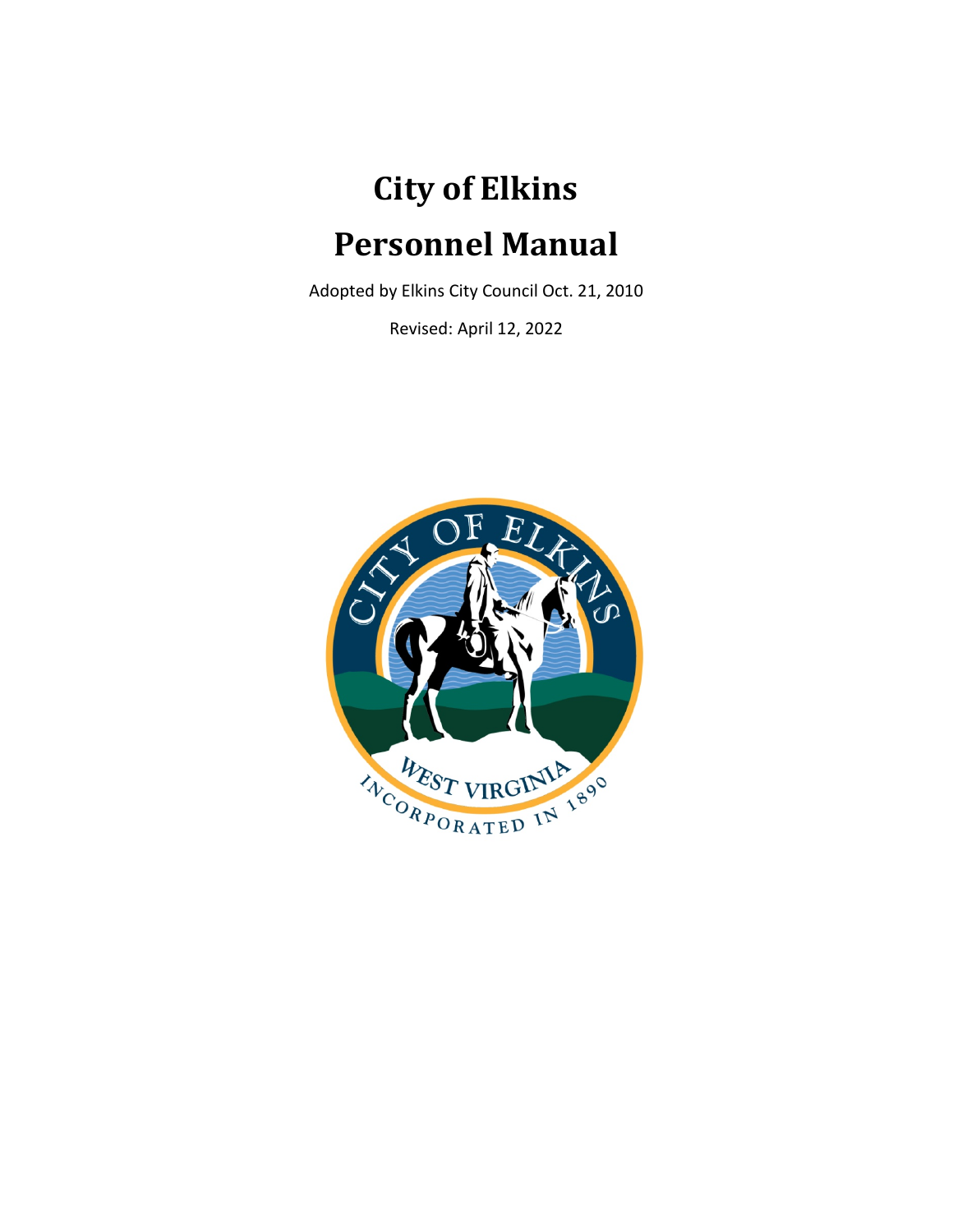# City of Elkins

# Personnel Manual

Adopted by Elkins City Council Oct. 21, 2010

Revised: April 12, 2022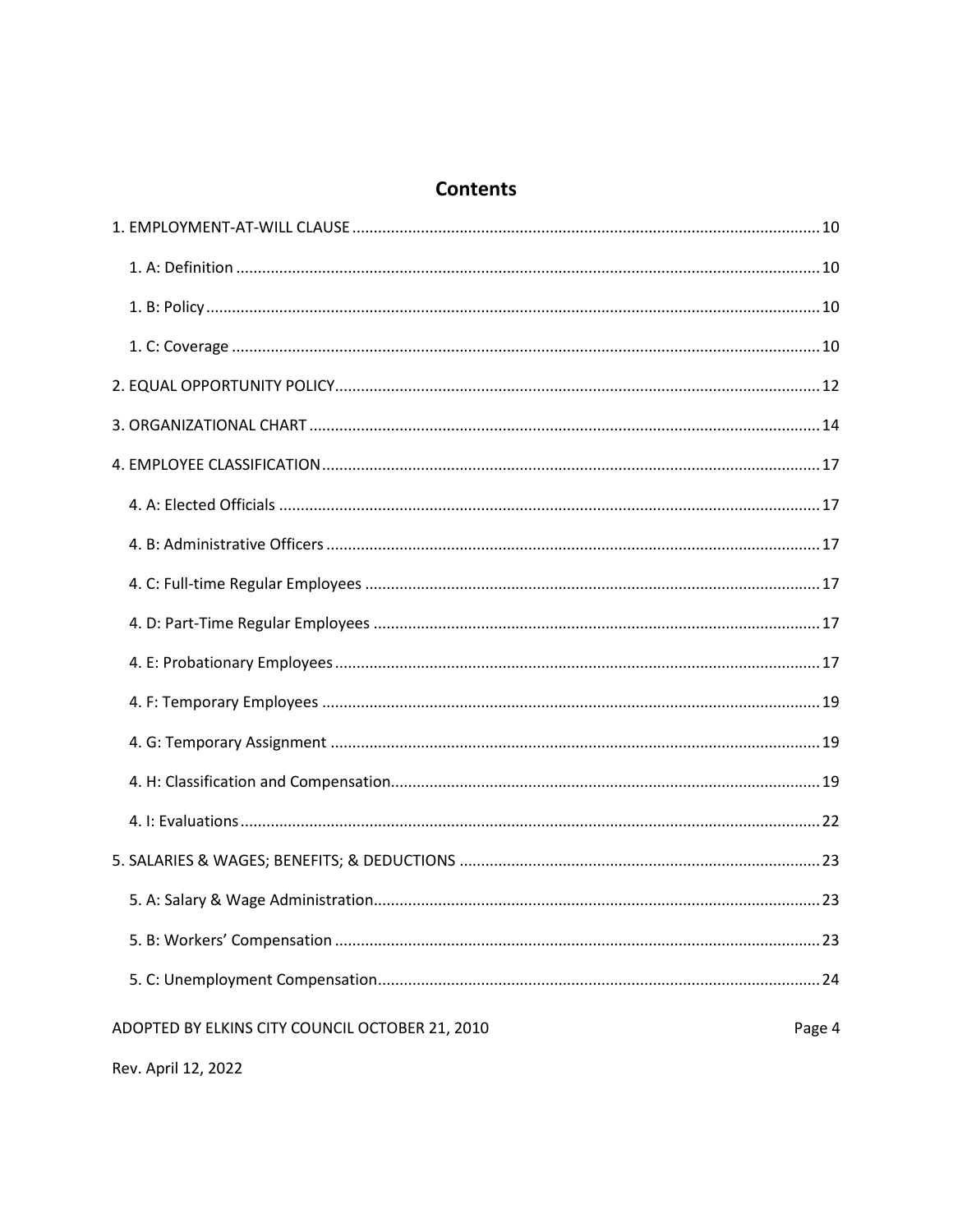# Contents

1. EMPLOYMENT-AT-WILL CLAUSE ........................................................................ 10
   - 1. A: Definition ........................................................................ 10
   - 1. B: Policy ........................................................................ 10
   - 1. C: Coverage ........................................................................ 10
2. EQUAL OPPORTUNITY POLICY ........................................................................ 12
3. ORGANIZATIONAL CHART ........................................................................ 14
4. EMPLOYEE CLASSIFICATION ........................................................................ 17
   - 4. A: Elected Officials ........................................................................ 17
   - 4. B: Administrative Officers ........................................................................ 17
   - 4. C: Full-time Regular Employees ........................................................................ 17
   - 4. D: Part-Time Regular Employees ........................................................................ 17
   - 4. E: Probationary Employees ........................................................................ 17
   - 4. F: Temporary Employees ........................................................................ 19
   - 4. G: Temporary Assignment ........................................................................ 19
   - 4. H: Classification and Compensation ........................................................................ 19
   - 4. I: Evaluations ........................................................................ 22
5. SALARIES & WAGES; BENEFITS; & DEDUCTIONS ........................................................................ 23
   - 5. A: Salary & Wage Administration ........................................................................ 23
   - 5. B: Workers' Compensation ........................................................................ 23
   - 5. C: Unemployment Compensation ........................................................................ 24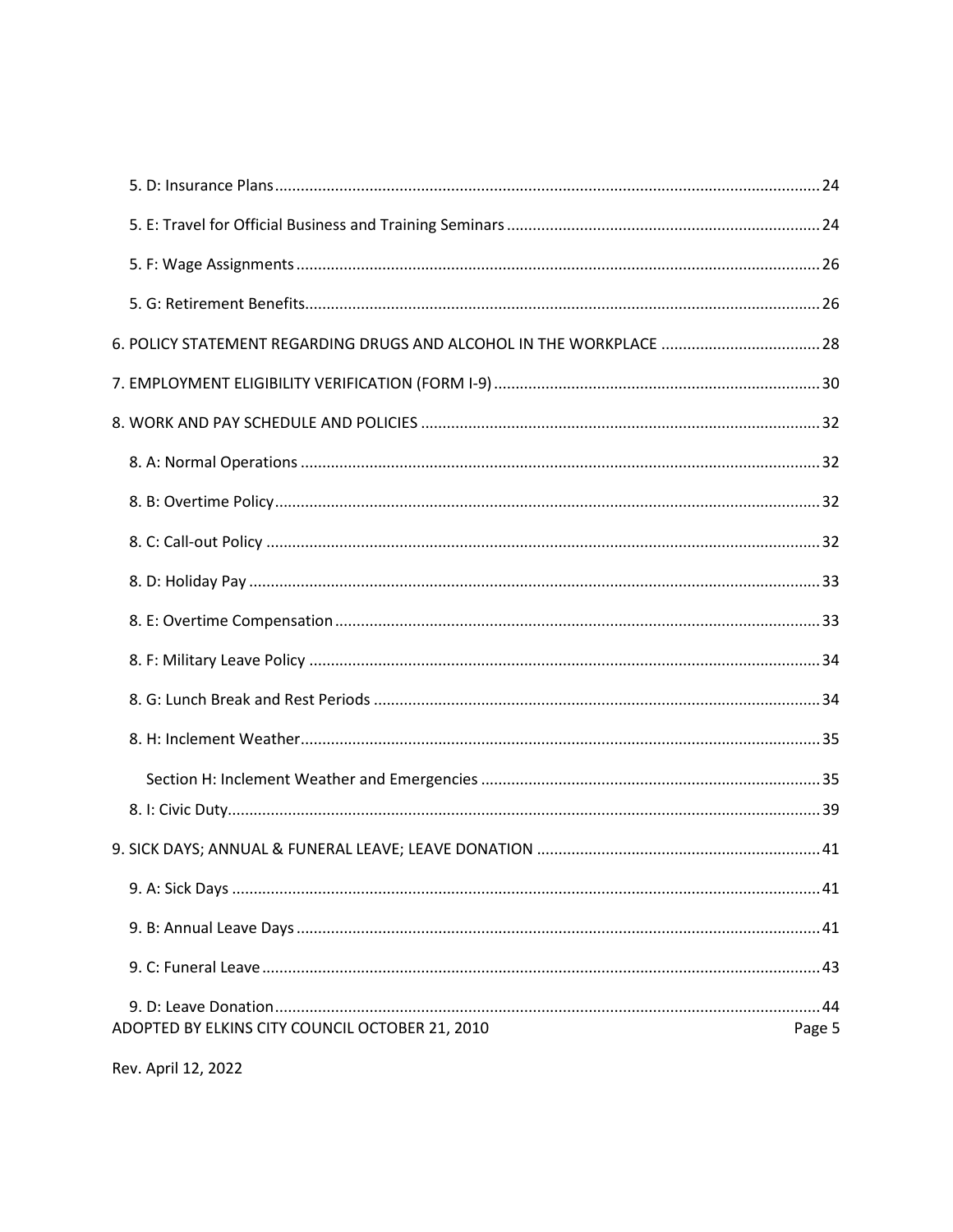5. D: Insurance Plans ..... 24

5. E: Travel for Official Business and Training Seminars ..... 24

5. F: Wage Assignments ..... 26

5. G: Retirement Benefits ..... 26

6. POLICY STATEMENT REGARDING DRUGS AND ALCOHOL IN THE WORKPLACE ..... 28

7. EMPLOYMENT ELIGIBILITY VERIFICATION (FORM I-9) ..... 30

8. WORK AND PAY SCHEDULE AND POLICIES ..... 32

8. A: Normal Operations ..... 32

8. B: Overtime Policy ..... 32

8. C: Call-out Policy ..... 32

8. D: Holiday Pay ..... 33

8. E: Overtime Compensation ..... 33

8. F: Military Leave Policy ..... 34

8. G: Lunch Break and Rest Periods ..... 34

8. H: Inclement Weather ..... 35

Section H: Inclement Weather and Emergencies ..... 35

8. I: Civic Duty ..... 39

9. SICK DAYS; ANNUAL & FUNERAL LEAVE; LEAVE DONATION ..... 41

9. A: Sick Days ..... 41

9. B: Annual Leave Days ..... 41

9. C: Funeral Leave ..... 43

9. D: Leave Donation ..... 44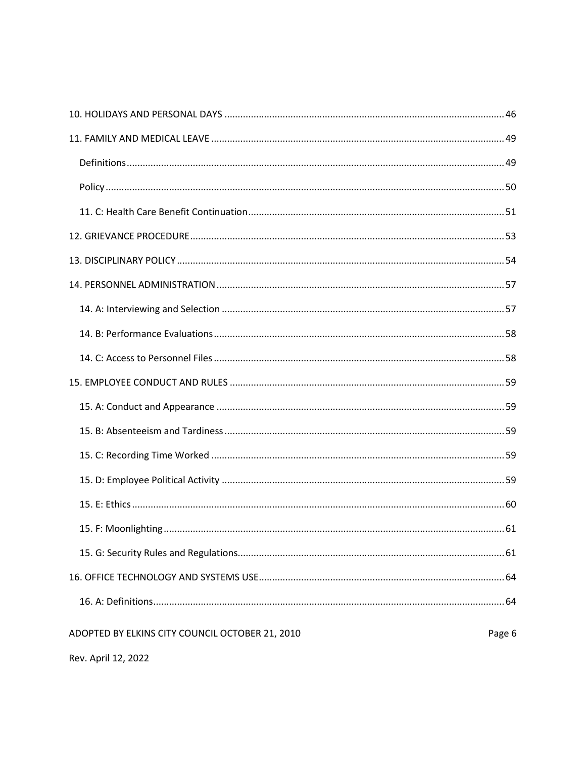10. HOLIDAYS AND PERSONAL DAYS ........................................................................................................ 46

11. FAMILY AND MEDICAL LEAVE ............................................................................................................. 49

Definitions ........................................................................................................................................... 49

Policy ................................................................................................................................................... 50

11. C: Health Care Benefit Continuation ............................................................................................... 51

12. GRIEVANCE PROCEDURE ..................................................................................................................... 53

13. DISCIPLINARY POLICY .......................................................................................................................... 54

14. PERSONNEL ADMINISTRATION ........................................................................................................... 57

14. A: Interviewing and Selection ......................................................................................................... 57

14. B: Performance Evaluations ............................................................................................................ 58

14. C: Access to Personnel Files ............................................................................................................ 58

15. EMPLOYEE CONDUCT AND RULES ...................................................................................................... 59

15. A: Conduct and Appearance ............................................................................................................ 59

15. B: Absenteeism and Tardiness ........................................................................................................ 59

15. C: Recording Time Worked ............................................................................................................. 59

15. D: Employee Political Activity .......................................................................................................... 59

15. E: Ethics ........................................................................................................................................... 60

15. F: Moonlighting ............................................................................................................................... 61

15. G: Security Rules and Regulations ................................................................................................... 61

16. OFFICE TECHNOLOGY AND SYSTEMS USE ........................................................................................... 64

16. A: Definitions ................................................................................................................................... 64

ADOPTED BY ELKINS CITY COUNCIL OCTOBER 21, 2010

Rev. April 12, 2022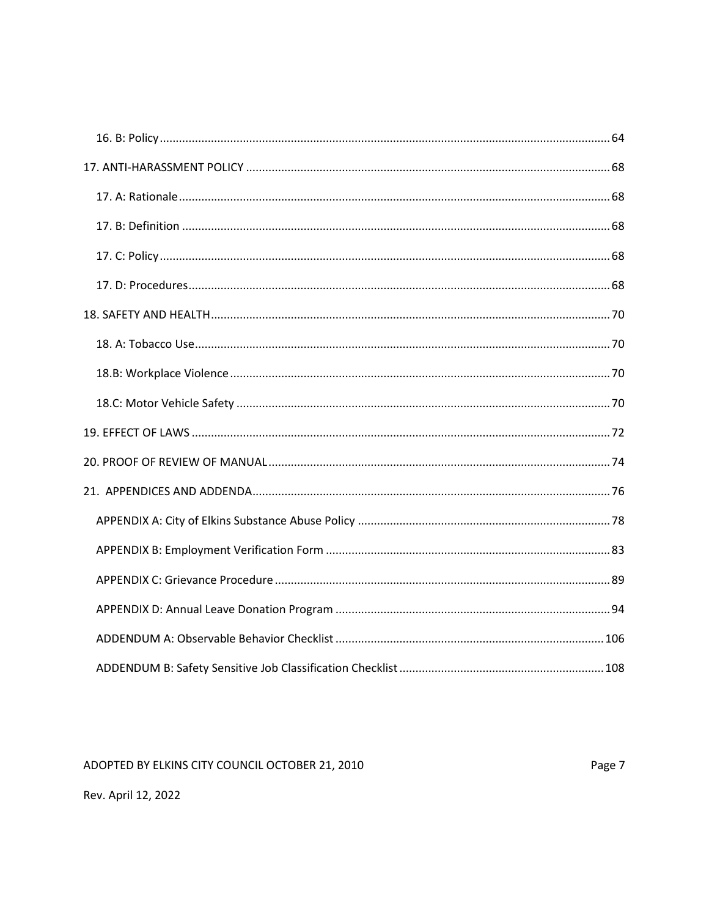16. B: Policy ........................................................................................................................................ 64

17. ANTI-HARASSMENT POLICY ................................................................................................................ 68

17. A: Rationale ..................................................................................................................................... 68

17. B: Definition ..................................................................................................................................... 68

17. C: Policy ........................................................................................................................................... 68

17. D: Procedures .................................................................................................................................. 68

18. SAFETY AND HEALTH ........................................................................................................................... 70

18. A: Tobacco Use ................................................................................................................................. 70

18.B: Workplace Violence ...................................................................................................................... 70

18.C: Motor Vehicle Safety .................................................................................................................... 70

19. EFFECT OF LAWS ................................................................................................................................. 72

20. PROOF OF REVIEW OF MANUAL ......................................................................................................... 74

21. APPENDICES AND ADDENDA ............................................................................................................... 76

APPENDIX A: City of Elkins Substance Abuse Policy .............................................................................. 78

APPENDIX B: Employment Verification Form ......................................................................................... 83

APPENDIX C: Grievance Procedure ......................................................................................................... 89

APPENDIX D: Annual Leave Donation Program ...................................................................................... 94

ADDENDUM A: Observable Behavior Checklist .................................................................................... 106

ADDENDUM B: Safety Sensitive Job Classification Checklist ............................................................... 108

ADOPTED BY ELKINS CITY COUNCIL OCTOBER 21, 2010

Rev. April 12, 2022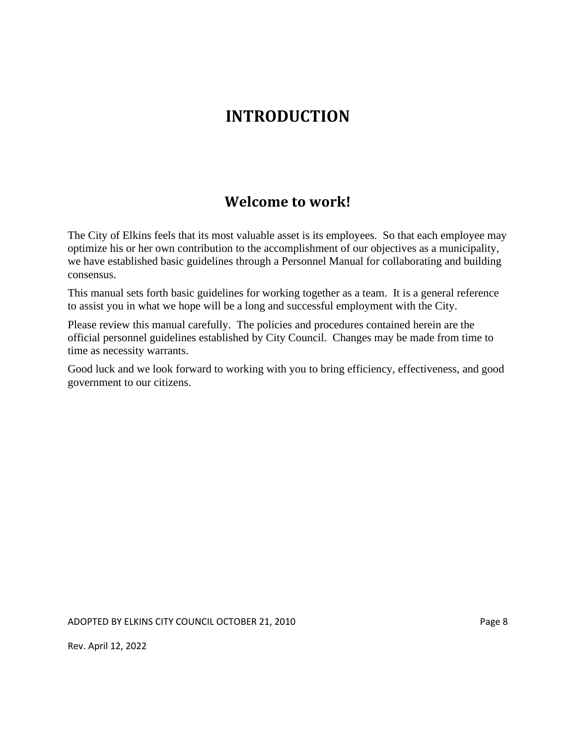# INTRODUCTION

## Welcome to work!

The City of Elkins feels that its most valuable asset is its employees. So that each employee may optimize his or her own contribution to the accomplishment of our objectives as a municipality, we have established basic guidelines through a Personnel Manual for collaborating and building consensus.

This manual sets forth basic guidelines for working together as a team. It is a general reference to assist you in what we hope will be a long and successful employment with the City.

Please review this manual carefully. The policies and procedures contained herein are the official personnel guidelines established by City Council. Changes may be made from time to time as necessity warrants.

Good luck and we look forward to working with you to bring efficiency, effectiveness, and good government to our citizens.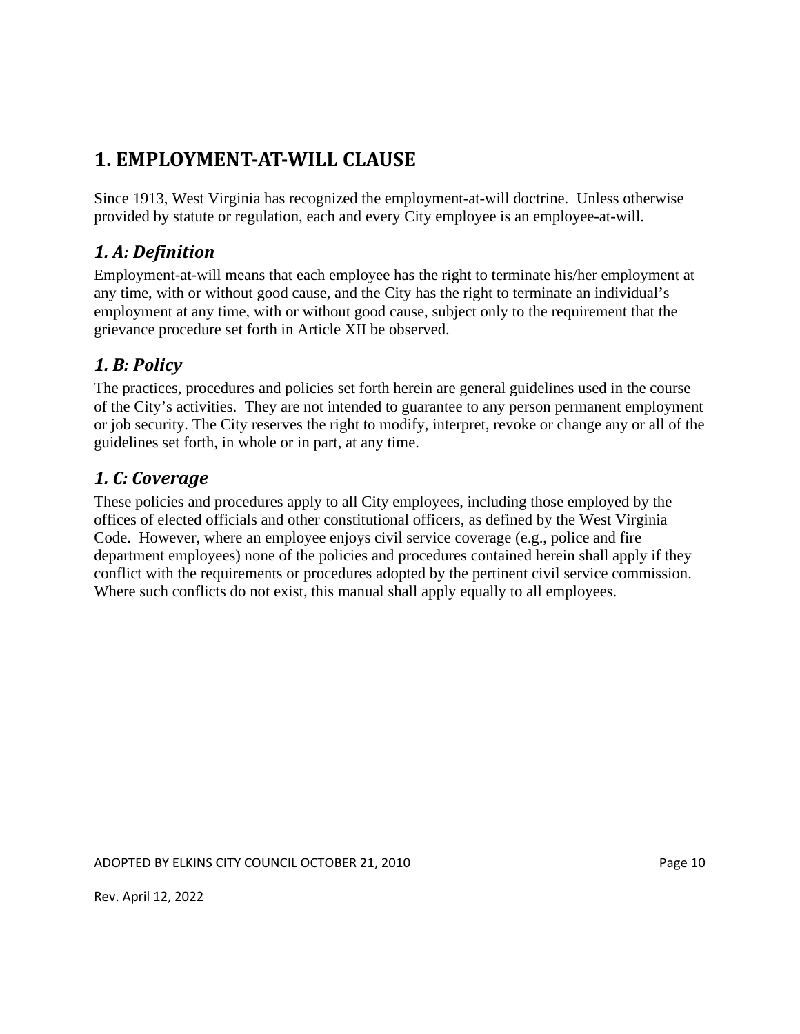# 1. EMPLOYMENT-AT-WILL CLAUSE

Since 1913, West Virginia has recognized the employment-at-will doctrine. Unless otherwise provided by statute or regulation, each and every City employee is an employee-at-will.

## *1. A: Definition*

Employment-at-will means that each employee has the right to terminate his/her employment at any time, with or without good cause, and the City has the right to terminate an individual's employment at any time, with or without good cause, subject only to the requirement that the grievance procedure set forth in Article XII be observed.

## *1. B: Policy*

The practices, procedures and policies set forth herein are general guidelines used in the course of the City's activities. They are not intended to guarantee to any person permanent employment or job security. The City reserves the right to modify, interpret, revoke or change any or all of the guidelines set forth, in whole or in part, at any time.

## *1. C: Coverage*

These policies and procedures apply to all City employees, including those employed by the offices of elected officials and other constitutional officers, as defined by the West Virginia Code. However, where an employee enjoys civil service coverage (e.g., police and fire department employees) none of the policies and procedures contained herein shall apply if they conflict with the requirements or procedures adopted by the pertinent civil service commission. Where such conflicts do not exist, this manual shall apply equally to all employees.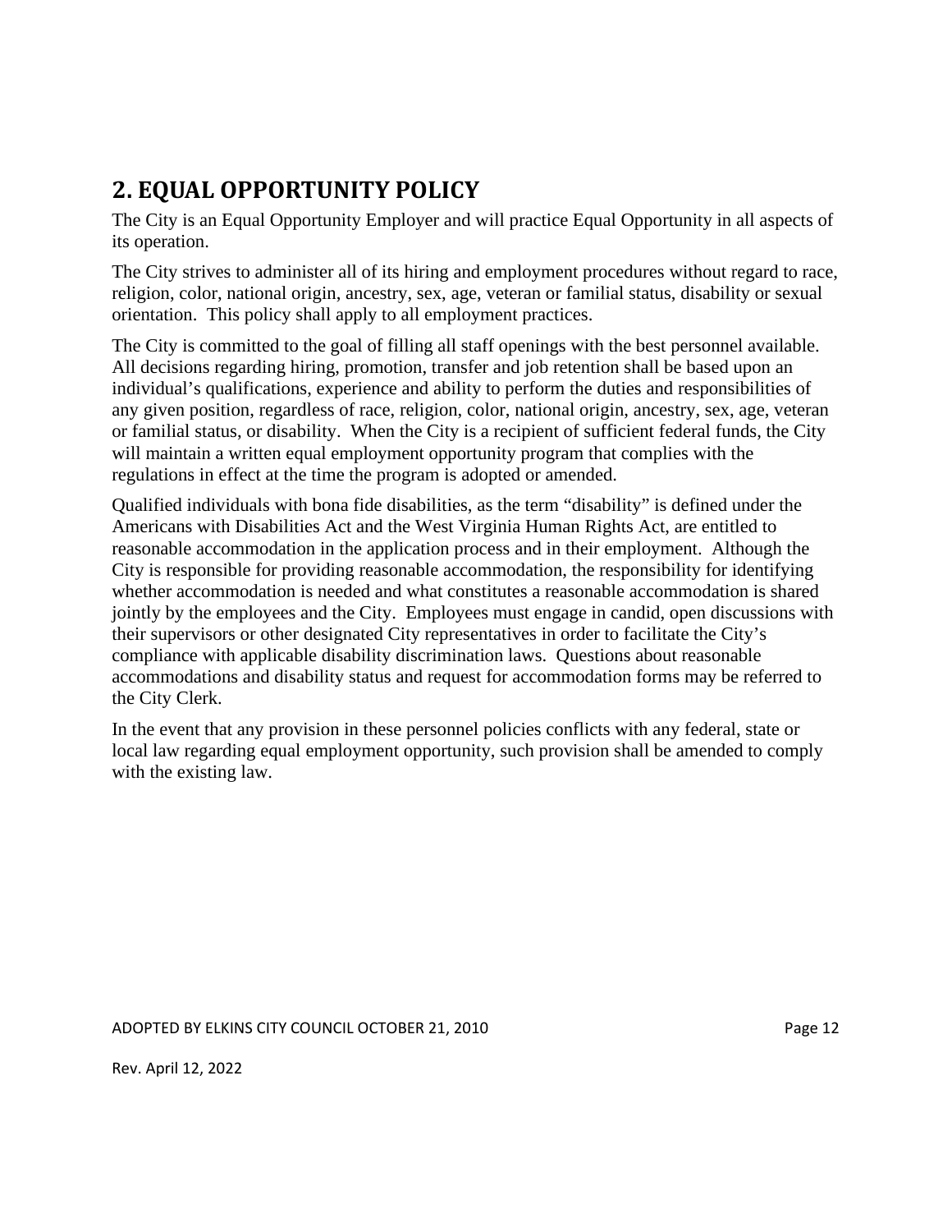## 2. EQUAL OPPORTUNITY POLICY

The City is an Equal Opportunity Employer and will practice Equal Opportunity in all aspects of its operation.

The City strives to administer all of its hiring and employment procedures without regard to race, religion, color, national origin, ancestry, sex, age, veteran or familial status, disability or sexual orientation. This policy shall apply to all employment practices.

The City is committed to the goal of filling all staff openings with the best personnel available. All decisions regarding hiring, promotion, transfer and job retention shall be based upon an individual's qualifications, experience and ability to perform the duties and responsibilities of any given position, regardless of race, religion, color, national origin, ancestry, sex, age, veteran or familial status, or disability. When the City is a recipient of sufficient federal funds, the City will maintain a written equal employment opportunity program that complies with the regulations in effect at the time the program is adopted or amended.

Qualified individuals with bona fide disabilities, as the term "disability" is defined under the Americans with Disabilities Act and the West Virginia Human Rights Act, are entitled to reasonable accommodation in the application process and in their employment. Although the City is responsible for providing reasonable accommodation, the responsibility for identifying whether accommodation is needed and what constitutes a reasonable accommodation is shared jointly by the employees and the City. Employees must engage in candid, open discussions with their supervisors or other designated City representatives in order to facilitate the City's compliance with applicable disability discrimination laws. Questions about reasonable accommodations and disability status and request for accommodation forms may be referred to the City Clerk.

In the event that any provision in these personnel policies conflicts with any federal, state or local law regarding equal employment opportunity, such provision shall be amended to comply with the existing law.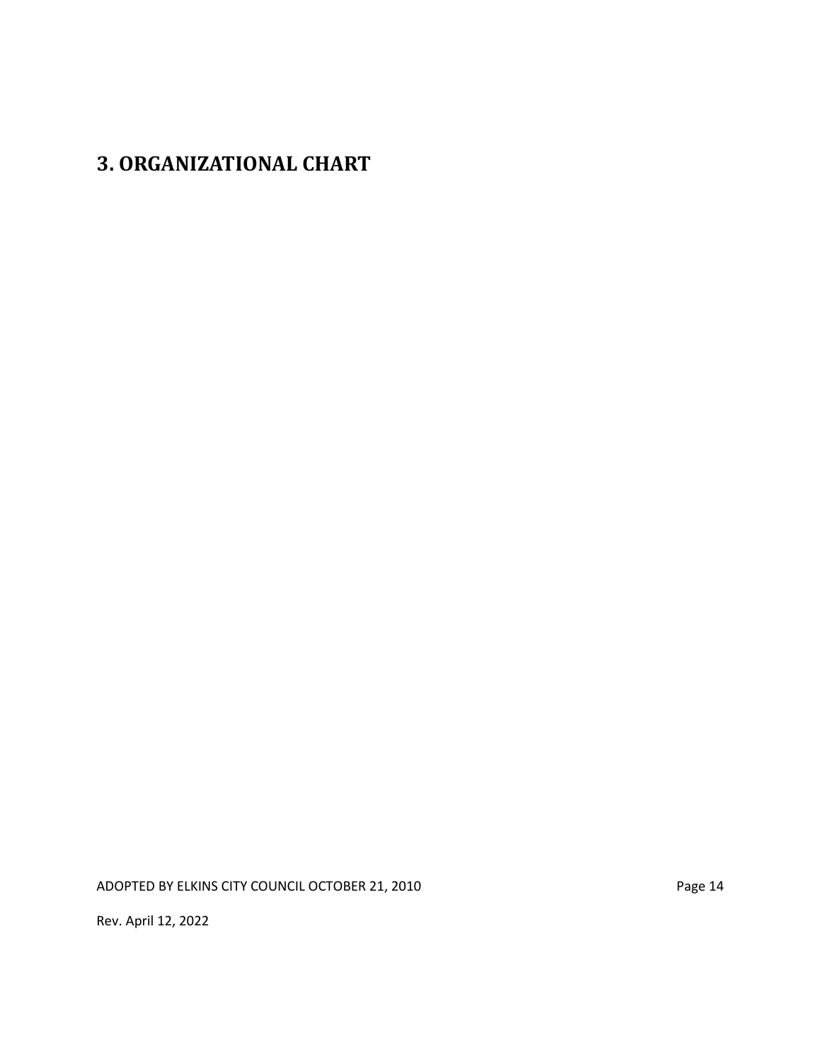# 3. ORGANIZATIONAL CHART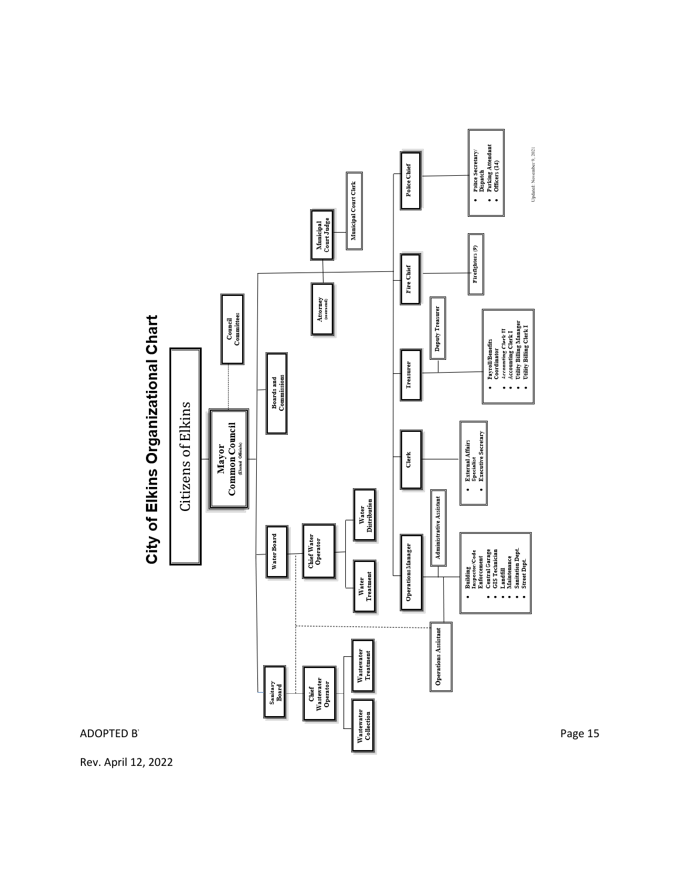# City of Elkins Organizational Chart

Citizens of Elkins

- **Mayor / Common Council** (Elected Officials)
  - Council Committees
  - Sanitary Board
    - Chief Wastewater Operator
      - Wastewater Collection
      - Wastewater Treatment
  - Water Board
    - Chief Water Operator
      - Water Treatment
      - Water Distribution
  - Boards and Commissions
  - Attorney (contracted)
  - Municipal Court Judge
    - Municipal Court Clerk
  - Operations Manager
    - Administrative Assistant
    - Operations Assistant
    - Building Inspector/Code Enforcement
    - Central Garage
    - GIS Technician
    - Landfill
    - Maintenance
    - Sanitation Dept.
    - Street Dept.
  - Clerk
    - External Affairs Specialist
    - Executive Secretary
  - Treasurer
    - Deputy Treasurer
    - Payroll/Benefits Coordinator
    - Accounting Clerk II
    - Accounting Clerk I
    - Utility Billing Manager
    - Utility Billing Clerk I
  - Fire Chief
    - Firefighters (9)
  - Police Chief
    - Police Secretary/Dispatch
    - Parking Attendant
    - Officers (14)

Updated: November 9, 2021

ADOPTED B

Rev. April 12, 2022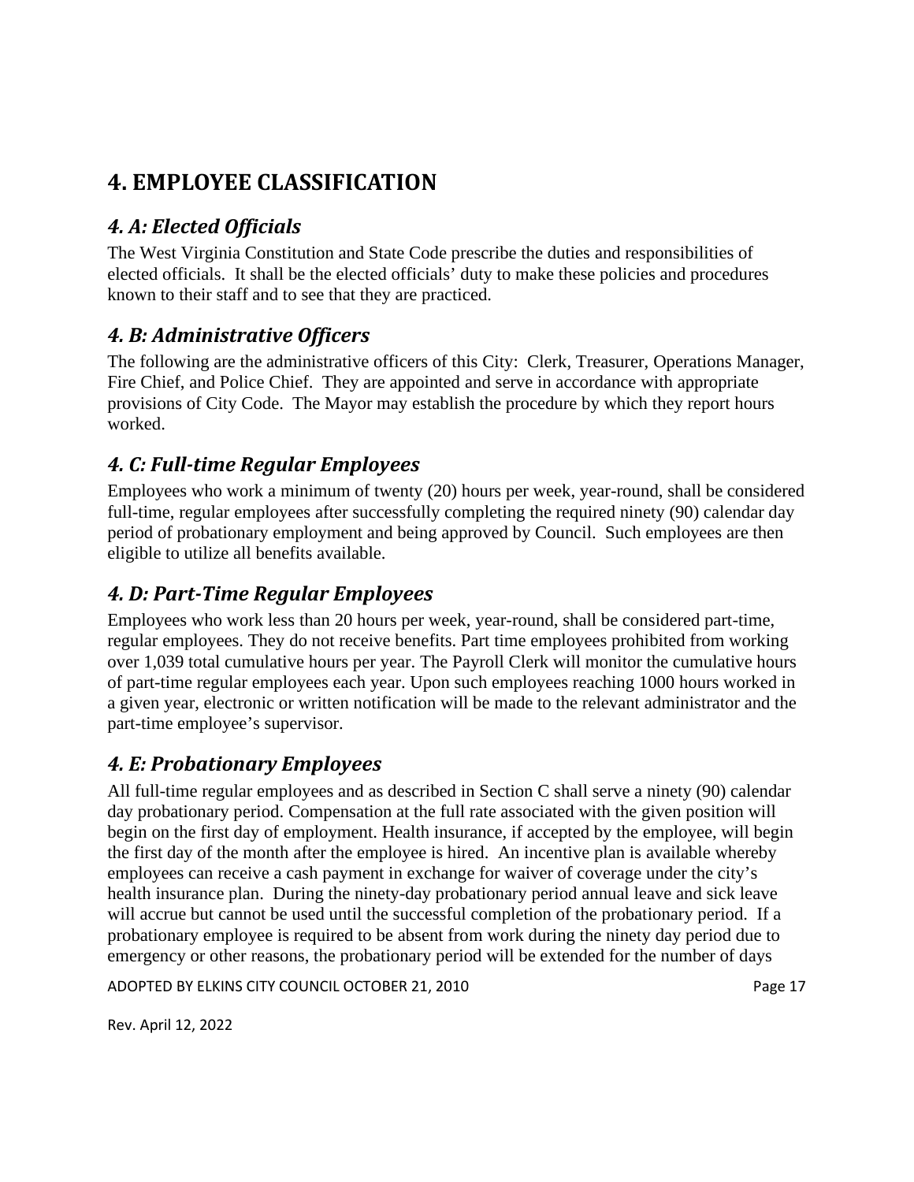# 4. EMPLOYEE CLASSIFICATION

## *4. A: Elected Officials*

The West Virginia Constitution and State Code prescribe the duties and responsibilities of elected officials. It shall be the elected officials' duty to make these policies and procedures known to their staff and to see that they are practiced.

## *4. B: Administrative Officers*

The following are the administrative officers of this City: Clerk, Treasurer, Operations Manager, Fire Chief, and Police Chief. They are appointed and serve in accordance with appropriate provisions of City Code. The Mayor may establish the procedure by which they report hours worked.

## *4. C: Full-time Regular Employees*

Employees who work a minimum of twenty (20) hours per week, year-round, shall be considered full-time, regular employees after successfully completing the required ninety (90) calendar day period of probationary employment and being approved by Council. Such employees are then eligible to utilize all benefits available.

## *4. D: Part-Time Regular Employees*

Employees who work less than 20 hours per week, year-round, shall be considered part-time, regular employees. They do not receive benefits. Part time employees prohibited from working over 1,039 total cumulative hours per year. The Payroll Clerk will monitor the cumulative hours of part-time regular employees each year. Upon such employees reaching 1000 hours worked in a given year, electronic or written notification will be made to the relevant administrator and the part-time employee's supervisor.

## *4. E: Probationary Employees*

All full-time regular employees and as described in Section C shall serve a ninety (90) calendar day probationary period. Compensation at the full rate associated with the given position will begin on the first day of employment. Health insurance, if accepted by the employee, will begin the first day of the month after the employee is hired. An incentive plan is available whereby employees can receive a cash payment in exchange for waiver of coverage under the city's health insurance plan. During the ninety-day probationary period annual leave and sick leave will accrue but cannot be used until the successful completion of the probationary period. If a probationary employee is required to be absent from work during the ninety day period due to emergency or other reasons, the probationary period will be extended for the number of days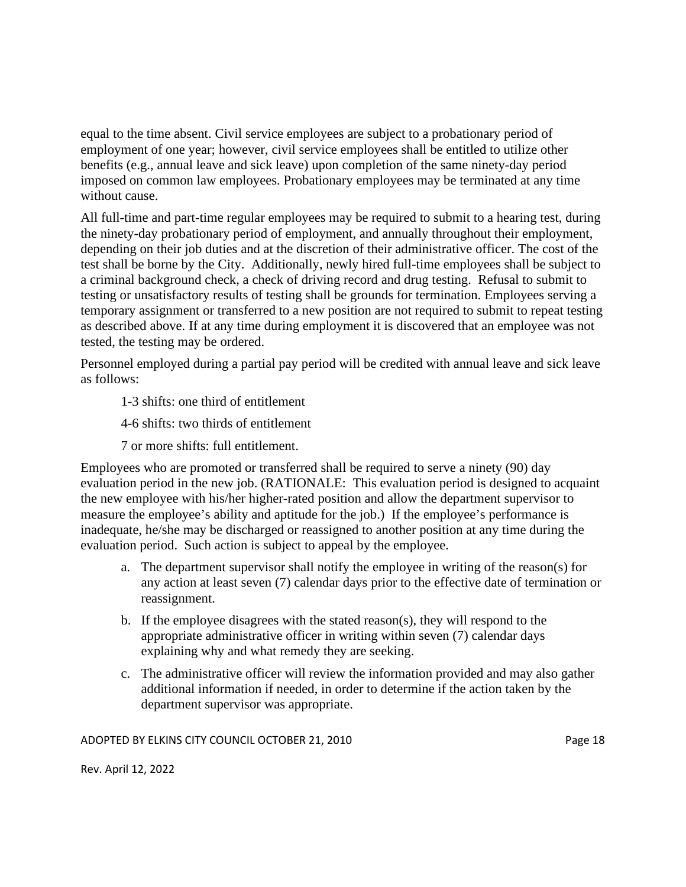equal to the time absent. Civil service employees are subject to a probationary period of employment of one year; however, civil service employees shall be entitled to utilize other benefits (e.g., annual leave and sick leave) upon completion of the same ninety-day period imposed on common law employees. Probationary employees may be terminated at any time without cause.

All full-time and part-time regular employees may be required to submit to a hearing test, during the ninety-day probationary period of employment, and annually throughout their employment, depending on their job duties and at the discretion of their administrative officer. The cost of the test shall be borne by the City. Additionally, newly hired full-time employees shall be subject to a criminal background check, a check of driving record and drug testing. Refusal to submit to testing or unsatisfactory results of testing shall be grounds for termination. Employees serving a temporary assignment or transferred to a new position are not required to submit to repeat testing as described above. If at any time during employment it is discovered that an employee was not tested, the testing may be ordered.

Personnel employed during a partial pay period will be credited with annual leave and sick leave as follows:

1-3 shifts: one third of entitlement

4-6 shifts: two thirds of entitlement

7 or more shifts: full entitlement.

Employees who are promoted or transferred shall be required to serve a ninety (90) day evaluation period in the new job. (RATIONALE: This evaluation period is designed to acquaint the new employee with his/her higher-rated position and allow the department supervisor to measure the employee's ability and aptitude for the job.) If the employee's performance is inadequate, he/she may be discharged or reassigned to another position at any time during the evaluation period. Such action is subject to appeal by the employee.

a. The department supervisor shall notify the employee in writing of the reason(s) for any action at least seven (7) calendar days prior to the effective date of termination or reassignment.

b. If the employee disagrees with the stated reason(s), they will respond to the appropriate administrative officer in writing within seven (7) calendar days explaining why and what remedy they are seeking.

c. The administrative officer will review the information provided and may also gather additional information if needed, in order to determine if the action taken by the department supervisor was appropriate.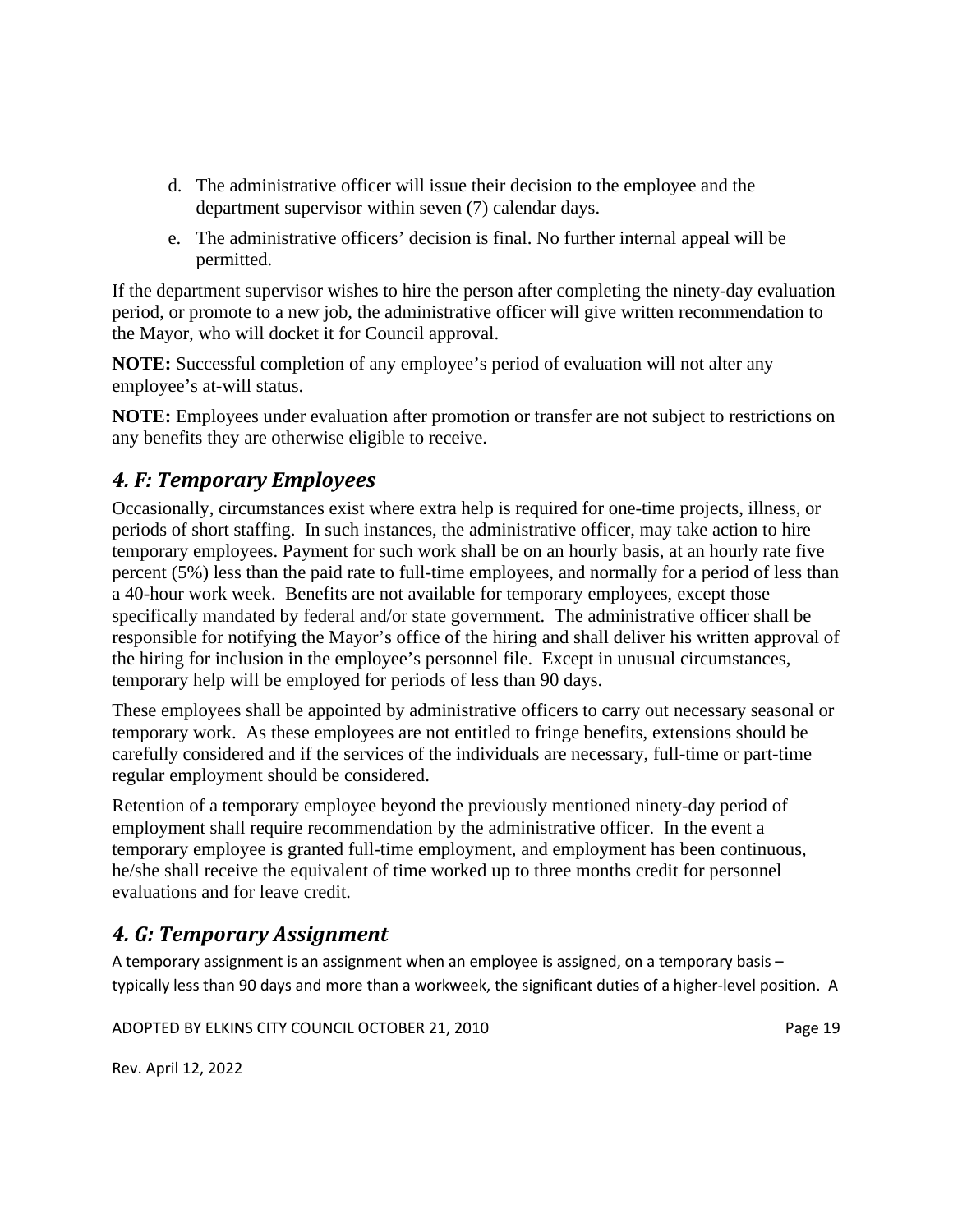d. The administrative officer will issue their decision to the employee and the department supervisor within seven (7) calendar days.

e. The administrative officers' decision is final. No further internal appeal will be permitted.

If the department supervisor wishes to hire the person after completing the ninety-day evaluation period, or promote to a new job, the administrative officer will give written recommendation to the Mayor, who will docket it for Council approval.

**NOTE:** Successful completion of any employee's period of evaluation will not alter any employee's at-will status.

**NOTE:** Employees under evaluation after promotion or transfer are not subject to restrictions on any benefits they are otherwise eligible to receive.

## *4. F: Temporary Employees*

Occasionally, circumstances exist where extra help is required for one-time projects, illness, or periods of short staffing. In such instances, the administrative officer, may take action to hire temporary employees. Payment for such work shall be on an hourly basis, at an hourly rate five percent (5%) less than the paid rate to full-time employees, and normally for a period of less than a 40-hour work week. Benefits are not available for temporary employees, except those specifically mandated by federal and/or state government. The administrative officer shall be responsible for notifying the Mayor's office of the hiring and shall deliver his written approval of the hiring for inclusion in the employee's personnel file. Except in unusual circumstances, temporary help will be employed for periods of less than 90 days.

These employees shall be appointed by administrative officers to carry out necessary seasonal or temporary work. As these employees are not entitled to fringe benefits, extensions should be carefully considered and if the services of the individuals are necessary, full-time or part-time regular employment should be considered.

Retention of a temporary employee beyond the previously mentioned ninety-day period of employment shall require recommendation by the administrative officer. In the event a temporary employee is granted full-time employment, and employment has been continuous, he/she shall receive the equivalent of time worked up to three months credit for personnel evaluations and for leave credit.

## *4. G: Temporary Assignment*

A temporary assignment is an assignment when an employee is assigned, on a temporary basis – typically less than 90 days and more than a workweek, the significant duties of a higher-level position. A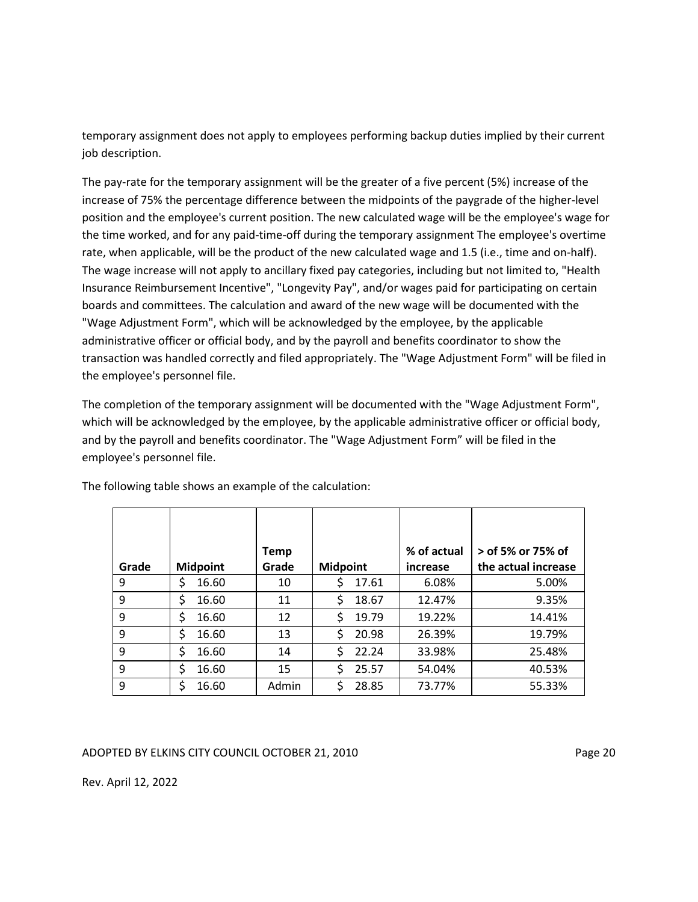temporary assignment does not apply to employees performing backup duties implied by their current job description.

The pay-rate for the temporary assignment will be the greater of a five percent (5%) increase of the increase of 75% the percentage difference between the midpoints of the paygrade of the higher-level position and the employee's current position. The new calculated wage will be the employee's wage for the time worked, and for any paid-time-off during the temporary assignment The employee's overtime rate, when applicable, will be the product of the new calculated wage and 1.5 (i.e., time and on-half). The wage increase will not apply to ancillary fixed pay categories, including but not limited to, "Health Insurance Reimbursement Incentive", "Longevity Pay", and/or wages paid for participating on certain boards and committees. The calculation and award of the new wage will be documented with the "Wage Adjustment Form", which will be acknowledged by the employee, by the applicable administrative officer or official body, and by the payroll and benefits coordinator to show the transaction was handled correctly and filed appropriately. The "Wage Adjustment Form" will be filed in the employee's personnel file.

The completion of the temporary assignment will be documented with the "Wage Adjustment Form", which will be acknowledged by the employee, by the applicable administrative officer or official body, and by the payroll and benefits coordinator. The "Wage Adjustment Form" will be filed in the employee's personnel file.

The following table shows an example of the calculation:

| Grade | Midpoint | Temp Grade | Midpoint | % of actual increase | > of 5% or 75% of the actual increase |
|---|---|---|---|---|---|
| 9 | $ 16.60 | 10 | $ 17.61 | 6.08% | 5.00% |
| 9 | $ 16.60 | 11 | $ 18.67 | 12.47% | 9.35% |
| 9 | $ 16.60 | 12 | $ 19.79 | 19.22% | 14.41% |
| 9 | $ 16.60 | 13 | $ 20.98 | 26.39% | 19.79% |
| 9 | $ 16.60 | 14 | $ 22.24 | 33.98% | 25.48% |
| 9 | $ 16.60 | 15 | $ 25.57 | 54.04% | 40.53% |
| 9 | $ 16.60 | Admin | $ 28.85 | 73.77% | 55.33% |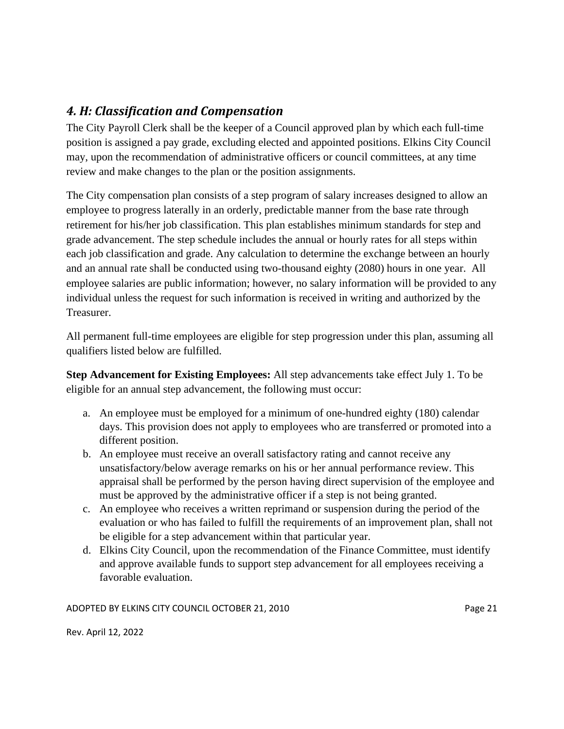## *4. H: Classification and Compensation*

The City Payroll Clerk shall be the keeper of a Council approved plan by which each full-time position is assigned a pay grade, excluding elected and appointed positions. Elkins City Council may, upon the recommendation of administrative officers or council committees, at any time review and make changes to the plan or the position assignments.

The City compensation plan consists of a step program of salary increases designed to allow an employee to progress laterally in an orderly, predictable manner from the base rate through retirement for his/her job classification. This plan establishes minimum standards for step and grade advancement. The step schedule includes the annual or hourly rates for all steps within each job classification and grade. Any calculation to determine the exchange between an hourly and an annual rate shall be conducted using two-thousand eighty (2080) hours in one year. All employee salaries are public information; however, no salary information will be provided to any individual unless the request for such information is received in writing and authorized by the Treasurer.

All permanent full-time employees are eligible for step progression under this plan, assuming all qualifiers listed below are fulfilled.

**Step Advancement for Existing Employees:** All step advancements take effect July 1. To be eligible for an annual step advancement, the following must occur:

a. An employee must be employed for a minimum of one-hundred eighty (180) calendar days. This provision does not apply to employees who are transferred or promoted into a different position.
b. An employee must receive an overall satisfactory rating and cannot receive any unsatisfactory/below average remarks on his or her annual performance review. This appraisal shall be performed by the person having direct supervision of the employee and must be approved by the administrative officer if a step is not being granted.
c. An employee who receives a written reprimand or suspension during the period of the evaluation or who has failed to fulfill the requirements of an improvement plan, shall not be eligible for a step advancement within that particular year.
d. Elkins City Council, upon the recommendation of the Finance Committee, must identify and approve available funds to support step advancement for all employees receiving a favorable evaluation.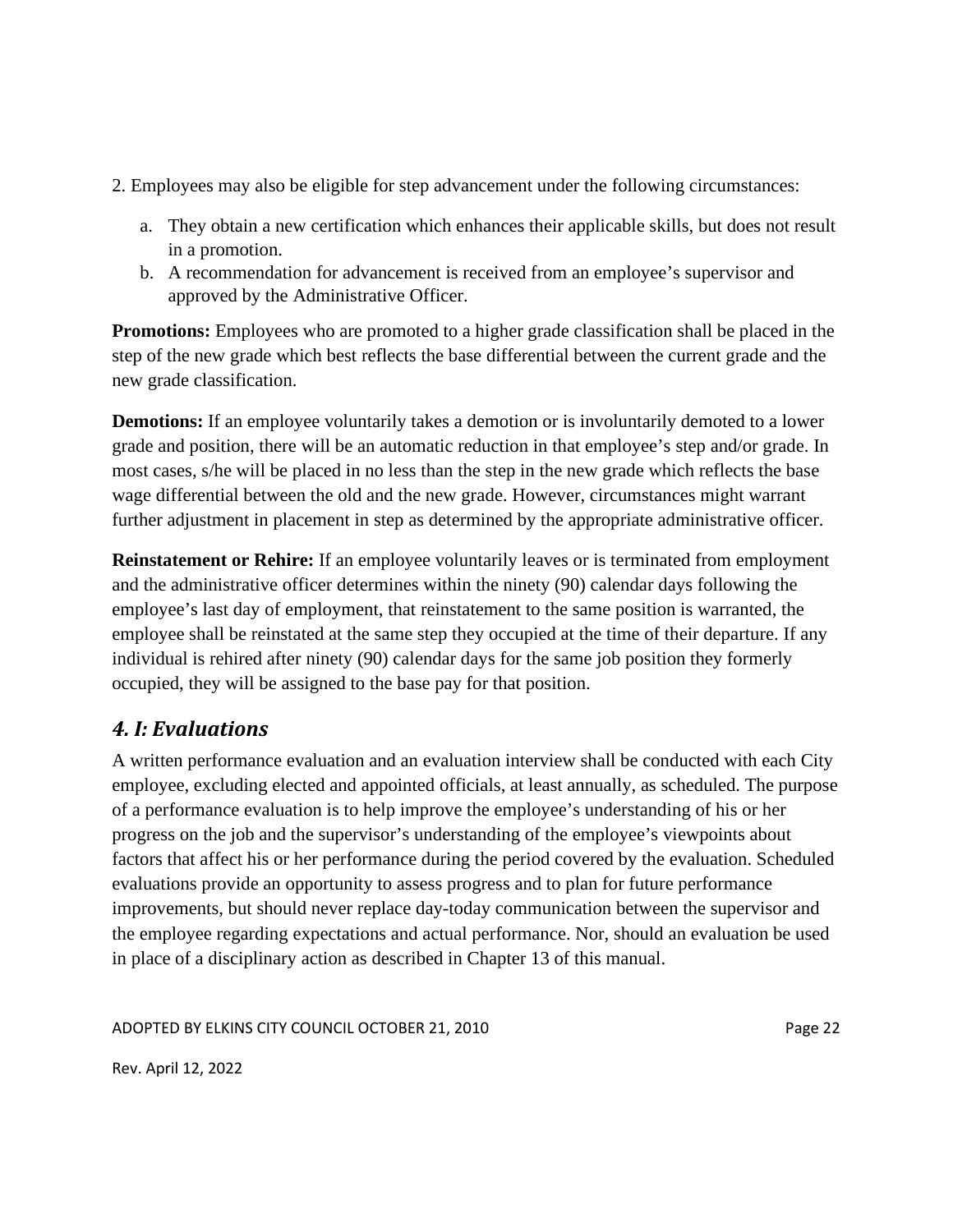2. Employees may also be eligible for step advancement under the following circumstances:

a. They obtain a new certification which enhances their applicable skills, but does not result in a promotion.
b. A recommendation for advancement is received from an employee's supervisor and approved by the Administrative Officer.

**Promotions:** Employees who are promoted to a higher grade classification shall be placed in the step of the new grade which best reflects the base differential between the current grade and the new grade classification.

**Demotions:** If an employee voluntarily takes a demotion or is involuntarily demoted to a lower grade and position, there will be an automatic reduction in that employee's step and/or grade. In most cases, s/he will be placed in no less than the step in the new grade which reflects the base wage differential between the old and the new grade. However, circumstances might warrant further adjustment in placement in step as determined by the appropriate administrative officer.

**Reinstatement or Rehire:** If an employee voluntarily leaves or is terminated from employment and the administrative officer determines within the ninety (90) calendar days following the employee's last day of employment, that reinstatement to the same position is warranted, the employee shall be reinstated at the same step they occupied at the time of their departure. If any individual is rehired after ninety (90) calendar days for the same job position they formerly occupied, they will be assigned to the base pay for that position.

## *4. I: Evaluations*

A written performance evaluation and an evaluation interview shall be conducted with each City employee, excluding elected and appointed officials, at least annually, as scheduled. The purpose of a performance evaluation is to help improve the employee's understanding of his or her progress on the job and the supervisor's understanding of the employee's viewpoints about factors that affect his or her performance during the period covered by the evaluation. Scheduled evaluations provide an opportunity to assess progress and to plan for future performance improvements, but should never replace day-today communication between the supervisor and the employee regarding expectations and actual performance. Nor, should an evaluation be used in place of a disciplinary action as described in Chapter 13 of this manual.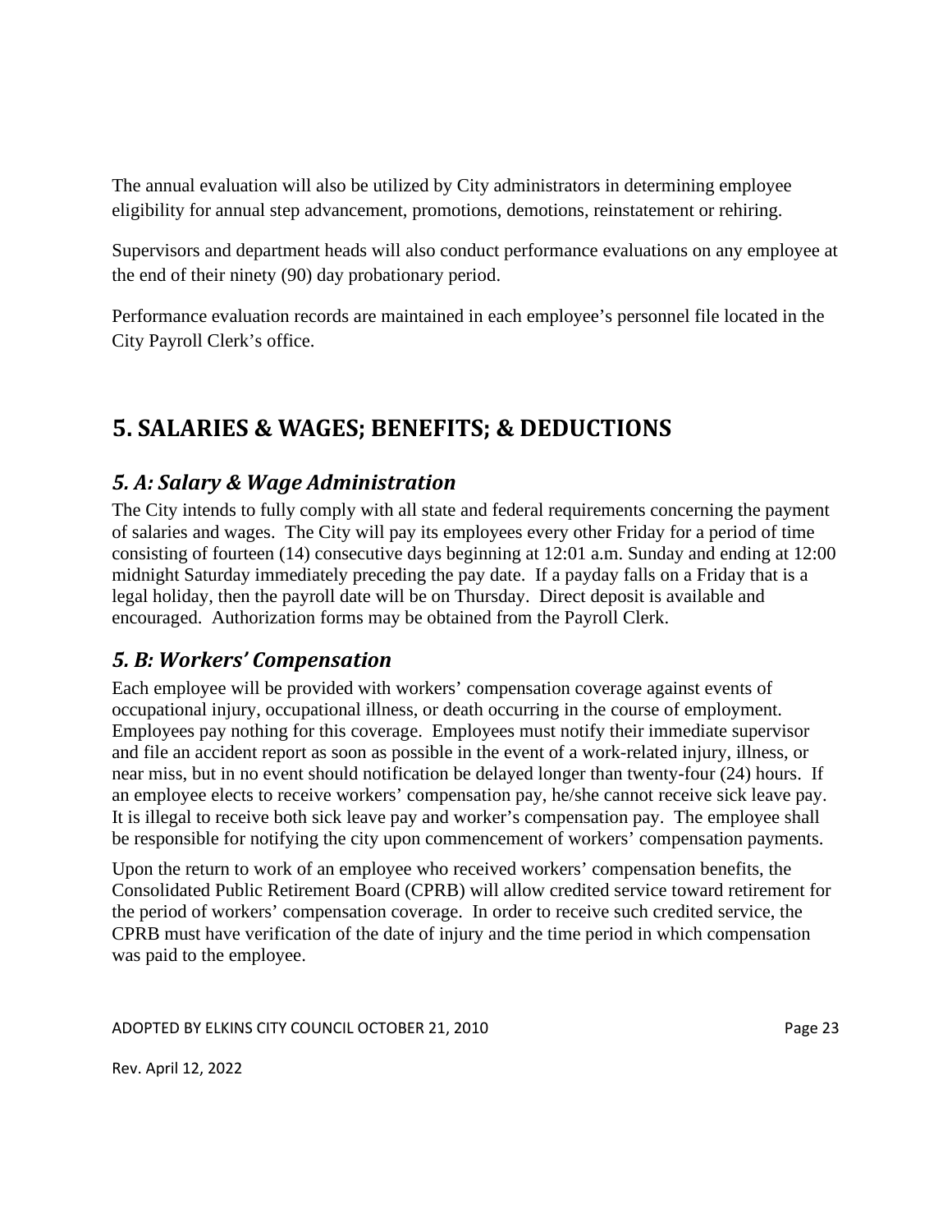The annual evaluation will also be utilized by City administrators in determining employee eligibility for annual step advancement, promotions, demotions, reinstatement or rehiring.

Supervisors and department heads will also conduct performance evaluations on any employee at the end of their ninety (90) day probationary period.

Performance evaluation records are maintained in each employee's personnel file located in the City Payroll Clerk's office.

# 5. SALARIES & WAGES; BENEFITS; & DEDUCTIONS

## *5. A: Salary & Wage Administration*

The City intends to fully comply with all state and federal requirements concerning the payment of salaries and wages. The City will pay its employees every other Friday for a period of time consisting of fourteen (14) consecutive days beginning at 12:01 a.m. Sunday and ending at 12:00 midnight Saturday immediately preceding the pay date. If a payday falls on a Friday that is a legal holiday, then the payroll date will be on Thursday. Direct deposit is available and encouraged. Authorization forms may be obtained from the Payroll Clerk.

## *5. B: Workers' Compensation*

Each employee will be provided with workers' compensation coverage against events of occupational injury, occupational illness, or death occurring in the course of employment. Employees pay nothing for this coverage. Employees must notify their immediate supervisor and file an accident report as soon as possible in the event of a work-related injury, illness, or near miss, but in no event should notification be delayed longer than twenty-four (24) hours. If an employee elects to receive workers' compensation pay, he/she cannot receive sick leave pay. It is illegal to receive both sick leave pay and worker's compensation pay. The employee shall be responsible for notifying the city upon commencement of workers' compensation payments.

Upon the return to work of an employee who received workers' compensation benefits, the Consolidated Public Retirement Board (CPRB) will allow credited service toward retirement for the period of workers' compensation coverage. In order to receive such credited service, the CPRB must have verification of the date of injury and the time period in which compensation was paid to the employee.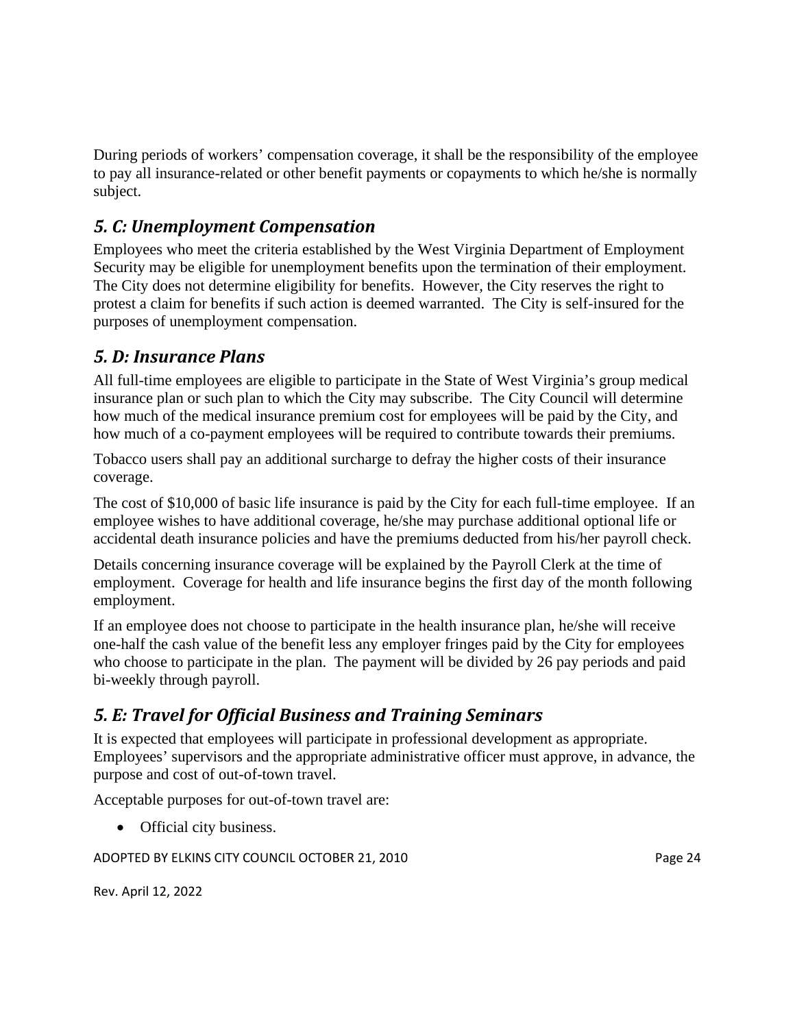During periods of workers' compensation coverage, it shall be the responsibility of the employee to pay all insurance-related or other benefit payments or copayments to which he/she is normally subject.

## *5. C: Unemployment Compensation*

Employees who meet the criteria established by the West Virginia Department of Employment Security may be eligible for unemployment benefits upon the termination of their employment. The City does not determine eligibility for benefits. However, the City reserves the right to protest a claim for benefits if such action is deemed warranted. The City is self-insured for the purposes of unemployment compensation.

## *5. D: Insurance Plans*

All full-time employees are eligible to participate in the State of West Virginia's group medical insurance plan or such plan to which the City may subscribe. The City Council will determine how much of the medical insurance premium cost for employees will be paid by the City, and how much of a co-payment employees will be required to contribute towards their premiums.

Tobacco users shall pay an additional surcharge to defray the higher costs of their insurance coverage.

The cost of $10,000 of basic life insurance is paid by the City for each full-time employee. If an employee wishes to have additional coverage, he/she may purchase additional optional life or accidental death insurance policies and have the premiums deducted from his/her payroll check.

Details concerning insurance coverage will be explained by the Payroll Clerk at the time of employment. Coverage for health and life insurance begins the first day of the month following employment.

If an employee does not choose to participate in the health insurance plan, he/she will receive one-half the cash value of the benefit less any employer fringes paid by the City for employees who choose to participate in the plan. The payment will be divided by 26 pay periods and paid bi-weekly through payroll.

## *5. E: Travel for Official Business and Training Seminars*

It is expected that employees will participate in professional development as appropriate. Employees' supervisors and the appropriate administrative officer must approve, in advance, the purpose and cost of out-of-town travel.

Acceptable purposes for out-of-town travel are:

- Official city business.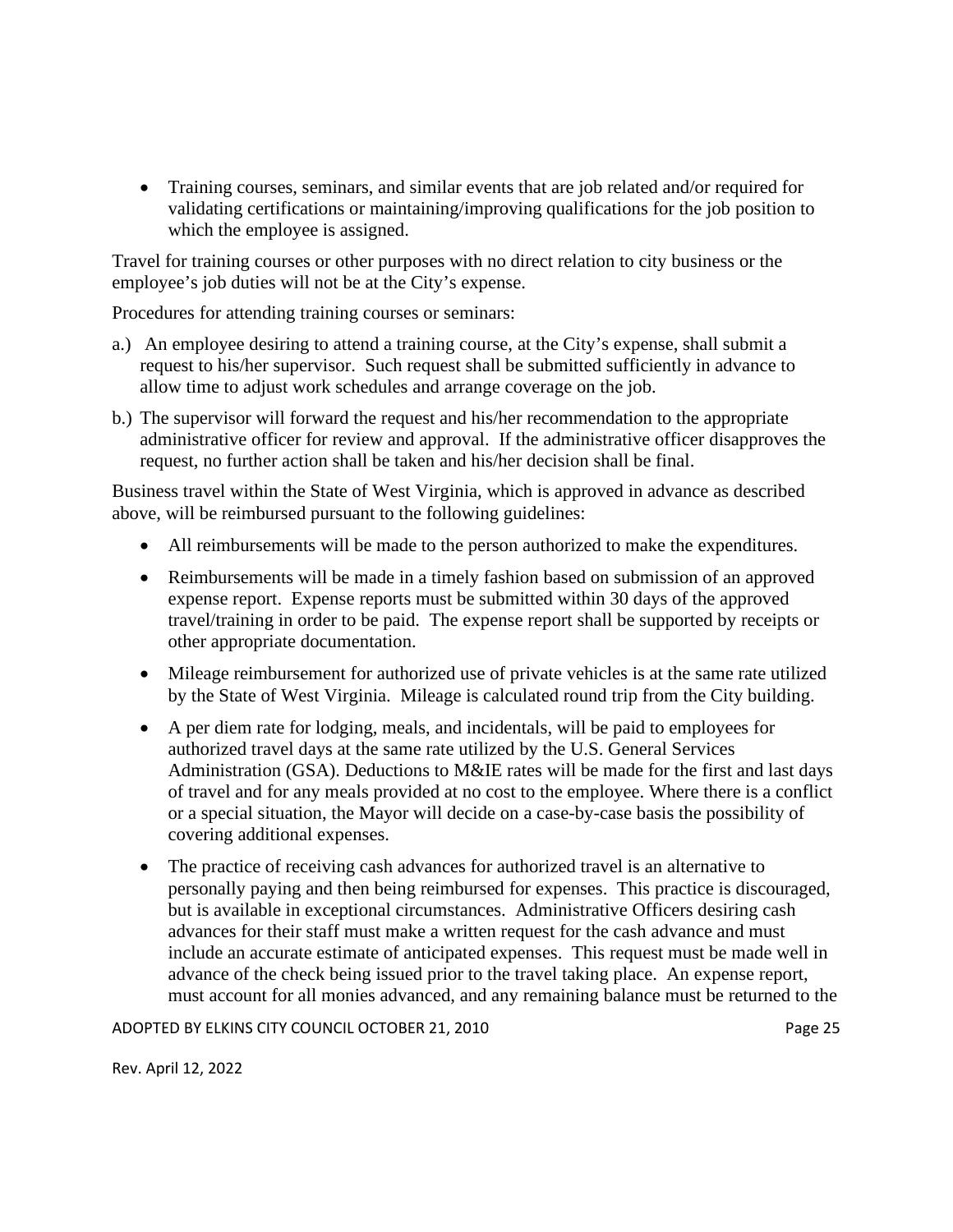- Training courses, seminars, and similar events that are job related and/or required for validating certifications or maintaining/improving qualifications for the job position to which the employee is assigned.

Travel for training courses or other purposes with no direct relation to city business or the employee's job duties will not be at the City's expense.

Procedures for attending training courses or seminars:

a.) An employee desiring to attend a training course, at the City's expense, shall submit a request to his/her supervisor. Such request shall be submitted sufficiently in advance to allow time to adjust work schedules and arrange coverage on the job.

b.) The supervisor will forward the request and his/her recommendation to the appropriate administrative officer for review and approval. If the administrative officer disapproves the request, no further action shall be taken and his/her decision shall be final.

Business travel within the State of West Virginia, which is approved in advance as described above, will be reimbursed pursuant to the following guidelines:

- All reimbursements will be made to the person authorized to make the expenditures.
- Reimbursements will be made in a timely fashion based on submission of an approved expense report. Expense reports must be submitted within 30 days of the approved travel/training in order to be paid. The expense report shall be supported by receipts or other appropriate documentation.
- Mileage reimbursement for authorized use of private vehicles is at the same rate utilized by the State of West Virginia. Mileage is calculated round trip from the City building.
- A per diem rate for lodging, meals, and incidentals, will be paid to employees for authorized travel days at the same rate utilized by the U.S. General Services Administration (GSA). Deductions to M&IE rates will be made for the first and last days of travel and for any meals provided at no cost to the employee. Where there is a conflict or a special situation, the Mayor will decide on a case-by-case basis the possibility of covering additional expenses.
- The practice of receiving cash advances for authorized travel is an alternative to personally paying and then being reimbursed for expenses. This practice is discouraged, but is available in exceptional circumstances. Administrative Officers desiring cash advances for their staff must make a written request for the cash advance and must include an accurate estimate of anticipated expenses. This request must be made well in advance of the check being issued prior to the travel taking place. An expense report, must account for all monies advanced, and any remaining balance must be returned to the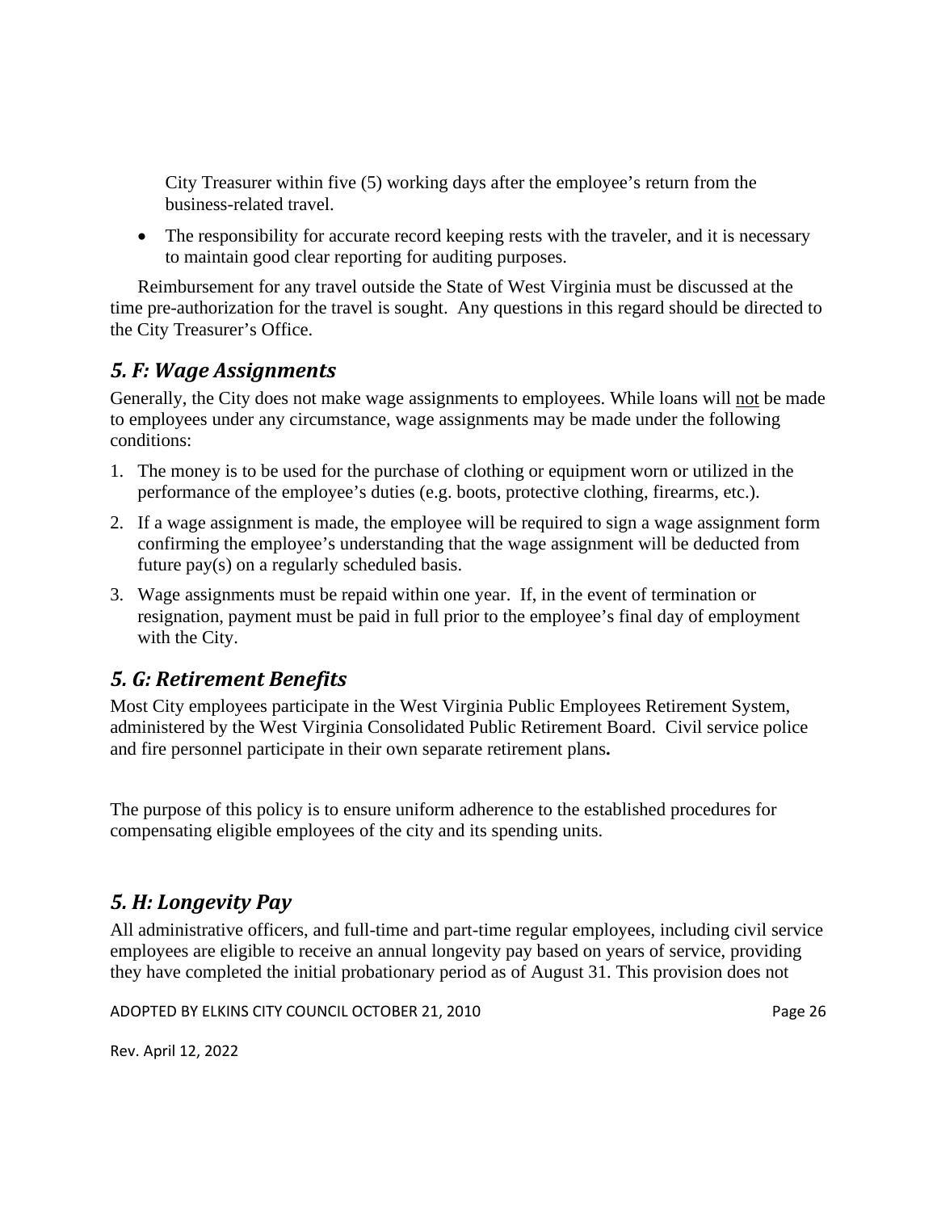City Treasurer within five (5) working days after the employee's return from the business-related travel.

- The responsibility for accurate record keeping rests with the traveler, and it is necessary to maintain good clear reporting for auditing purposes.

Reimbursement for any travel outside the State of West Virginia must be discussed at the time pre-authorization for the travel is sought. Any questions in this regard should be directed to the City Treasurer's Office.

## *5. F: Wage Assignments*

Generally, the City does not make wage assignments to employees. While loans will not be made to employees under any circumstance, wage assignments may be made under the following conditions:

1. The money is to be used for the purchase of clothing or equipment worn or utilized in the performance of the employee's duties (e.g. boots, protective clothing, firearms, etc.).
2. If a wage assignment is made, the employee will be required to sign a wage assignment form confirming the employee's understanding that the wage assignment will be deducted from future pay(s) on a regularly scheduled basis.
3. Wage assignments must be repaid within one year. If, in the event of termination or resignation, payment must be paid in full prior to the employee's final day of employment with the City.

## *5. G: Retirement Benefits*

Most City employees participate in the West Virginia Public Employees Retirement System, administered by the West Virginia Consolidated Public Retirement Board. Civil service police and fire personnel participate in their own separate retirement plans.

The purpose of this policy is to ensure uniform adherence to the established procedures for compensating eligible employees of the city and its spending units.

## *5. H: Longevity Pay*

All administrative officers, and full-time and part-time regular employees, including civil service employees are eligible to receive an annual longevity pay based on years of service, providing they have completed the initial probationary period as of August 31. This provision does not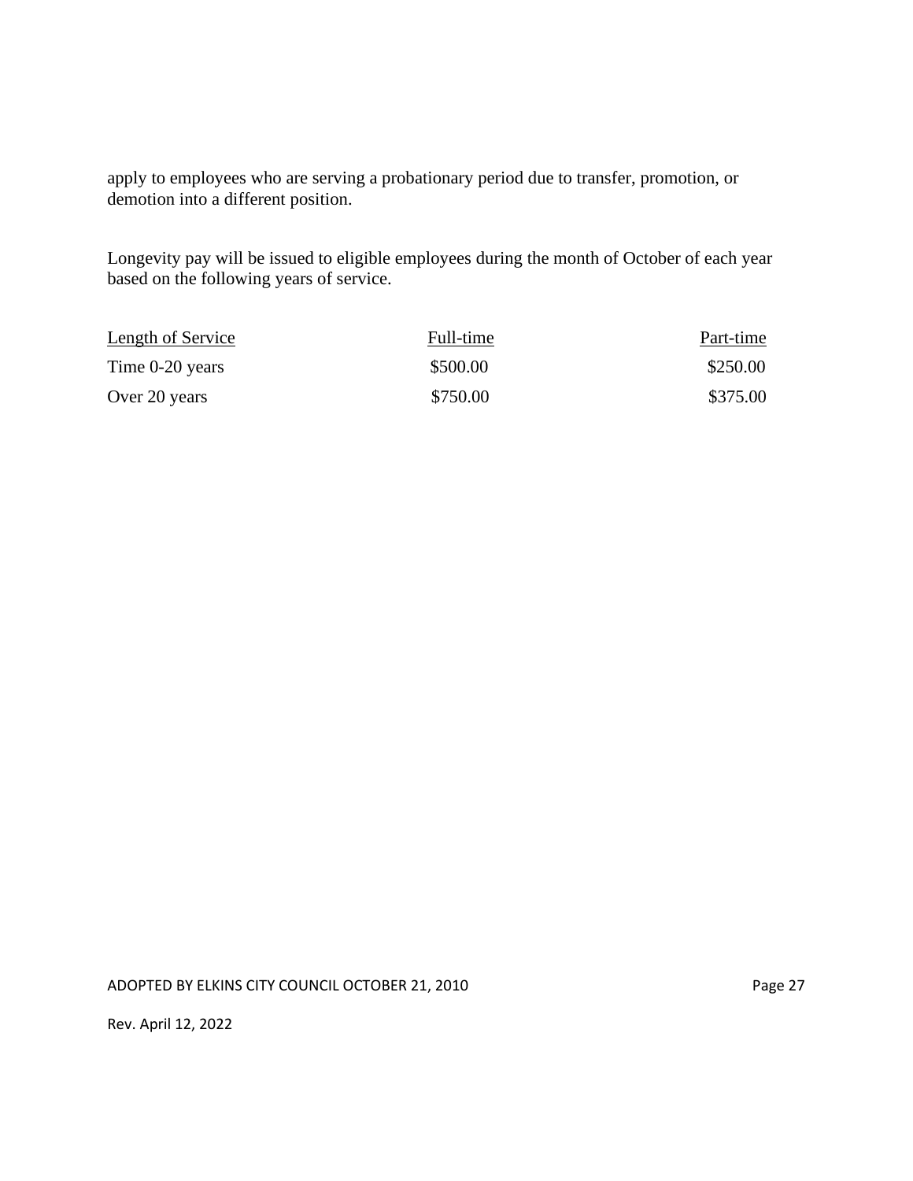apply to employees who are serving a probationary period due to transfer, promotion, or demotion into a different position.

Longevity pay will be issued to eligible employees during the month of October of each year based on the following years of service.

| Length of Service | Full-time | Part-time |
| --- | --- | --- |
| Time 0-20 years | $500.00 | $250.00 |
| Over 20 years | $750.00 | $375.00 |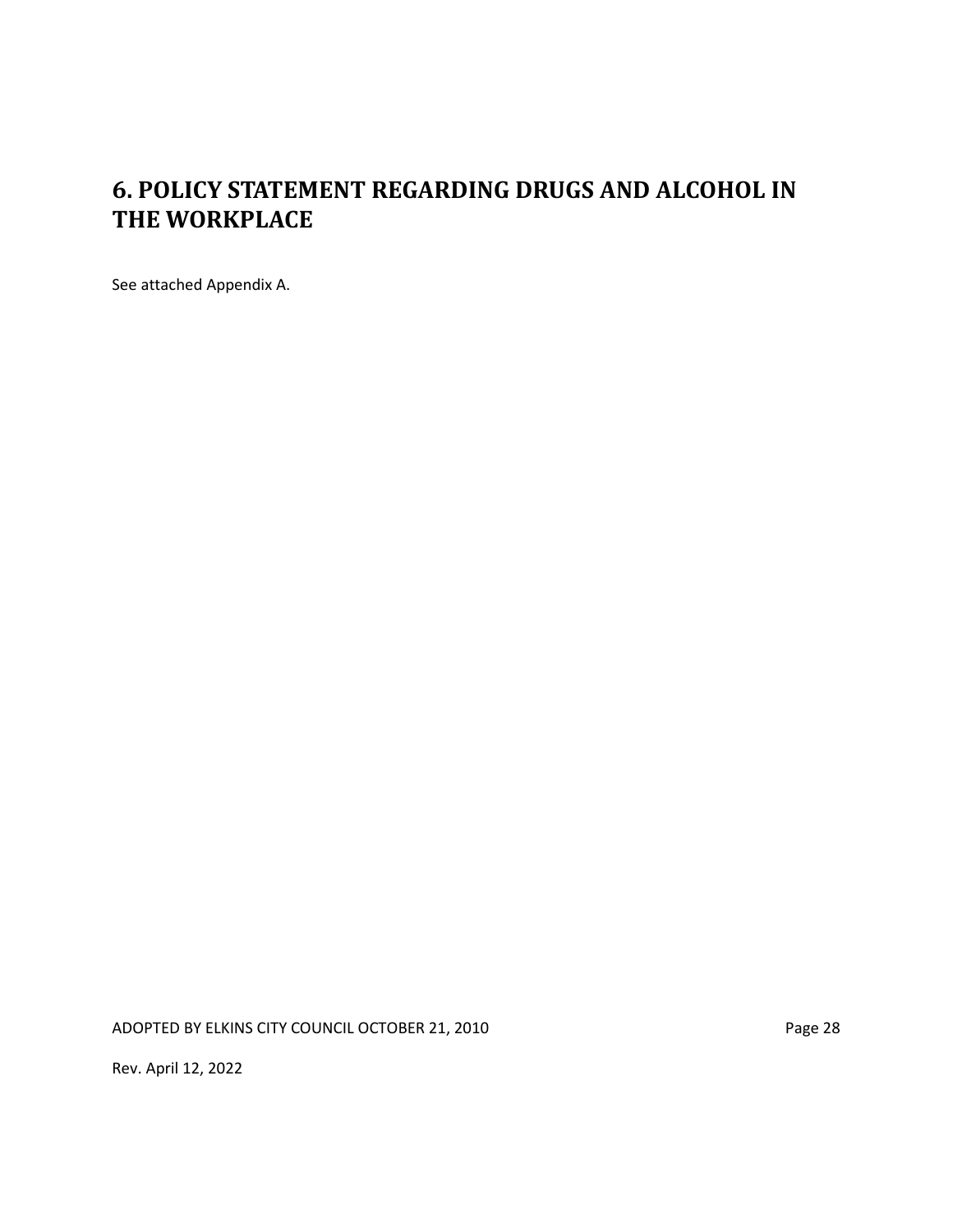# 6. POLICY STATEMENT REGARDING DRUGS AND ALCOHOL IN THE WORKPLACE

See attached Appendix A.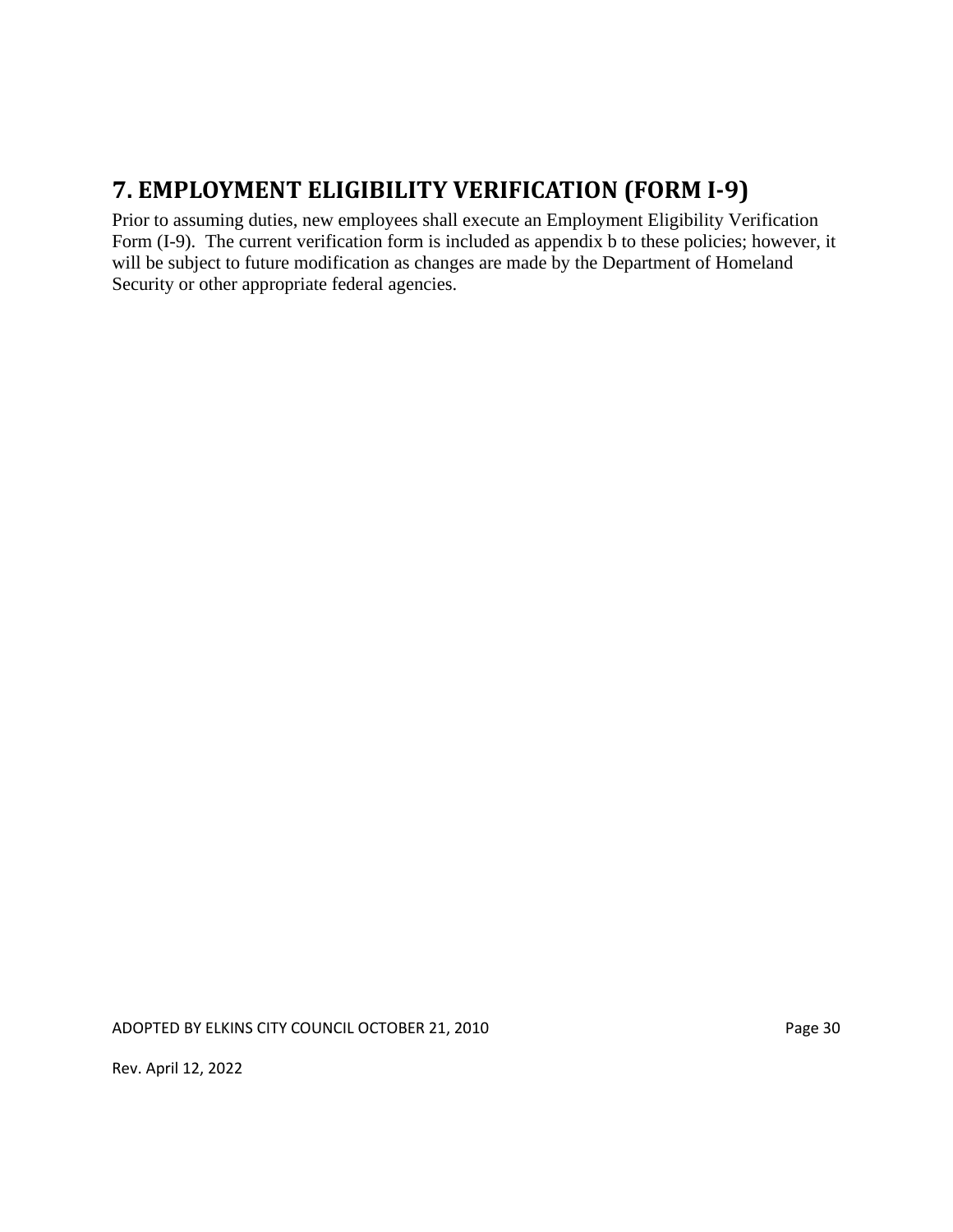# 7. EMPLOYMENT ELIGIBILITY VERIFICATION (FORM I-9)

Prior to assuming duties, new employees shall execute an Employment Eligibility Verification Form (I-9). The current verification form is included as appendix b to these policies; however, it will be subject to future modification as changes are made by the Department of Homeland Security or other appropriate federal agencies.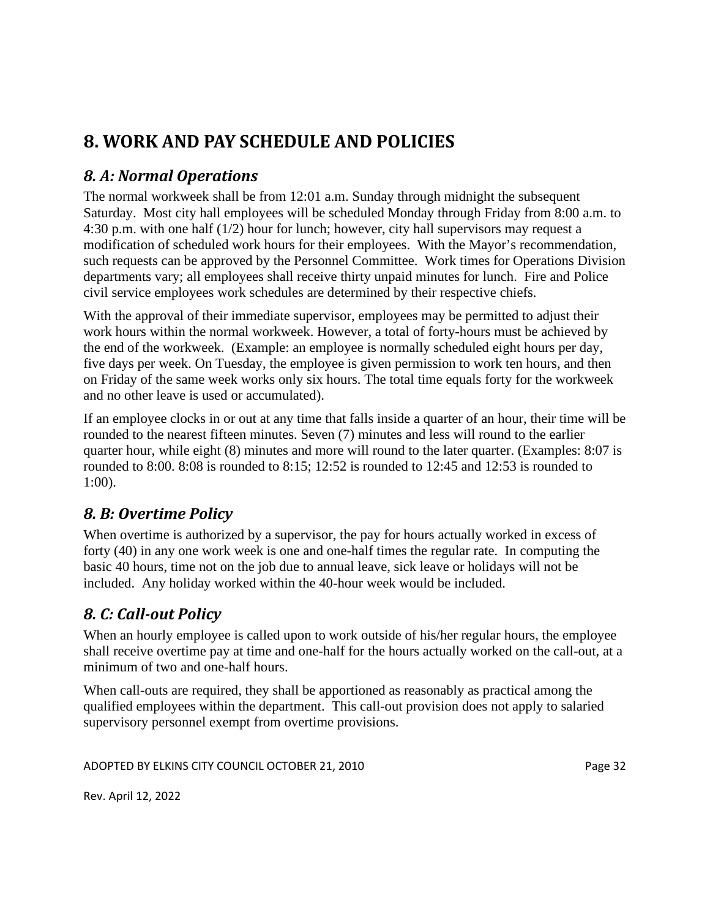# 8. WORK AND PAY SCHEDULE AND POLICIES

## *8. A: Normal Operations*

The normal workweek shall be from 12:01 a.m. Sunday through midnight the subsequent Saturday. Most city hall employees will be scheduled Monday through Friday from 8:00 a.m. to 4:30 p.m. with one half (1/2) hour for lunch; however, city hall supervisors may request a modification of scheduled work hours for their employees. With the Mayor's recommendation, such requests can be approved by the Personnel Committee. Work times for Operations Division departments vary; all employees shall receive thirty unpaid minutes for lunch. Fire and Police civil service employees work schedules are determined by their respective chiefs.

With the approval of their immediate supervisor, employees may be permitted to adjust their work hours within the normal workweek. However, a total of forty-hours must be achieved by the end of the workweek. (Example: an employee is normally scheduled eight hours per day, five days per week. On Tuesday, the employee is given permission to work ten hours, and then on Friday of the same week works only six hours. The total time equals forty for the workweek and no other leave is used or accumulated).

If an employee clocks in or out at any time that falls inside a quarter of an hour, their time will be rounded to the nearest fifteen minutes. Seven (7) minutes and less will round to the earlier quarter hour, while eight (8) minutes and more will round to the later quarter. (Examples: 8:07 is rounded to 8:00. 8:08 is rounded to 8:15; 12:52 is rounded to 12:45 and 12:53 is rounded to 1:00).

## *8. B: Overtime Policy*

When overtime is authorized by a supervisor, the pay for hours actually worked in excess of forty (40) in any one work week is one and one-half times the regular rate. In computing the basic 40 hours, time not on the job due to annual leave, sick leave or holidays will not be included. Any holiday worked within the 40-hour week would be included.

## *8. C: Call-out Policy*

When an hourly employee is called upon to work outside of his/her regular hours, the employee shall receive overtime pay at time and one-half for the hours actually worked on the call-out, at a minimum of two and one-half hours.

When call-outs are required, they shall be apportioned as reasonably as practical among the qualified employees within the department. This call-out provision does not apply to salaried supervisory personnel exempt from overtime provisions.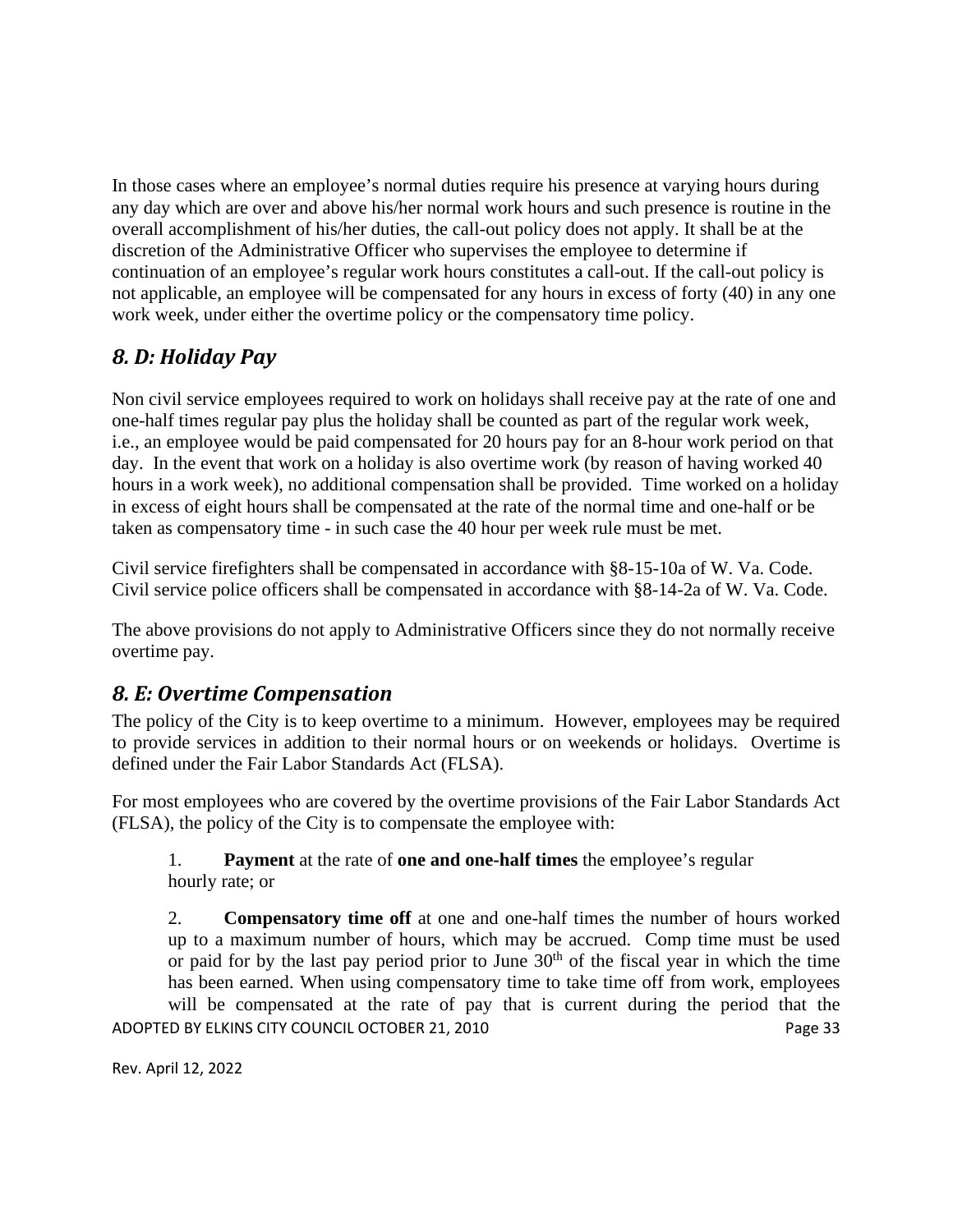In those cases where an employee's normal duties require his presence at varying hours during any day which are over and above his/her normal work hours and such presence is routine in the overall accomplishment of his/her duties, the call-out policy does not apply. It shall be at the discretion of the Administrative Officer who supervises the employee to determine if continuation of an employee's regular work hours constitutes a call-out. If the call-out policy is not applicable, an employee will be compensated for any hours in excess of forty (40) in any one work week, under either the overtime policy or the compensatory time policy.

## *8. D: Holiday Pay*

Non civil service employees required to work on holidays shall receive pay at the rate of one and one-half times regular pay plus the holiday shall be counted as part of the regular work week, i.e., an employee would be paid compensated for 20 hours pay for an 8-hour work period on that day. In the event that work on a holiday is also overtime work (by reason of having worked 40 hours in a work week), no additional compensation shall be provided. Time worked on a holiday in excess of eight hours shall be compensated at the rate of the normal time and one-half or be taken as compensatory time - in such case the 40 hour per week rule must be met.

Civil service firefighters shall be compensated in accordance with §8-15-10a of W. Va. Code. Civil service police officers shall be compensated in accordance with §8-14-2a of W. Va. Code.

The above provisions do not apply to Administrative Officers since they do not normally receive overtime pay.

## *8. E: Overtime Compensation*

The policy of the City is to keep overtime to a minimum. However, employees may be required to provide services in addition to their normal hours or on weekends or holidays. Overtime is defined under the Fair Labor Standards Act (FLSA).

For most employees who are covered by the overtime provisions of the Fair Labor Standards Act (FLSA), the policy of the City is to compensate the employee with:

1. **Payment** at the rate of **one and one-half times** the employee's regular hourly rate; or

2. **Compensatory time off** at one and one-half times the number of hours worked up to a maximum number of hours, which may be accrued. Comp time must be used or paid for by the last pay period prior to June 30th of the fiscal year in which the time has been earned. When using compensatory time to take time off from work, employees will be compensated at the rate of pay that is current during the period that the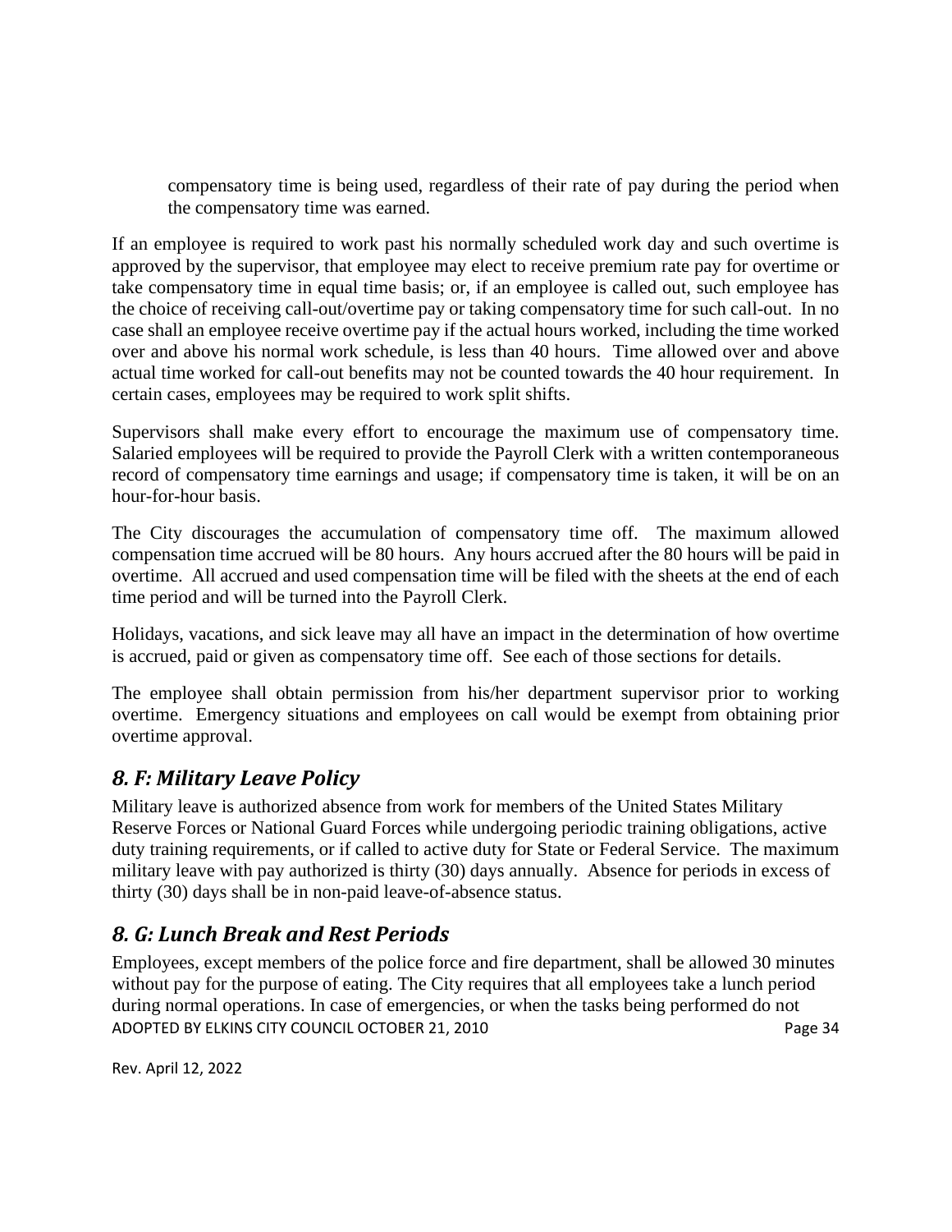compensatory time is being used, regardless of their rate of pay during the period when the compensatory time was earned.

If an employee is required to work past his normally scheduled work day and such overtime is approved by the supervisor, that employee may elect to receive premium rate pay for overtime or take compensatory time in equal time basis; or, if an employee is called out, such employee has the choice of receiving call-out/overtime pay or taking compensatory time for such call-out. In no case shall an employee receive overtime pay if the actual hours worked, including the time worked over and above his normal work schedule, is less than 40 hours. Time allowed over and above actual time worked for call-out benefits may not be counted towards the 40 hour requirement. In certain cases, employees may be required to work split shifts.

Supervisors shall make every effort to encourage the maximum use of compensatory time. Salaried employees will be required to provide the Payroll Clerk with a written contemporaneous record of compensatory time earnings and usage; if compensatory time is taken, it will be on an hour-for-hour basis.

The City discourages the accumulation of compensatory time off. The maximum allowed compensation time accrued will be 80 hours. Any hours accrued after the 80 hours will be paid in overtime. All accrued and used compensation time will be filed with the sheets at the end of each time period and will be turned into the Payroll Clerk.

Holidays, vacations, and sick leave may all have an impact in the determination of how overtime is accrued, paid or given as compensatory time off. See each of those sections for details.

The employee shall obtain permission from his/her department supervisor prior to working overtime. Emergency situations and employees on call would be exempt from obtaining prior overtime approval.

## *8. F: Military Leave Policy*

Military leave is authorized absence from work for members of the United States Military Reserve Forces or National Guard Forces while undergoing periodic training obligations, active duty training requirements, or if called to active duty for State or Federal Service. The maximum military leave with pay authorized is thirty (30) days annually. Absence for periods in excess of thirty (30) days shall be in non-paid leave-of-absence status.

## *8. G: Lunch Break and Rest Periods*

Employees, except members of the police force and fire department, shall be allowed 30 minutes without pay for the purpose of eating. The City requires that all employees take a lunch period during normal operations. In case of emergencies, or when the tasks being performed do not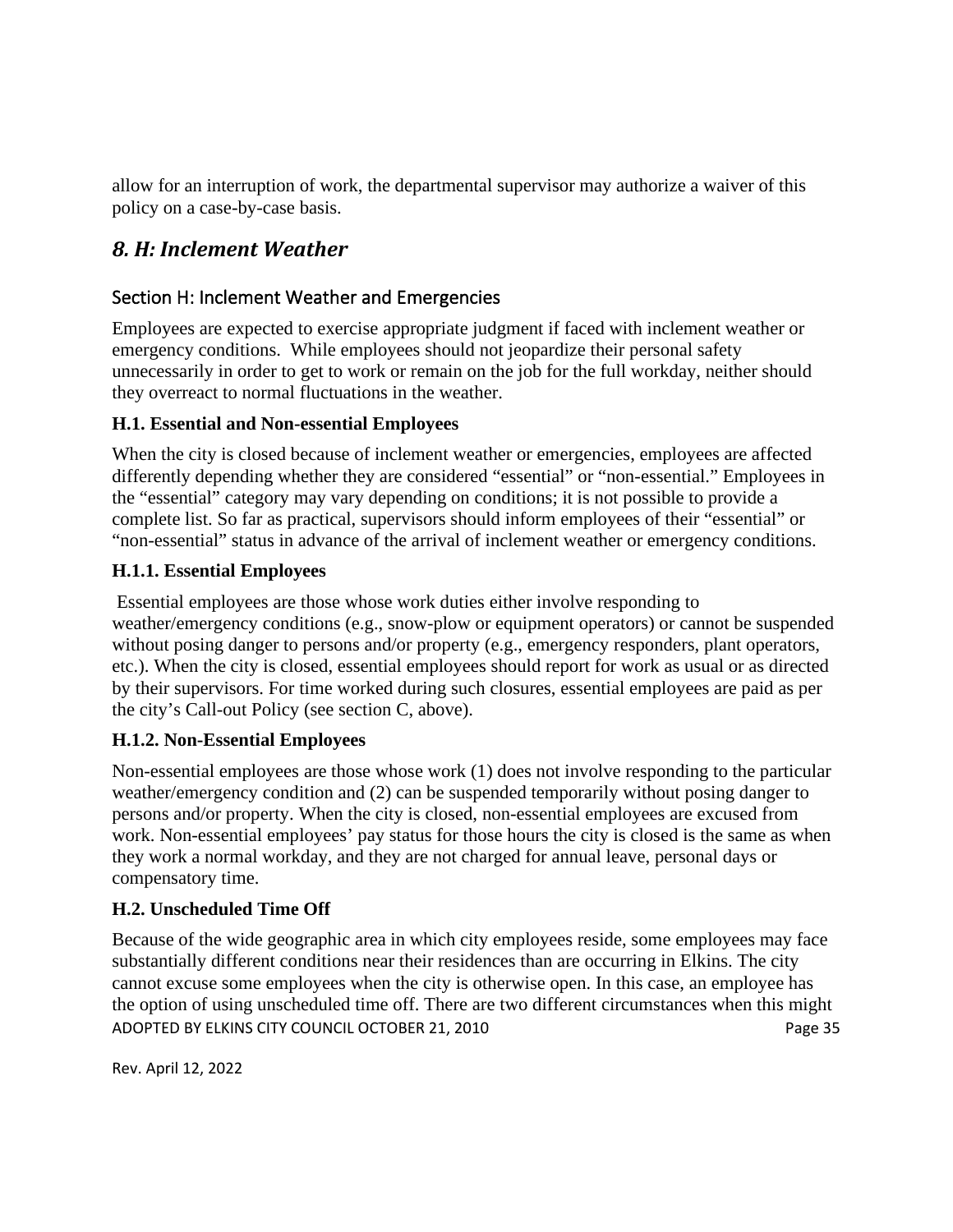allow for an interruption of work, the departmental supervisor may authorize a waiver of this policy on a case-by-case basis.

## *8. H: Inclement Weather*

### Section H: Inclement Weather and Emergencies

Employees are expected to exercise appropriate judgment if faced with inclement weather or emergency conditions. While employees should not jeopardize their personal safety unnecessarily in order to get to work or remain on the job for the full workday, neither should they overreact to normal fluctuations in the weather.

#### H.1. Essential and Non-essential Employees

When the city is closed because of inclement weather or emergencies, employees are affected differently depending whether they are considered "essential" or "non-essential." Employees in the "essential" category may vary depending on conditions; it is not possible to provide a complete list. So far as practical, supervisors should inform employees of their "essential" or "non-essential" status in advance of the arrival of inclement weather or emergency conditions.

#### H.1.1. Essential Employees

Essential employees are those whose work duties either involve responding to weather/emergency conditions (e.g., snow-plow or equipment operators) or cannot be suspended without posing danger to persons and/or property (e.g., emergency responders, plant operators, etc.). When the city is closed, essential employees should report for work as usual or as directed by their supervisors. For time worked during such closures, essential employees are paid as per the city's Call-out Policy (see section C, above).

#### H.1.2. Non-Essential Employees

Non-essential employees are those whose work (1) does not involve responding to the particular weather/emergency condition and (2) can be suspended temporarily without posing danger to persons and/or property. When the city is closed, non-essential employees are excused from work. Non-essential employees' pay status for those hours the city is closed is the same as when they work a normal workday, and they are not charged for annual leave, personal days or compensatory time.

#### H.2. Unscheduled Time Off

Because of the wide geographic area in which city employees reside, some employees may face substantially different conditions near their residences than are occurring in Elkins. The city cannot excuse some employees when the city is otherwise open. In this case, an employee has the option of using unscheduled time off. There are two different circumstances when this might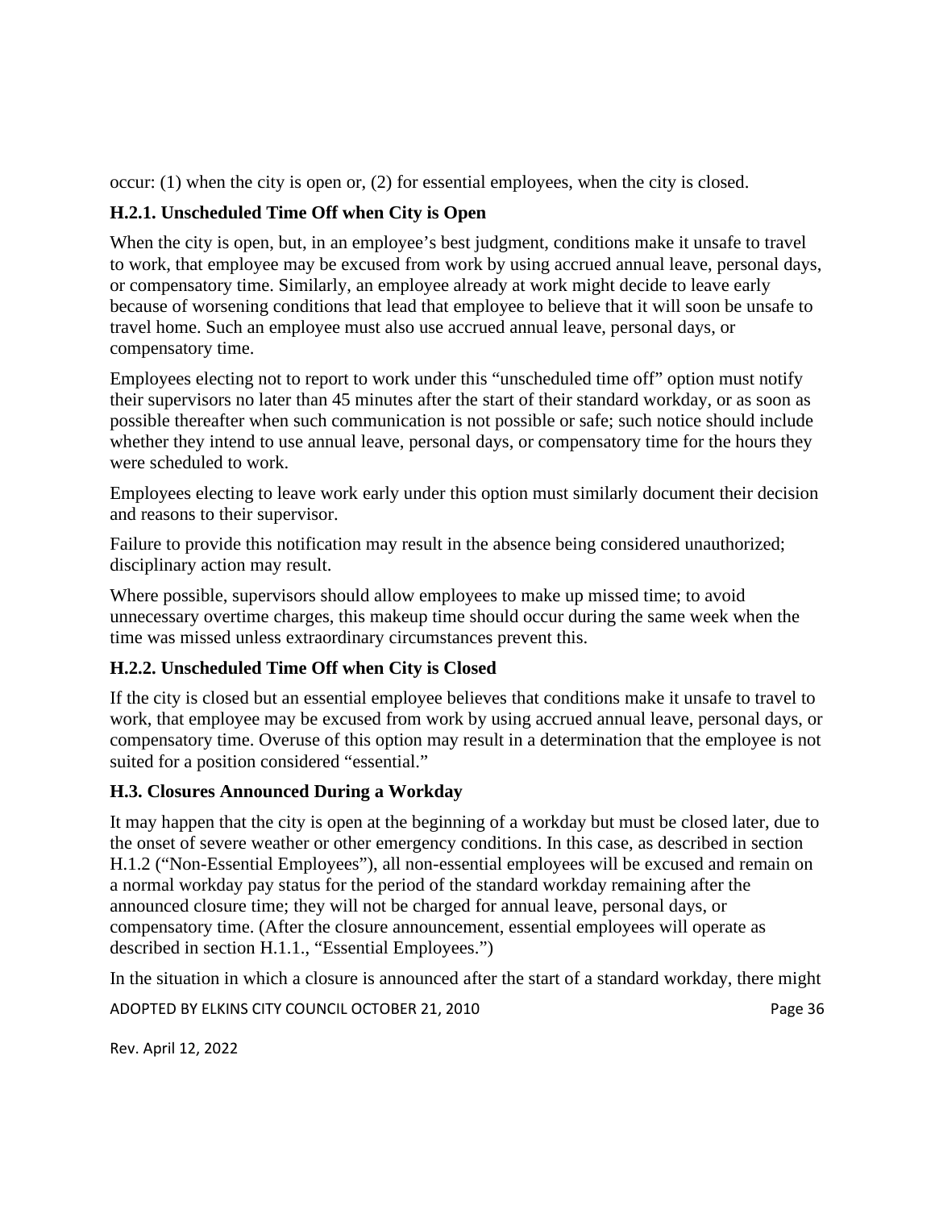occur: (1) when the city is open or, (2) for essential employees, when the city is closed.

### H.2.1. Unscheduled Time Off when City is Open

When the city is open, but, in an employee's best judgment, conditions make it unsafe to travel to work, that employee may be excused from work by using accrued annual leave, personal days, or compensatory time. Similarly, an employee already at work might decide to leave early because of worsening conditions that lead that employee to believe that it will soon be unsafe to travel home. Such an employee must also use accrued annual leave, personal days, or compensatory time.

Employees electing not to report to work under this "unscheduled time off" option must notify their supervisors no later than 45 minutes after the start of their standard workday, or as soon as possible thereafter when such communication is not possible or safe; such notice should include whether they intend to use annual leave, personal days, or compensatory time for the hours they were scheduled to work.

Employees electing to leave work early under this option must similarly document their decision and reasons to their supervisor.

Failure to provide this notification may result in the absence being considered unauthorized; disciplinary action may result.

Where possible, supervisors should allow employees to make up missed time; to avoid unnecessary overtime charges, this makeup time should occur during the same week when the time was missed unless extraordinary circumstances prevent this.

### H.2.2. Unscheduled Time Off when City is Closed

If the city is closed but an essential employee believes that conditions make it unsafe to travel to work, that employee may be excused from work by using accrued annual leave, personal days, or compensatory time. Overuse of this option may result in a determination that the employee is not suited for a position considered "essential."

## H.3. Closures Announced During a Workday

It may happen that the city is open at the beginning of a workday but must be closed later, due to the onset of severe weather or other emergency conditions. In this case, as described in section H.1.2 ("Non-Essential Employees"), all non-essential employees will be excused and remain on a normal workday pay status for the period of the standard workday remaining after the announced closure time; they will not be charged for annual leave, personal days, or compensatory time. (After the closure announcement, essential employees will operate as described in section H.1.1., "Essential Employees.")

In the situation in which a closure is announced after the start of a standard workday, there might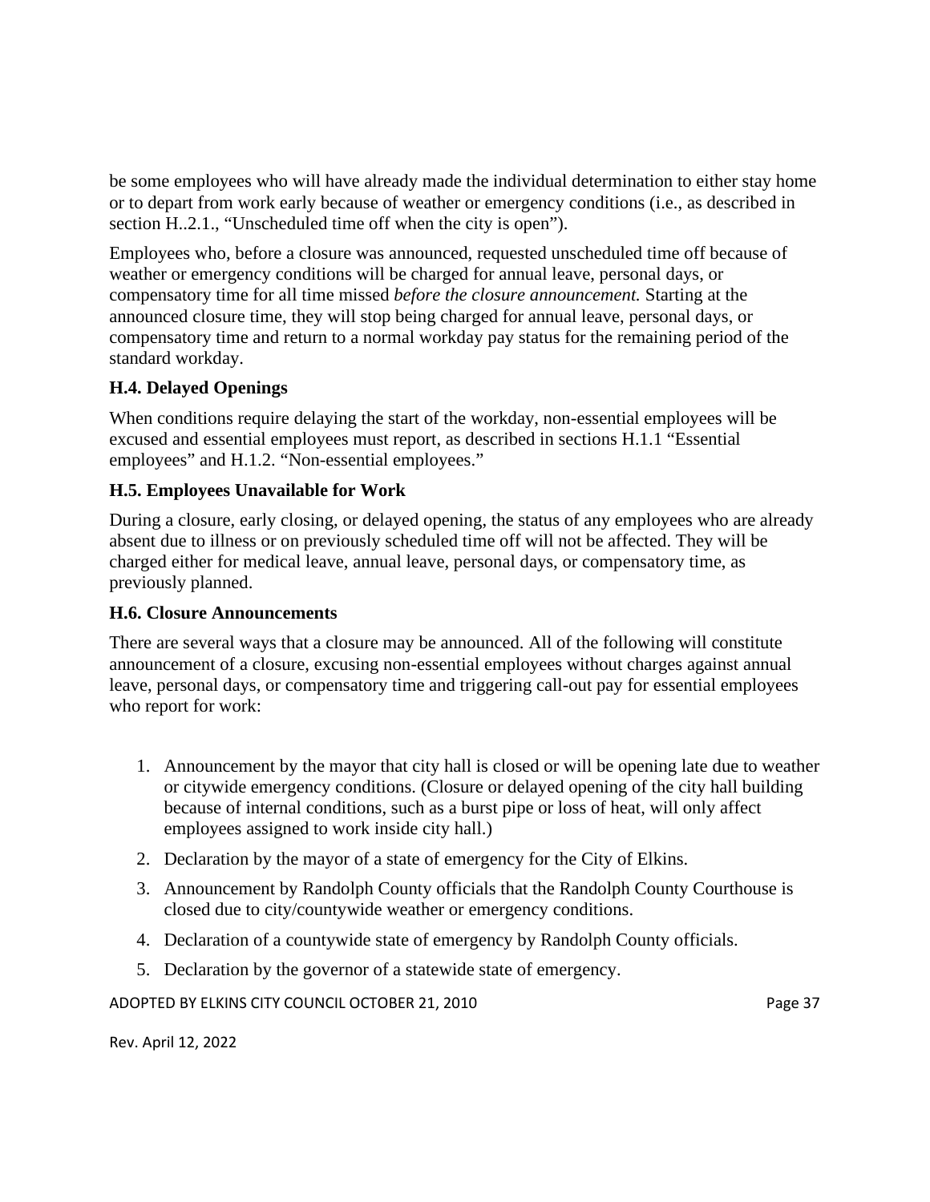be some employees who will have already made the individual determination to either stay home or to depart from work early because of weather or emergency conditions (i.e., as described in section H..2.1., "Unscheduled time off when the city is open").

Employees who, before a closure was announced, requested unscheduled time off because of weather or emergency conditions will be charged for annual leave, personal days, or compensatory time for all time missed *before the closure announcement.* Starting at the announced closure time, they will stop being charged for annual leave, personal days, or compensatory time and return to a normal workday pay status for the remaining period of the standard workday.

### H.4. Delayed Openings

When conditions require delaying the start of the workday, non-essential employees will be excused and essential employees must report, as described in sections H.1.1 "Essential employees" and H.1.2. "Non-essential employees."

### H.5. Employees Unavailable for Work

During a closure, early closing, or delayed opening, the status of any employees who are already absent due to illness or on previously scheduled time off will not be affected. They will be charged either for medical leave, annual leave, personal days, or compensatory time, as previously planned.

### H.6. Closure Announcements

There are several ways that a closure may be announced. All of the following will constitute announcement of a closure, excusing non-essential employees without charges against annual leave, personal days, or compensatory time and triggering call-out pay for essential employees who report for work:

1. Announcement by the mayor that city hall is closed or will be opening late due to weather or citywide emergency conditions. (Closure or delayed opening of the city hall building because of internal conditions, such as a burst pipe or loss of heat, will only affect employees assigned to work inside city hall.)
2. Declaration by the mayor of a state of emergency for the City of Elkins.
3. Announcement by Randolph County officials that the Randolph County Courthouse is closed due to city/countywide weather or emergency conditions.
4. Declaration of a countywide state of emergency by Randolph County officials.
5. Declaration by the governor of a statewide state of emergency.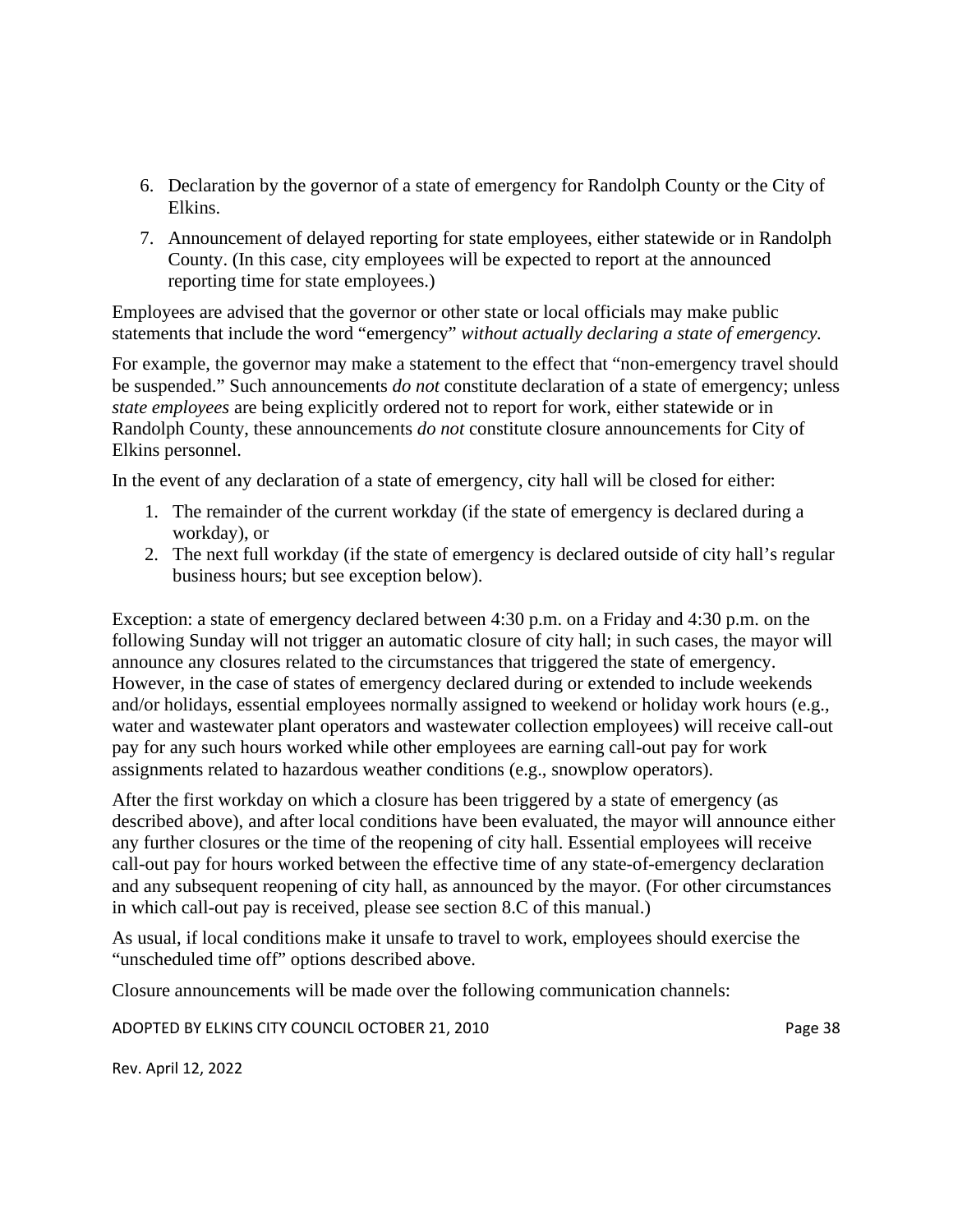6. Declaration by the governor of a state of emergency for Randolph County or the City of Elkins.
7. Announcement of delayed reporting for state employees, either statewide or in Randolph County. (In this case, city employees will be expected to report at the announced reporting time for state employees.)

Employees are advised that the governor or other state or local officials may make public statements that include the word "emergency" *without actually declaring a state of emergency.*

For example, the governor may make a statement to the effect that "non-emergency travel should be suspended." Such announcements *do not* constitute declaration of a state of emergency; unless *state employees* are being explicitly ordered not to report for work, either statewide or in Randolph County, these announcements *do not* constitute closure announcements for City of Elkins personnel.

In the event of any declaration of a state of emergency, city hall will be closed for either:

1. The remainder of the current workday (if the state of emergency is declared during a workday), or
2. The next full workday (if the state of emergency is declared outside of city hall's regular business hours; but see exception below).

Exception: a state of emergency declared between 4:30 p.m. on a Friday and 4:30 p.m. on the following Sunday will not trigger an automatic closure of city hall; in such cases, the mayor will announce any closures related to the circumstances that triggered the state of emergency. However, in the case of states of emergency declared during or extended to include weekends and/or holidays, essential employees normally assigned to weekend or holiday work hours (e.g., water and wastewater plant operators and wastewater collection employees) will receive call-out pay for any such hours worked while other employees are earning call-out pay for work assignments related to hazardous weather conditions (e.g., snowplow operators).

After the first workday on which a closure has been triggered by a state of emergency (as described above), and after local conditions have been evaluated, the mayor will announce either any further closures or the time of the reopening of city hall. Essential employees will receive call-out pay for hours worked between the effective time of any state-of-emergency declaration and any subsequent reopening of city hall, as announced by the mayor. (For other circumstances in which call-out pay is received, please see section 8.C of this manual.)

As usual, if local conditions make it unsafe to travel to work, employees should exercise the "unscheduled time off" options described above.

Closure announcements will be made over the following communication channels: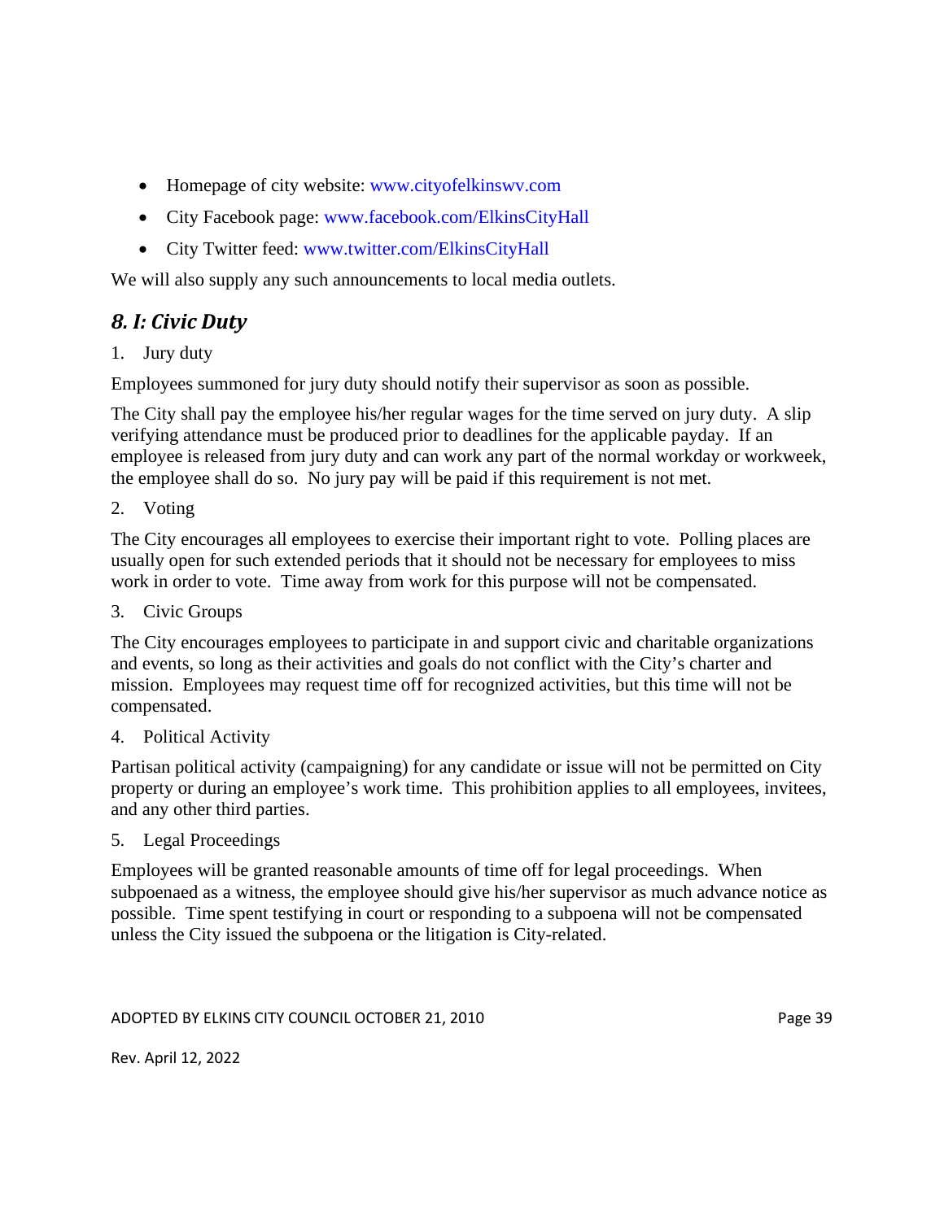- Homepage of city website: www.cityofelkinswv.com
- City Facebook page: www.facebook.com/ElkinsCityHall
- City Twitter feed: www.twitter.com/ElkinsCityHall

We will also supply any such announcements to local media outlets.

## *8. I: Civic Duty*

1. Jury duty

Employees summoned for jury duty should notify their supervisor as soon as possible.

The City shall pay the employee his/her regular wages for the time served on jury duty. A slip verifying attendance must be produced prior to deadlines for the applicable payday. If an employee is released from jury duty and can work any part of the normal workday or workweek, the employee shall do so. No jury pay will be paid if this requirement is not met.

2. Voting

The City encourages all employees to exercise their important right to vote. Polling places are usually open for such extended periods that it should not be necessary for employees to miss work in order to vote. Time away from work for this purpose will not be compensated.

3. Civic Groups

The City encourages employees to participate in and support civic and charitable organizations and events, so long as their activities and goals do not conflict with the City's charter and mission. Employees may request time off for recognized activities, but this time will not be compensated.

4. Political Activity

Partisan political activity (campaigning) for any candidate or issue will not be permitted on City property or during an employee's work time. This prohibition applies to all employees, invitees, and any other third parties.

5. Legal Proceedings

Employees will be granted reasonable amounts of time off for legal proceedings. When subpoenaed as a witness, the employee should give his/her supervisor as much advance notice as possible. Time spent testifying in court or responding to a subpoena will not be compensated unless the City issued the subpoena or the litigation is City-related.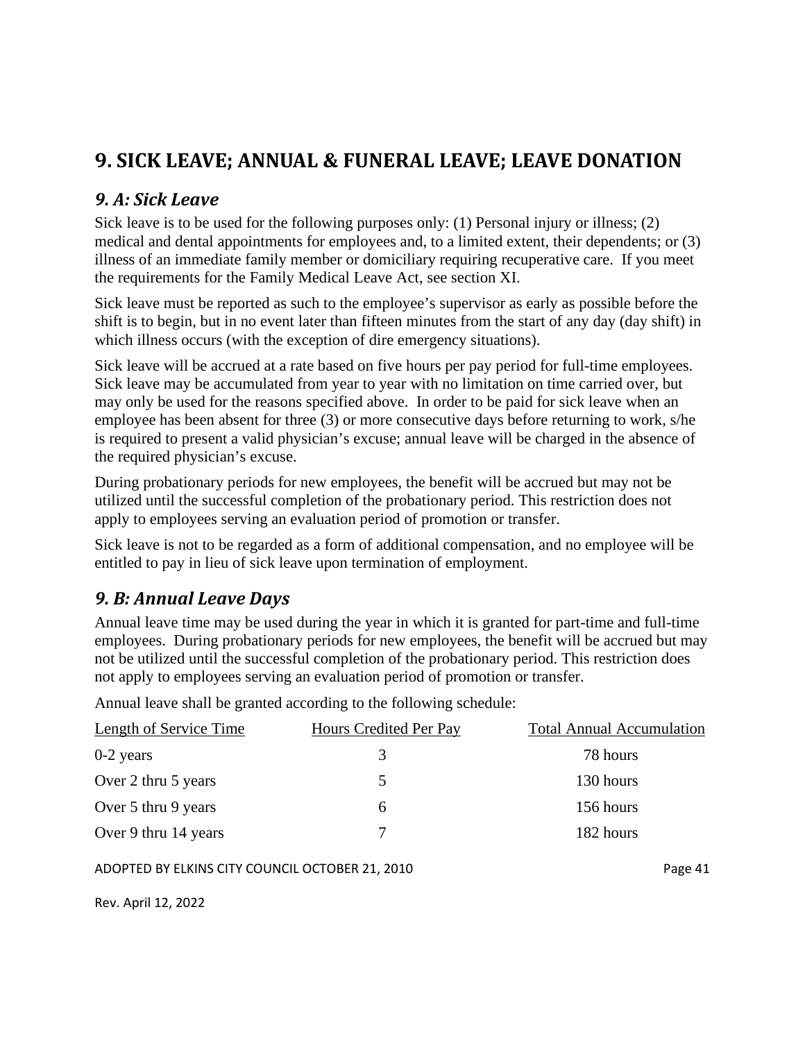# 9. SICK LEAVE; ANNUAL & FUNERAL LEAVE; LEAVE DONATION

## *9. A: Sick Leave*

Sick leave is to be used for the following purposes only: (1) Personal injury or illness; (2) medical and dental appointments for employees and, to a limited extent, their dependents; or (3) illness of an immediate family member or domiciliary requiring recuperative care. If you meet the requirements for the Family Medical Leave Act, see section XI.

Sick leave must be reported as such to the employee's supervisor as early as possible before the shift is to begin, but in no event later than fifteen minutes from the start of any day (day shift) in which illness occurs (with the exception of dire emergency situations).

Sick leave will be accrued at a rate based on five hours per pay period for full-time employees. Sick leave may be accumulated from year to year with no limitation on time carried over, but may only be used for the reasons specified above. In order to be paid for sick leave when an employee has been absent for three (3) or more consecutive days before returning to work, s/he is required to present a valid physician's excuse; annual leave will be charged in the absence of the required physician's excuse.

During probationary periods for new employees, the benefit will be accrued but may not be utilized until the successful completion of the probationary period. This restriction does not apply to employees serving an evaluation period of promotion or transfer.

Sick leave is not to be regarded as a form of additional compensation, and no employee will be entitled to pay in lieu of sick leave upon termination of employment.

## *9. B: Annual Leave Days*

Annual leave time may be used during the year in which it is granted for part-time and full-time employees. During probationary periods for new employees, the benefit will be accrued but may not be utilized until the successful completion of the probationary period. This restriction does not apply to employees serving an evaluation period of promotion or transfer.

Annual leave shall be granted according to the following schedule:

| Length of Service Time | Hours Credited Per Pay | Total Annual Accumulation |
|---|---|---|
| 0-2 years | 3 | 78 hours |
| Over 2 thru 5 years | 5 | 130 hours |
| Over 5 thru 9 years | 6 | 156 hours |
| Over 9 thru 14 years | 7 | 182 hours |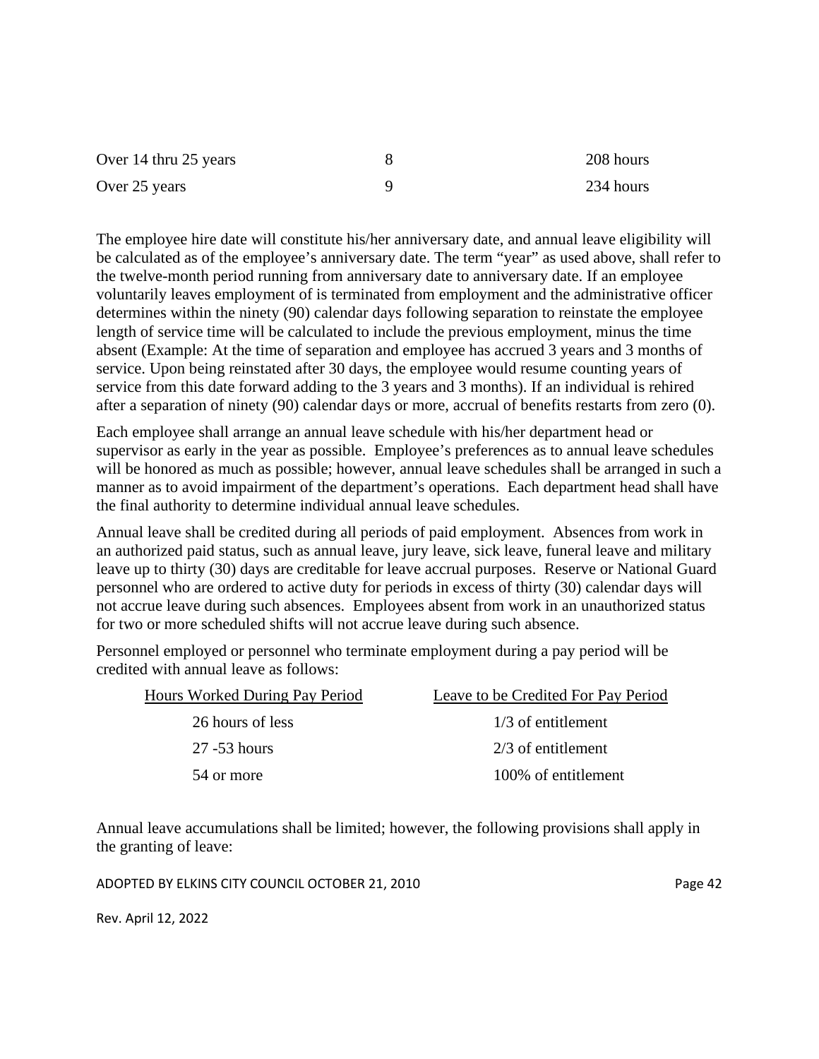| | | |
|---|---|---|
| Over 14 thru 25 years | 8 | 208 hours |
| Over 25 years | 9 | 234 hours |

The employee hire date will constitute his/her anniversary date, and annual leave eligibility will be calculated as of the employee's anniversary date. The term "year" as used above, shall refer to the twelve-month period running from anniversary date to anniversary date. If an employee voluntarily leaves employment of is terminated from employment and the administrative officer determines within the ninety (90) calendar days following separation to reinstate the employee length of service time will be calculated to include the previous employment, minus the time absent (Example: At the time of separation and employee has accrued 3 years and 3 months of service. Upon being reinstated after 30 days, the employee would resume counting years of service from this date forward adding to the 3 years and 3 months). If an individual is rehired after a separation of ninety (90) calendar days or more, accrual of benefits restarts from zero (0).

Each employee shall arrange an annual leave schedule with his/her department head or supervisor as early in the year as possible. Employee's preferences as to annual leave schedules will be honored as much as possible; however, annual leave schedules shall be arranged in such a manner as to avoid impairment of the department's operations. Each department head shall have the final authority to determine individual annual leave schedules.

Annual leave shall be credited during all periods of paid employment. Absences from work in an authorized paid status, such as annual leave, jury leave, sick leave, funeral leave and military leave up to thirty (30) days are creditable for leave accrual purposes. Reserve or National Guard personnel who are ordered to active duty for periods in excess of thirty (30) calendar days will not accrue leave during such absences. Employees absent from work in an unauthorized status for two or more scheduled shifts will not accrue leave during such absence.

Personnel employed or personnel who terminate employment during a pay period will be credited with annual leave as follows:

| Hours Worked During Pay Period | Leave to be Credited For Pay Period |
|---|---|
| 26 hours of less | 1/3 of entitlement |
| 27 -53 hours | 2/3 of entitlement |
| 54 or more | 100% of entitlement |

Annual leave accumulations shall be limited; however, the following provisions shall apply in the granting of leave: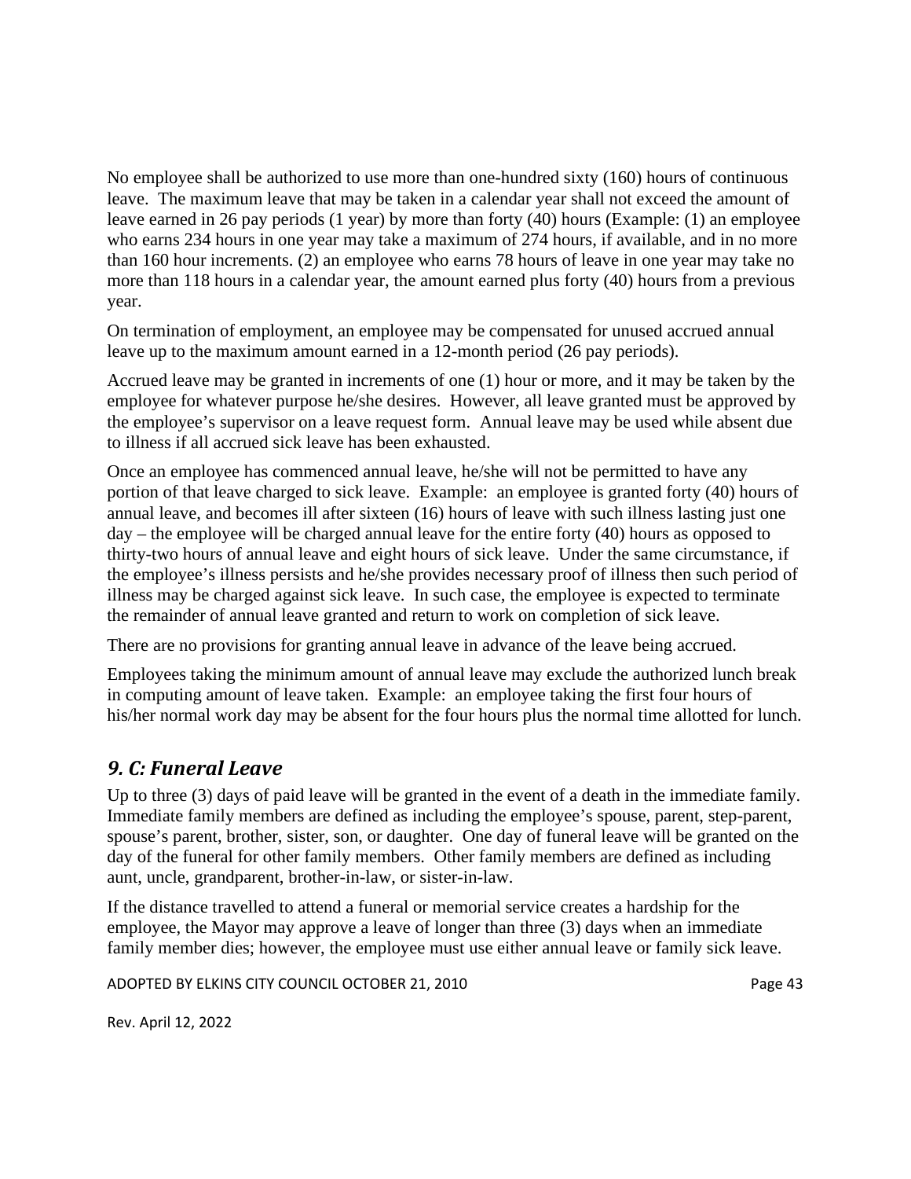No employee shall be authorized to use more than one-hundred sixty (160) hours of continuous leave. The maximum leave that may be taken in a calendar year shall not exceed the amount of leave earned in 26 pay periods (1 year) by more than forty (40) hours (Example: (1) an employee who earns 234 hours in one year may take a maximum of 274 hours, if available, and in no more than 160 hour increments. (2) an employee who earns 78 hours of leave in one year may take no more than 118 hours in a calendar year, the amount earned plus forty (40) hours from a previous year.

On termination of employment, an employee may be compensated for unused accrued annual leave up to the maximum amount earned in a 12-month period (26 pay periods).

Accrued leave may be granted in increments of one (1) hour or more, and it may be taken by the employee for whatever purpose he/she desires. However, all leave granted must be approved by the employee's supervisor on a leave request form. Annual leave may be used while absent due to illness if all accrued sick leave has been exhausted.

Once an employee has commenced annual leave, he/she will not be permitted to have any portion of that leave charged to sick leave. Example: an employee is granted forty (40) hours of annual leave, and becomes ill after sixteen (16) hours of leave with such illness lasting just one day – the employee will be charged annual leave for the entire forty (40) hours as opposed to thirty-two hours of annual leave and eight hours of sick leave. Under the same circumstance, if the employee's illness persists and he/she provides necessary proof of illness then such period of illness may be charged against sick leave. In such case, the employee is expected to terminate the remainder of annual leave granted and return to work on completion of sick leave.

There are no provisions for granting annual leave in advance of the leave being accrued.

Employees taking the minimum amount of annual leave may exclude the authorized lunch break in computing amount of leave taken. Example: an employee taking the first four hours of his/her normal work day may be absent for the four hours plus the normal time allotted for lunch.

## *9. C: Funeral Leave*

Up to three (3) days of paid leave will be granted in the event of a death in the immediate family. Immediate family members are defined as including the employee's spouse, parent, step-parent, spouse's parent, brother, sister, son, or daughter. One day of funeral leave will be granted on the day of the funeral for other family members. Other family members are defined as including aunt, uncle, grandparent, brother-in-law, or sister-in-law.

If the distance travelled to attend a funeral or memorial service creates a hardship for the employee, the Mayor may approve a leave of longer than three (3) days when an immediate family member dies; however, the employee must use either annual leave or family sick leave.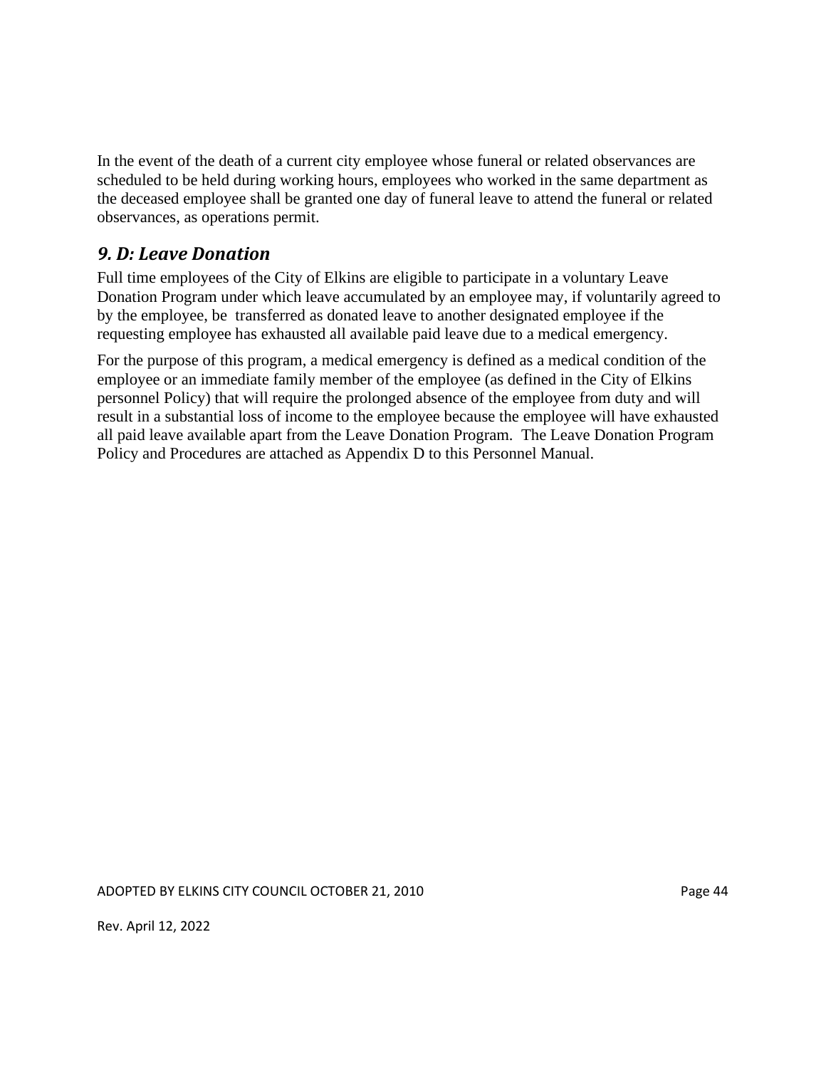In the event of the death of a current city employee whose funeral or related observances are scheduled to be held during working hours, employees who worked in the same department as the deceased employee shall be granted one day of funeral leave to attend the funeral or related observances, as operations permit.

### *9. D: Leave Donation*

Full time employees of the City of Elkins are eligible to participate in a voluntary Leave Donation Program under which leave accumulated by an employee may, if voluntarily agreed to by the employee, be transferred as donated leave to another designated employee if the requesting employee has exhausted all available paid leave due to a medical emergency.

For the purpose of this program, a medical emergency is defined as a medical condition of the employee or an immediate family member of the employee (as defined in the City of Elkins personnel Policy) that will require the prolonged absence of the employee from duty and will result in a substantial loss of income to the employee because the employee will have exhausted all paid leave available apart from the Leave Donation Program. The Leave Donation Program Policy and Procedures are attached as Appendix D to this Personnel Manual.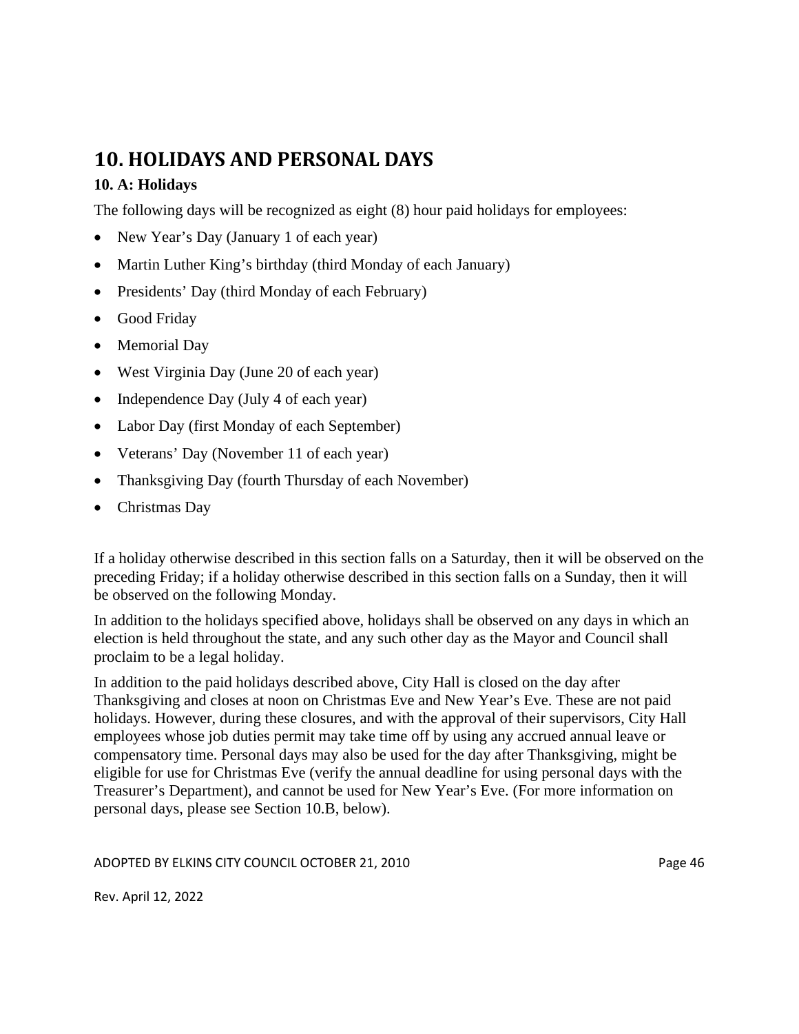# 10. HOLIDAYS AND PERSONAL DAYS

## 10. A: Holidays

The following days will be recognized as eight (8) hour paid holidays for employees:

- New Year's Day (January 1 of each year)
- Martin Luther King's birthday (third Monday of each January)
- Presidents' Day (third Monday of each February)
- Good Friday
- Memorial Day
- West Virginia Day (June 20 of each year)
- Independence Day (July 4 of each year)
- Labor Day (first Monday of each September)
- Veterans' Day (November 11 of each year)
- Thanksgiving Day (fourth Thursday of each November)
- Christmas Day

If a holiday otherwise described in this section falls on a Saturday, then it will be observed on the preceding Friday; if a holiday otherwise described in this section falls on a Sunday, then it will be observed on the following Monday.

In addition to the holidays specified above, holidays shall be observed on any days in which an election is held throughout the state, and any such other day as the Mayor and Council shall proclaim to be a legal holiday.

In addition to the paid holidays described above, City Hall is closed on the day after Thanksgiving and closes at noon on Christmas Eve and New Year's Eve. These are not paid holidays. However, during these closures, and with the approval of their supervisors, City Hall employees whose job duties permit may take time off by using any accrued annual leave or compensatory time. Personal days may also be used for the day after Thanksgiving, might be eligible for use for Christmas Eve (verify the annual deadline for using personal days with the Treasurer's Department), and cannot be used for New Year's Eve. (For more information on personal days, please see Section 10.B, below).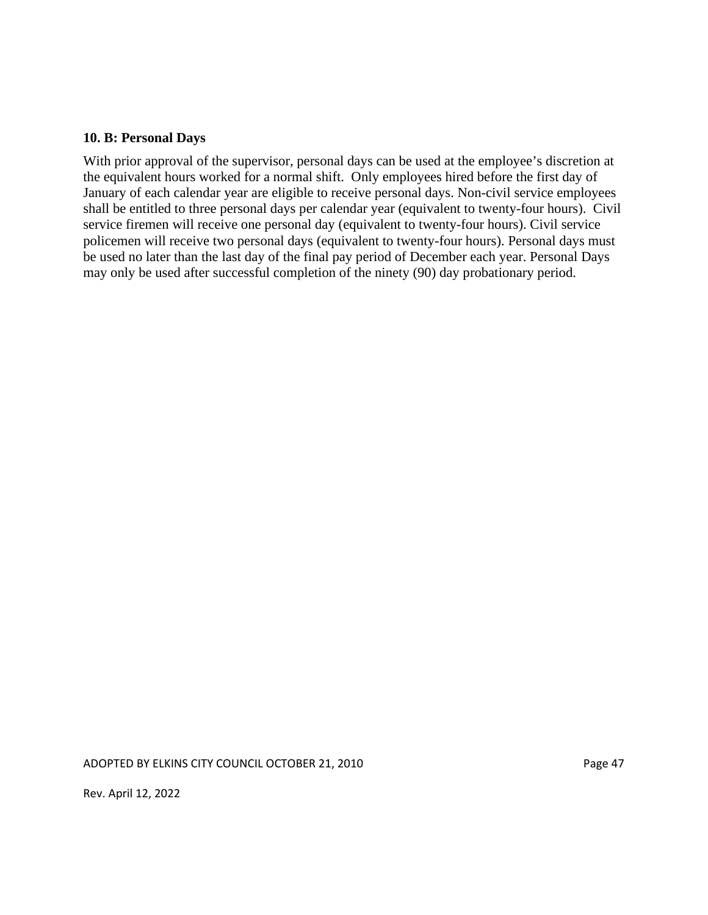**10. B: Personal Days**

With prior approval of the supervisor, personal days can be used at the employee's discretion at the equivalent hours worked for a normal shift. Only employees hired before the first day of January of each calendar year are eligible to receive personal days. Non-civil service employees shall be entitled to three personal days per calendar year (equivalent to twenty-four hours). Civil service firemen will receive one personal day (equivalent to twenty-four hours). Civil service policemen will receive two personal days (equivalent to twenty-four hours). Personal days must be used no later than the last day of the final pay period of December each year. Personal Days may only be used after successful completion of the ninety (90) day probationary period.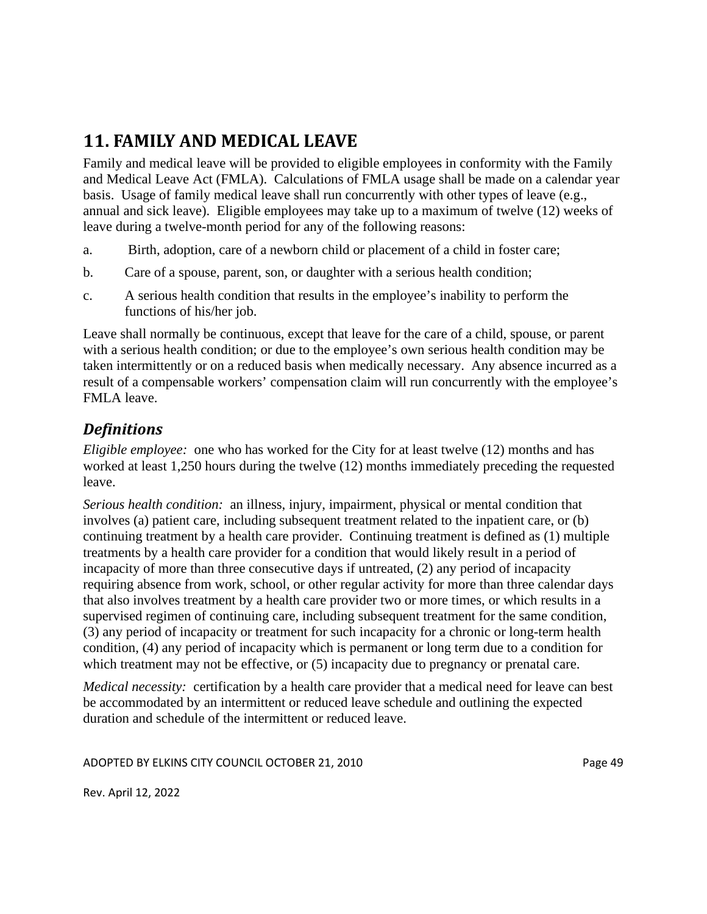## 11. FAMILY AND MEDICAL LEAVE

Family and medical leave will be provided to eligible employees in conformity with the Family and Medical Leave Act (FMLA). Calculations of FMLA usage shall be made on a calendar year basis. Usage of family medical leave shall run concurrently with other types of leave (e.g., annual and sick leave). Eligible employees may take up to a maximum of twelve (12) weeks of leave during a twelve-month period for any of the following reasons:

a. Birth, adoption, care of a newborn child or placement of a child in foster care;

b. Care of a spouse, parent, son, or daughter with a serious health condition;

c. A serious health condition that results in the employee's inability to perform the functions of his/her job.

Leave shall normally be continuous, except that leave for the care of a child, spouse, or parent with a serious health condition; or due to the employee's own serious health condition may be taken intermittently or on a reduced basis when medically necessary. Any absence incurred as a result of a compensable workers' compensation claim will run concurrently with the employee's FMLA leave.

### *Definitions*

*Eligible employee:* one who has worked for the City for at least twelve (12) months and has worked at least 1,250 hours during the twelve (12) months immediately preceding the requested leave.

*Serious health condition:* an illness, injury, impairment, physical or mental condition that involves (a) patient care, including subsequent treatment related to the inpatient care, or (b) continuing treatment by a health care provider. Continuing treatment is defined as (1) multiple treatments by a health care provider for a condition that would likely result in a period of incapacity of more than three consecutive days if untreated, (2) any period of incapacity requiring absence from work, school, or other regular activity for more than three calendar days that also involves treatment by a health care provider two or more times, or which results in a supervised regimen of continuing care, including subsequent treatment for the same condition, (3) any period of incapacity or treatment for such incapacity for a chronic or long-term health condition, (4) any period of incapacity which is permanent or long term due to a condition for which treatment may not be effective, or (5) incapacity due to pregnancy or prenatal care.

*Medical necessity:* certification by a health care provider that a medical need for leave can best be accommodated by an intermittent or reduced leave schedule and outlining the expected duration and schedule of the intermittent or reduced leave.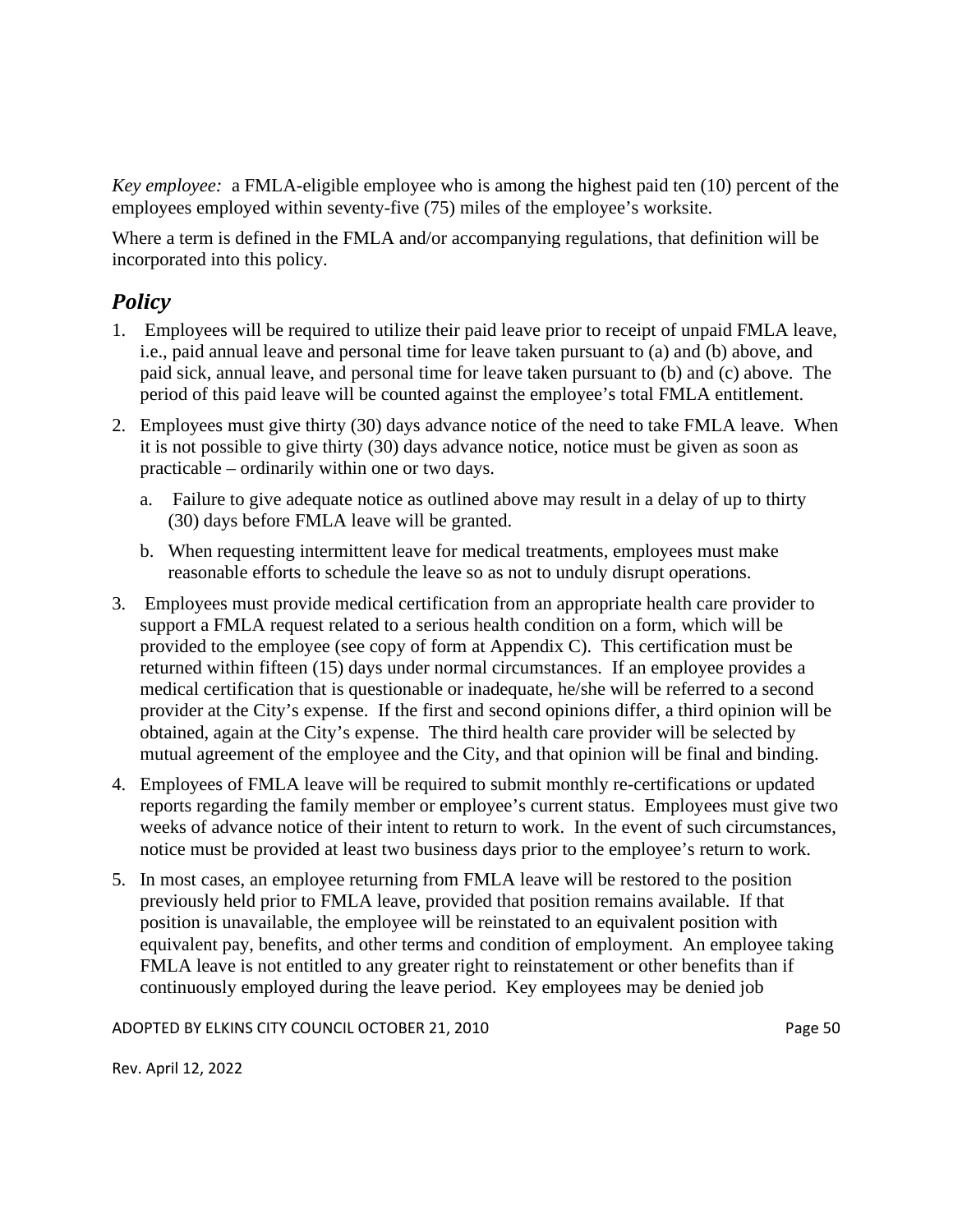*Key employee:* a FMLA-eligible employee who is among the highest paid ten (10) percent of the employees employed within seventy-five (75) miles of the employee's worksite.

Where a term is defined in the FMLA and/or accompanying regulations, that definition will be incorporated into this policy.

## *Policy*

1. Employees will be required to utilize their paid leave prior to receipt of unpaid FMLA leave, i.e., paid annual leave and personal time for leave taken pursuant to (a) and (b) above, and paid sick, annual leave, and personal time for leave taken pursuant to (b) and (c) above. The period of this paid leave will be counted against the employee's total FMLA entitlement.
2. Employees must give thirty (30) days advance notice of the need to take FMLA leave. When it is not possible to give thirty (30) days advance notice, notice must be given as soon as practicable – ordinarily within one or two days.
   a. Failure to give adequate notice as outlined above may result in a delay of up to thirty (30) days before FMLA leave will be granted.
   b. When requesting intermittent leave for medical treatments, employees must make reasonable efforts to schedule the leave so as not to unduly disrupt operations.
3. Employees must provide medical certification from an appropriate health care provider to support a FMLA request related to a serious health condition on a form, which will be provided to the employee (see copy of form at Appendix C). This certification must be returned within fifteen (15) days under normal circumstances. If an employee provides a medical certification that is questionable or inadequate, he/she will be referred to a second provider at the City's expense. If the first and second opinions differ, a third opinion will be obtained, again at the City's expense. The third health care provider will be selected by mutual agreement of the employee and the City, and that opinion will be final and binding.
4. Employees of FMLA leave will be required to submit monthly re-certifications or updated reports regarding the family member or employee's current status. Employees must give two weeks of advance notice of their intent to return to work. In the event of such circumstances, notice must be provided at least two business days prior to the employee's return to work.
5. In most cases, an employee returning from FMLA leave will be restored to the position previously held prior to FMLA leave, provided that position remains available. If that position is unavailable, the employee will be reinstated to an equivalent position with equivalent pay, benefits, and other terms and condition of employment. An employee taking FMLA leave is not entitled to any greater right to reinstatement or other benefits than if continuously employed during the leave period. Key employees may be denied job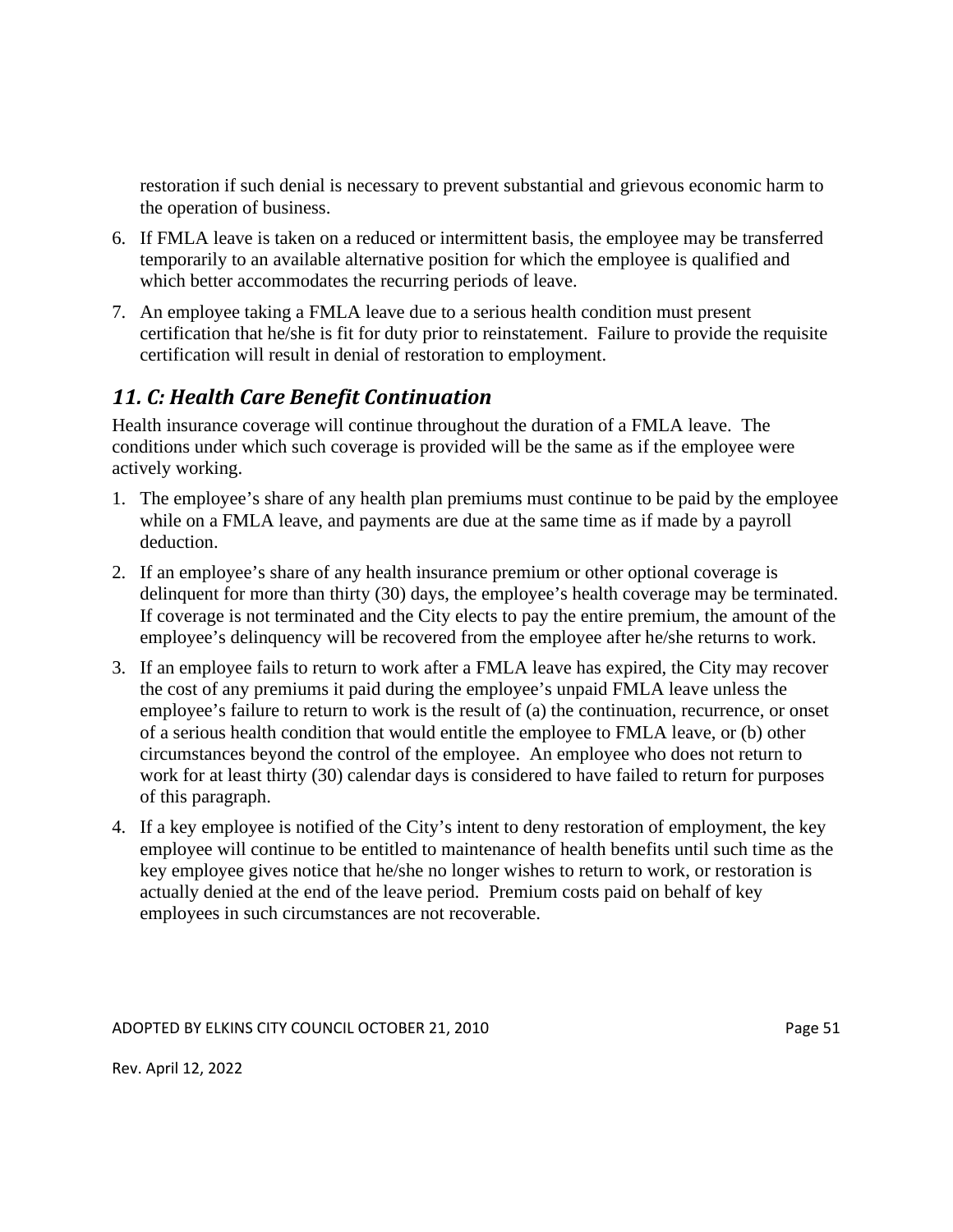restoration if such denial is necessary to prevent substantial and grievous economic harm to the operation of business.

6. If FMLA leave is taken on a reduced or intermittent basis, the employee may be transferred temporarily to an available alternative position for which the employee is qualified and which better accommodates the recurring periods of leave.
7. An employee taking a FMLA leave due to a serious health condition must present certification that he/she is fit for duty prior to reinstatement. Failure to provide the requisite certification will result in denial of restoration to employment.

## *11. C: Health Care Benefit Continuation*

Health insurance coverage will continue throughout the duration of a FMLA leave. The conditions under which such coverage is provided will be the same as if the employee were actively working.

1. The employee's share of any health plan premiums must continue to be paid by the employee while on a FMLA leave, and payments are due at the same time as if made by a payroll deduction.
2. If an employee's share of any health insurance premium or other optional coverage is delinquent for more than thirty (30) days, the employee's health coverage may be terminated. If coverage is not terminated and the City elects to pay the entire premium, the amount of the employee's delinquency will be recovered from the employee after he/she returns to work.
3. If an employee fails to return to work after a FMLA leave has expired, the City may recover the cost of any premiums it paid during the employee's unpaid FMLA leave unless the employee's failure to return to work is the result of (a) the continuation, recurrence, or onset of a serious health condition that would entitle the employee to FMLA leave, or (b) other circumstances beyond the control of the employee. An employee who does not return to work for at least thirty (30) calendar days is considered to have failed to return for purposes of this paragraph.
4. If a key employee is notified of the City's intent to deny restoration of employment, the key employee will continue to be entitled to maintenance of health benefits until such time as the key employee gives notice that he/she no longer wishes to return to work, or restoration is actually denied at the end of the leave period. Premium costs paid on behalf of key employees in such circumstances are not recoverable.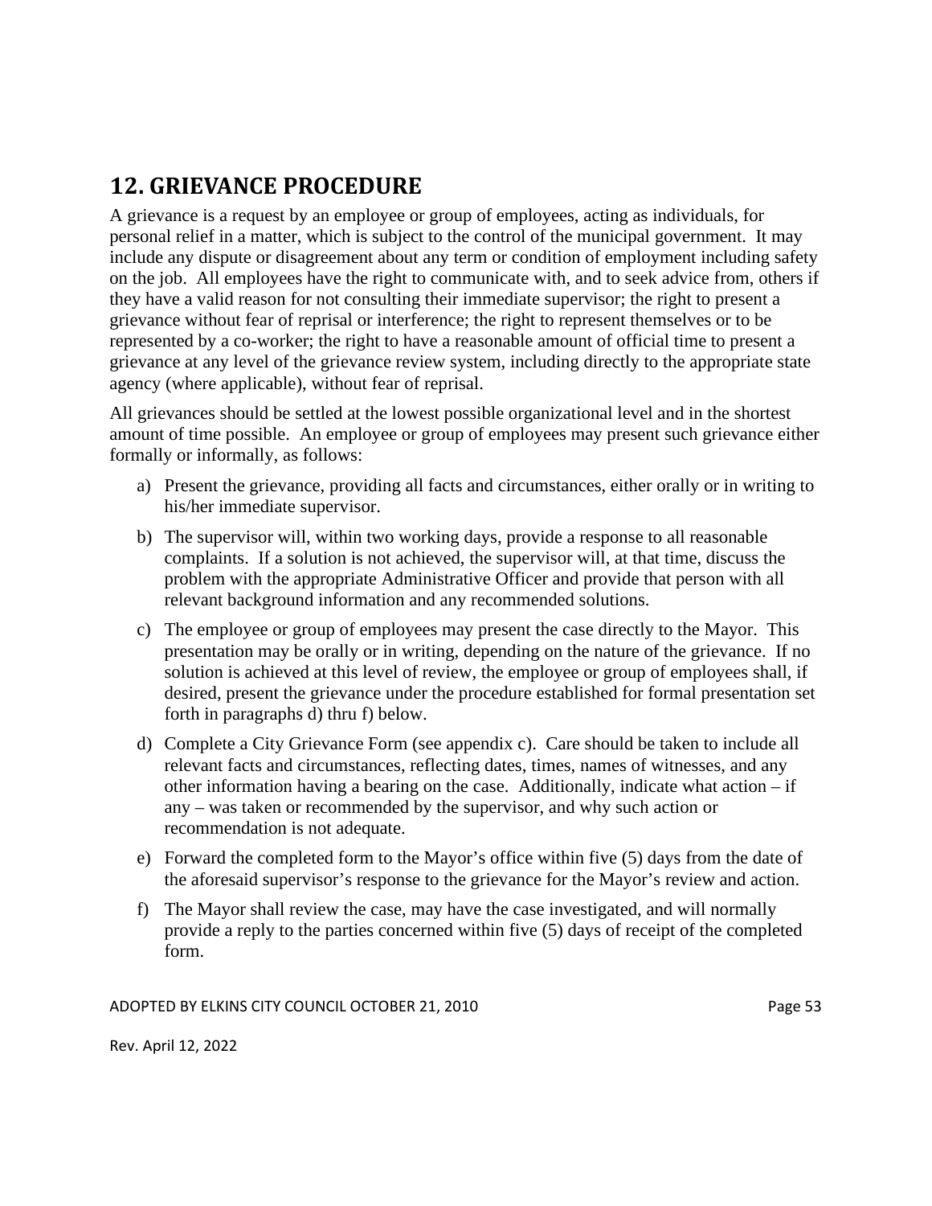## 12. GRIEVANCE PROCEDURE

A grievance is a request by an employee or group of employees, acting as individuals, for personal relief in a matter, which is subject to the control of the municipal government. It may include any dispute or disagreement about any term or condition of employment including safety on the job. All employees have the right to communicate with, and to seek advice from, others if they have a valid reason for not consulting their immediate supervisor; the right to present a grievance without fear of reprisal or interference; the right to represent themselves or to be represented by a co-worker; the right to have a reasonable amount of official time to present a grievance at any level of the grievance review system, including directly to the appropriate state agency (where applicable), without fear of reprisal.

All grievances should be settled at the lowest possible organizational level and in the shortest amount of time possible. An employee or group of employees may present such grievance either formally or informally, as follows:

a) Present the grievance, providing all facts and circumstances, either orally or in writing to his/her immediate supervisor.

b) The supervisor will, within two working days, provide a response to all reasonable complaints. If a solution is not achieved, the supervisor will, at that time, discuss the problem with the appropriate Administrative Officer and provide that person with all relevant background information and any recommended solutions.

c) The employee or group of employees may present the case directly to the Mayor. This presentation may be orally or in writing, depending on the nature of the grievance. If no solution is achieved at this level of review, the employee or group of employees shall, if desired, present the grievance under the procedure established for formal presentation set forth in paragraphs d) thru f) below.

d) Complete a City Grievance Form (see appendix c). Care should be taken to include all relevant facts and circumstances, reflecting dates, times, names of witnesses, and any other information having a bearing on the case. Additionally, indicate what action – if any – was taken or recommended by the supervisor, and why such action or recommendation is not adequate.

e) Forward the completed form to the Mayor's office within five (5) days from the date of the aforesaid supervisor's response to the grievance for the Mayor's review and action.

f) The Mayor shall review the case, may have the case investigated, and will normally provide a reply to the parties concerned within five (5) days of receipt of the completed form.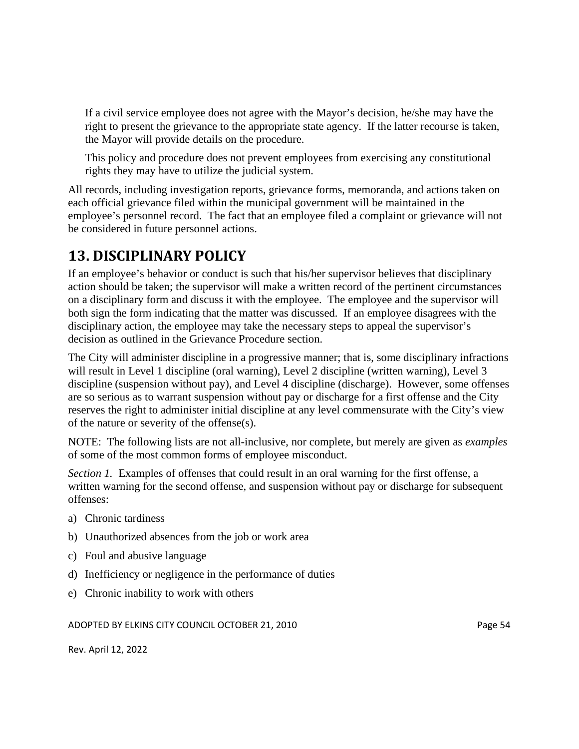If a civil service employee does not agree with the Mayor's decision, he/she may have the right to present the grievance to the appropriate state agency. If the latter recourse is taken, the Mayor will provide details on the procedure.

This policy and procedure does not prevent employees from exercising any constitutional rights they may have to utilize the judicial system.

All records, including investigation reports, grievance forms, memoranda, and actions taken on each official grievance filed within the municipal government will be maintained in the employee's personnel record. The fact that an employee filed a complaint or grievance will not be considered in future personnel actions.

# 13. DISCIPLINARY POLICY

If an employee's behavior or conduct is such that his/her supervisor believes that disciplinary action should be taken; the supervisor will make a written record of the pertinent circumstances on a disciplinary form and discuss it with the employee. The employee and the supervisor will both sign the form indicating that the matter was discussed. If an employee disagrees with the disciplinary action, the employee may take the necessary steps to appeal the supervisor's decision as outlined in the Grievance Procedure section.

The City will administer discipline in a progressive manner; that is, some disciplinary infractions will result in Level 1 discipline (oral warning), Level 2 discipline (written warning), Level 3 discipline (suspension without pay), and Level 4 discipline (discharge). However, some offenses are so serious as to warrant suspension without pay or discharge for a first offense and the City reserves the right to administer initial discipline at any level commensurate with the City's view of the nature or severity of the offense(s).

NOTE: The following lists are not all-inclusive, nor complete, but merely are given as *examples* of some of the most common forms of employee misconduct.

*Section 1.* Examples of offenses that could result in an oral warning for the first offense, a written warning for the second offense, and suspension without pay or discharge for subsequent offenses:

a) Chronic tardiness

b) Unauthorized absences from the job or work area

c) Foul and abusive language

d) Inefficiency or negligence in the performance of duties

e) Chronic inability to work with others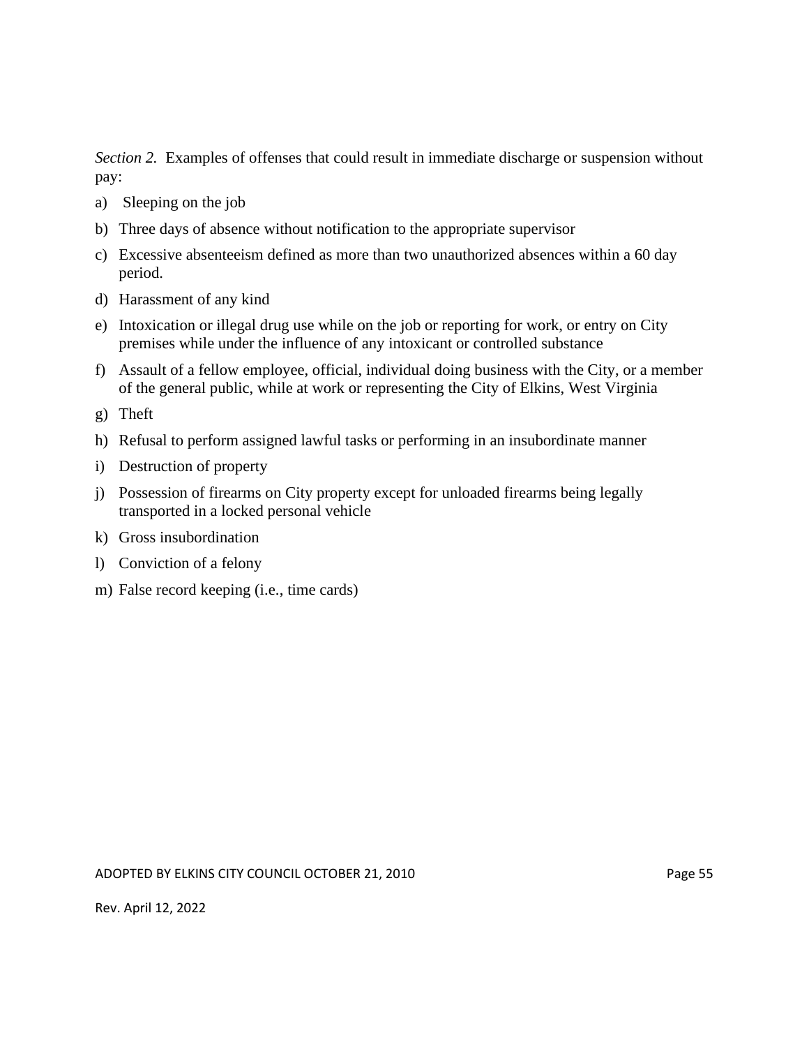*Section 2.* Examples of offenses that could result in immediate discharge or suspension without pay:

a) Sleeping on the job

b) Three days of absence without notification to the appropriate supervisor

c) Excessive absenteeism defined as more than two unauthorized absences within a 60 day period.

d) Harassment of any kind

e) Intoxication or illegal drug use while on the job or reporting for work, or entry on City premises while under the influence of any intoxicant or controlled substance

f) Assault of a fellow employee, official, individual doing business with the City, or a member of the general public, while at work or representing the City of Elkins, West Virginia

g) Theft

h) Refusal to perform assigned lawful tasks or performing in an insubordinate manner

i) Destruction of property

j) Possession of firearms on City property except for unloaded firearms being legally transported in a locked personal vehicle

k) Gross insubordination

l) Conviction of a felony

m) False record keeping (i.e., time cards)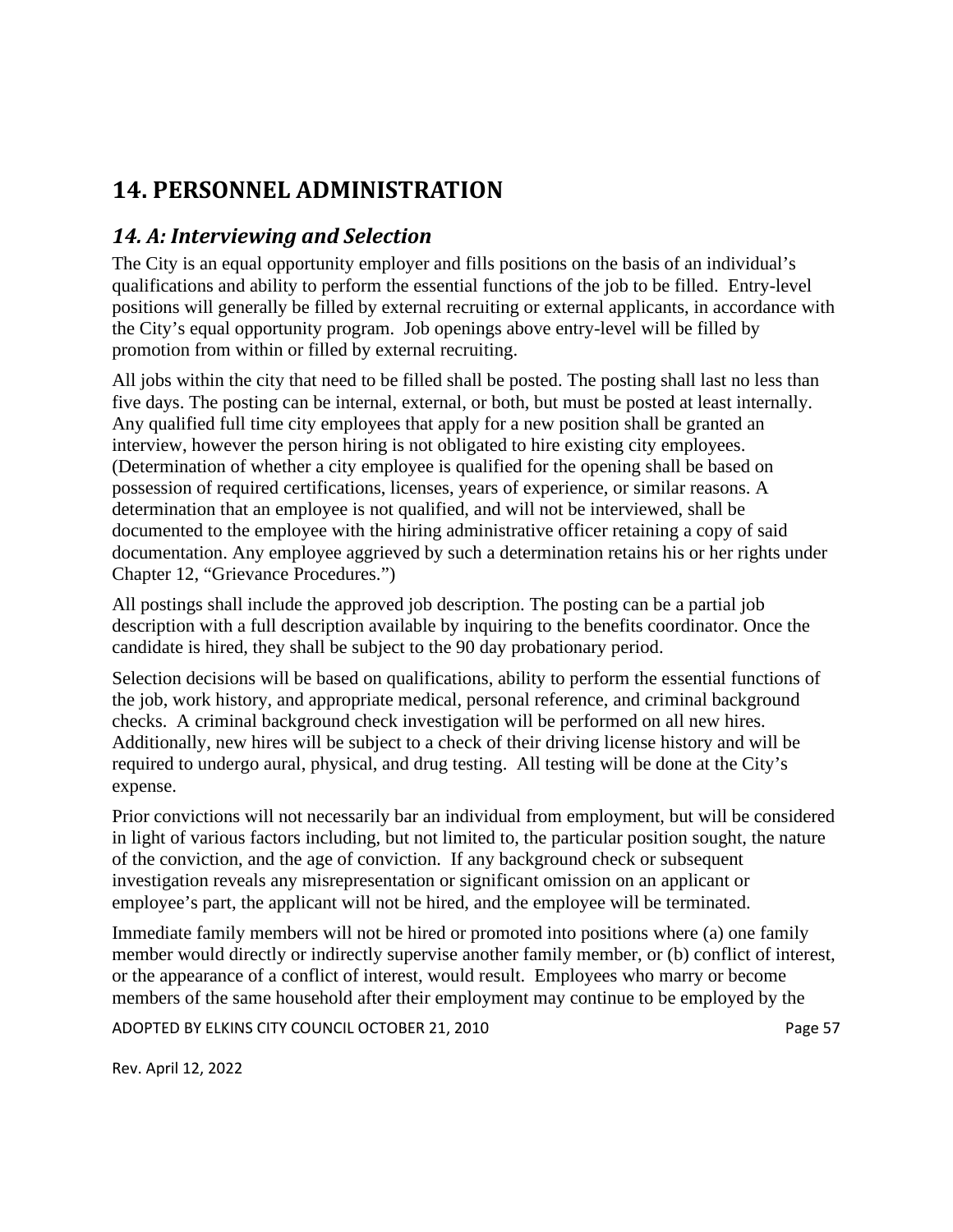# 14. PERSONNEL ADMINISTRATION

## *14. A: Interviewing and Selection*

The City is an equal opportunity employer and fills positions on the basis of an individual's qualifications and ability to perform the essential functions of the job to be filled. Entry-level positions will generally be filled by external recruiting or external applicants, in accordance with the City's equal opportunity program. Job openings above entry-level will be filled by promotion from within or filled by external recruiting.

All jobs within the city that need to be filled shall be posted. The posting shall last no less than five days. The posting can be internal, external, or both, but must be posted at least internally. Any qualified full time city employees that apply for a new position shall be granted an interview, however the person hiring is not obligated to hire existing city employees. (Determination of whether a city employee is qualified for the opening shall be based on possession of required certifications, licenses, years of experience, or similar reasons. A determination that an employee is not qualified, and will not be interviewed, shall be documented to the employee with the hiring administrative officer retaining a copy of said documentation. Any employee aggrieved by such a determination retains his or her rights under Chapter 12, "Grievance Procedures.")

All postings shall include the approved job description. The posting can be a partial job description with a full description available by inquiring to the benefits coordinator. Once the candidate is hired, they shall be subject to the 90 day probationary period.

Selection decisions will be based on qualifications, ability to perform the essential functions of the job, work history, and appropriate medical, personal reference, and criminal background checks. A criminal background check investigation will be performed on all new hires. Additionally, new hires will be subject to a check of their driving license history and will be required to undergo aural, physical, and drug testing. All testing will be done at the City's expense.

Prior convictions will not necessarily bar an individual from employment, but will be considered in light of various factors including, but not limited to, the particular position sought, the nature of the conviction, and the age of conviction. If any background check or subsequent investigation reveals any misrepresentation or significant omission on an applicant or employee's part, the applicant will not be hired, and the employee will be terminated.

Immediate family members will not be hired or promoted into positions where (a) one family member would directly or indirectly supervise another family member, or (b) conflict of interest, or the appearance of a conflict of interest, would result. Employees who marry or become members of the same household after their employment may continue to be employed by the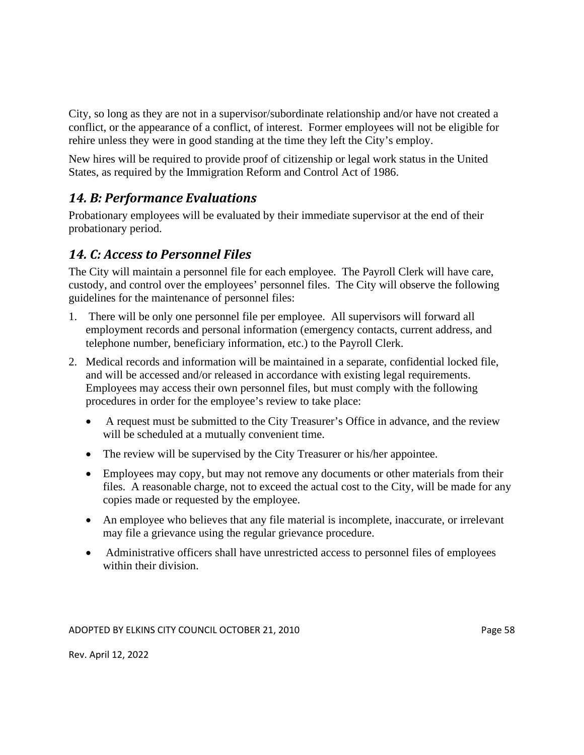City, so long as they are not in a supervisor/subordinate relationship and/or have not created a conflict, or the appearance of a conflict, of interest. Former employees will not be eligible for rehire unless they were in good standing at the time they left the City's employ.

New hires will be required to provide proof of citizenship or legal work status in the United States, as required by the Immigration Reform and Control Act of 1986.

## *14. B: Performance Evaluations*

Probationary employees will be evaluated by their immediate supervisor at the end of their probationary period.

## *14. C: Access to Personnel Files*

The City will maintain a personnel file for each employee. The Payroll Clerk will have care, custody, and control over the employees' personnel files. The City will observe the following guidelines for the maintenance of personnel files:

1. There will be only one personnel file per employee. All supervisors will forward all employment records and personal information (emergency contacts, current address, and telephone number, beneficiary information, etc.) to the Payroll Clerk.
2. Medical records and information will be maintained in a separate, confidential locked file, and will be accessed and/or released in accordance with existing legal requirements. Employees may access their own personnel files, but must comply with the following procedures in order for the employee's review to take place:
   - A request must be submitted to the City Treasurer's Office in advance, and the review will be scheduled at a mutually convenient time.
   - The review will be supervised by the City Treasurer or his/her appointee.
   - Employees may copy, but may not remove any documents or other materials from their files. A reasonable charge, not to exceed the actual cost to the City, will be made for any copies made or requested by the employee.
   - An employee who believes that any file material is incomplete, inaccurate, or irrelevant may file a grievance using the regular grievance procedure.
   - Administrative officers shall have unrestricted access to personnel files of employees within their division.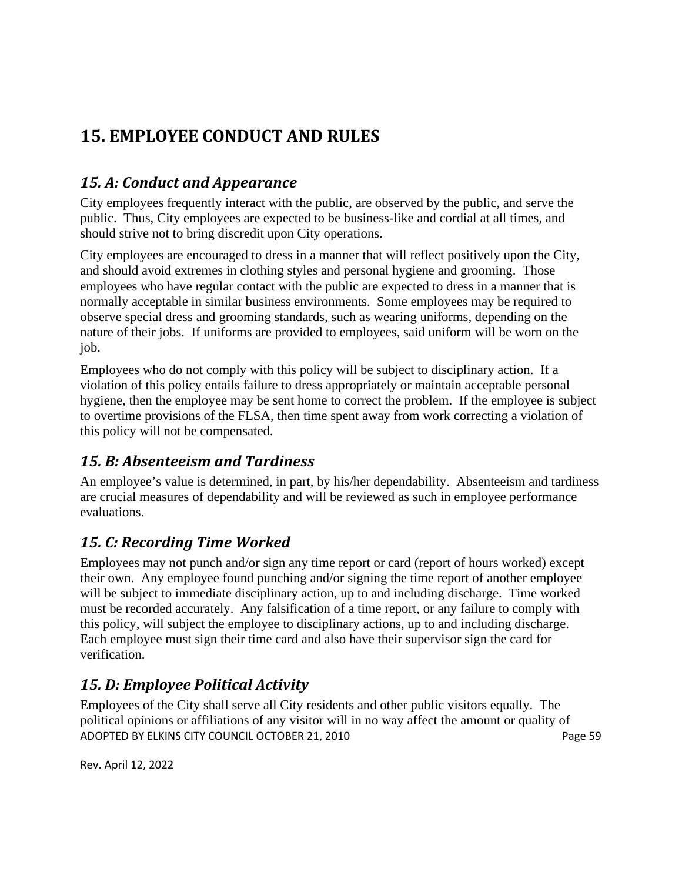# 15. EMPLOYEE CONDUCT AND RULES

## *15. A: Conduct and Appearance*

City employees frequently interact with the public, are observed by the public, and serve the public. Thus, City employees are expected to be business-like and cordial at all times, and should strive not to bring discredit upon City operations.

City employees are encouraged to dress in a manner that will reflect positively upon the City, and should avoid extremes in clothing styles and personal hygiene and grooming. Those employees who have regular contact with the public are expected to dress in a manner that is normally acceptable in similar business environments. Some employees may be required to observe special dress and grooming standards, such as wearing uniforms, depending on the nature of their jobs. If uniforms are provided to employees, said uniform will be worn on the job.

Employees who do not comply with this policy will be subject to disciplinary action. If a violation of this policy entails failure to dress appropriately or maintain acceptable personal hygiene, then the employee may be sent home to correct the problem. If the employee is subject to overtime provisions of the FLSA, then time spent away from work correcting a violation of this policy will not be compensated.

## *15. B: Absenteeism and Tardiness*

An employee's value is determined, in part, by his/her dependability. Absenteeism and tardiness are crucial measures of dependability and will be reviewed as such in employee performance evaluations.

## *15. C: Recording Time Worked*

Employees may not punch and/or sign any time report or card (report of hours worked) except their own. Any employee found punching and/or signing the time report of another employee will be subject to immediate disciplinary action, up to and including discharge. Time worked must be recorded accurately. Any falsification of a time report, or any failure to comply with this policy, will subject the employee to disciplinary actions, up to and including discharge. Each employee must sign their time card and also have their supervisor sign the card for verification.

## *15. D: Employee Political Activity*

Employees of the City shall serve all City residents and other public visitors equally. The political opinions or affiliations of any visitor will in no way affect the amount or quality of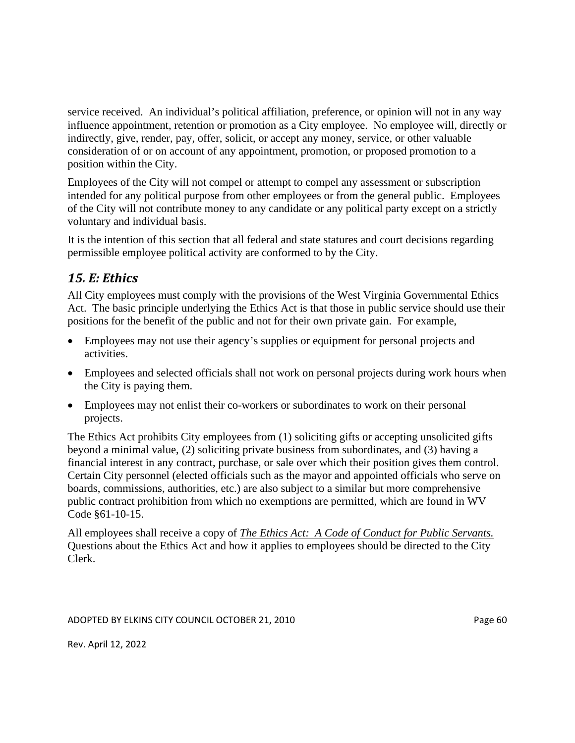service received. An individual's political affiliation, preference, or opinion will not in any way influence appointment, retention or promotion as a City employee. No employee will, directly or indirectly, give, render, pay, offer, solicit, or accept any money, service, or other valuable consideration of or on account of any appointment, promotion, or proposed promotion to a position within the City.

Employees of the City will not compel or attempt to compel any assessment or subscription intended for any political purpose from other employees or from the general public. Employees of the City will not contribute money to any candidate or any political party except on a strictly voluntary and individual basis.

It is the intention of this section that all federal and state statures and court decisions regarding permissible employee political activity are conformed to by the City.

## *15. E: Ethics*

All City employees must comply with the provisions of the West Virginia Governmental Ethics Act. The basic principle underlying the Ethics Act is that those in public service should use their positions for the benefit of the public and not for their own private gain. For example,

- Employees may not use their agency's supplies or equipment for personal projects and activities.
- Employees and selected officials shall not work on personal projects during work hours when the City is paying them.
- Employees may not enlist their co-workers or subordinates to work on their personal projects.

The Ethics Act prohibits City employees from (1) soliciting gifts or accepting unsolicited gifts beyond a minimal value, (2) soliciting private business from subordinates, and (3) having a financial interest in any contract, purchase, or sale over which their position gives them control. Certain City personnel (elected officials such as the mayor and appointed officials who serve on boards, commissions, authorities, etc.) are also subject to a similar but more comprehensive public contract prohibition from which no exemptions are permitted, which are found in WV Code §61-10-15.

All employees shall receive a copy of *The Ethics Act: A Code of Conduct for Public Servants.* Questions about the Ethics Act and how it applies to employees should be directed to the City Clerk.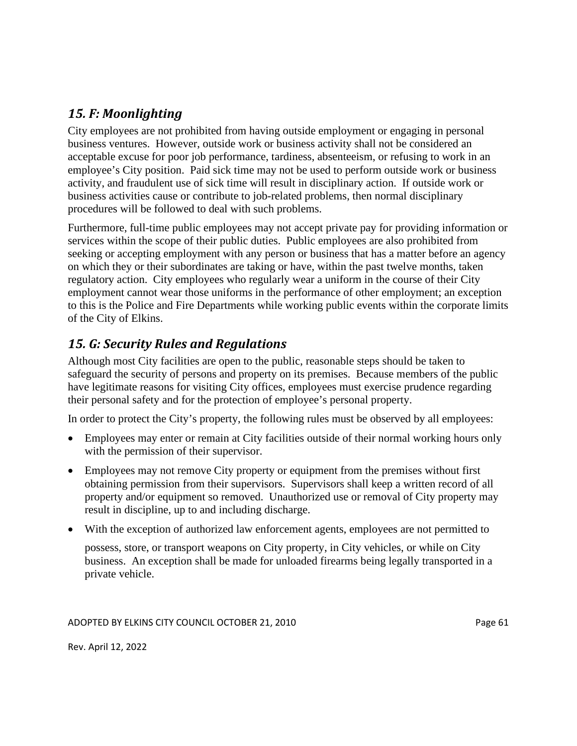## *15. F: Moonlighting*

City employees are not prohibited from having outside employment or engaging in personal business ventures. However, outside work or business activity shall not be considered an acceptable excuse for poor job performance, tardiness, absenteeism, or refusing to work in an employee's City position. Paid sick time may not be used to perform outside work or business activity, and fraudulent use of sick time will result in disciplinary action. If outside work or business activities cause or contribute to job-related problems, then normal disciplinary procedures will be followed to deal with such problems.

Furthermore, full-time public employees may not accept private pay for providing information or services within the scope of their public duties. Public employees are also prohibited from seeking or accepting employment with any person or business that has a matter before an agency on which they or their subordinates are taking or have, within the past twelve months, taken regulatory action. City employees who regularly wear a uniform in the course of their City employment cannot wear those uniforms in the performance of other employment; an exception to this is the Police and Fire Departments while working public events within the corporate limits of the City of Elkins.

## *15. G: Security Rules and Regulations*

Although most City facilities are open to the public, reasonable steps should be taken to safeguard the security of persons and property on its premises. Because members of the public have legitimate reasons for visiting City offices, employees must exercise prudence regarding their personal safety and for the protection of employee's personal property.

In order to protect the City's property, the following rules must be observed by all employees:

- Employees may enter or remain at City facilities outside of their normal working hours only with the permission of their supervisor.
- Employees may not remove City property or equipment from the premises without first obtaining permission from their supervisors. Supervisors shall keep a written record of all property and/or equipment so removed. Unauthorized use or removal of City property may result in discipline, up to and including discharge.
- With the exception of authorized law enforcement agents, employees are not permitted to possess, store, or transport weapons on City property, in City vehicles, or while on City business. An exception shall be made for unloaded firearms being legally transported in a private vehicle.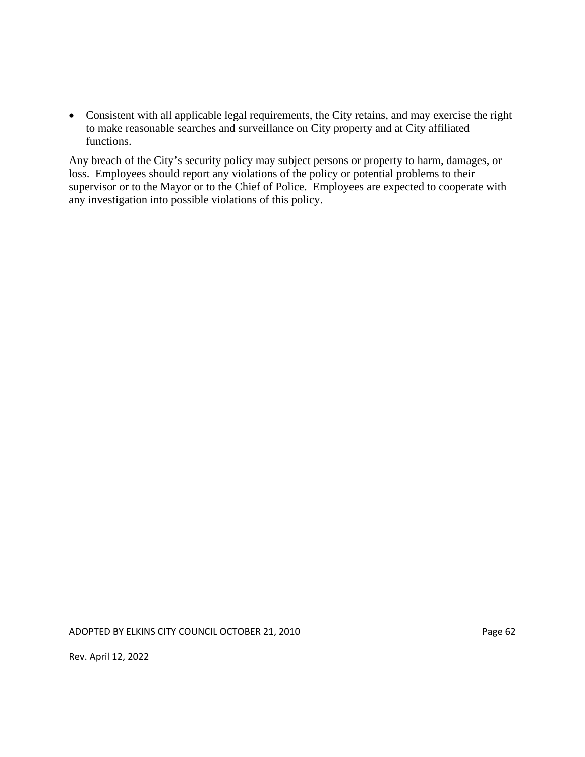- Consistent with all applicable legal requirements, the City retains, and may exercise the right to make reasonable searches and surveillance on City property and at City affiliated functions.

Any breach of the City's security policy may subject persons or property to harm, damages, or loss. Employees should report any violations of the policy or potential problems to their supervisor or to the Mayor or to the Chief of Police. Employees are expected to cooperate with any investigation into possible violations of this policy.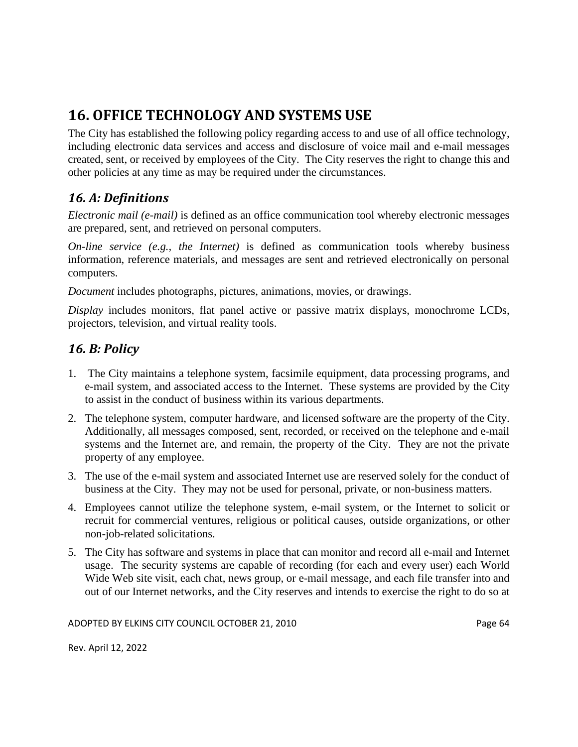# 16. OFFICE TECHNOLOGY AND SYSTEMS USE

The City has established the following policy regarding access to and use of all office technology, including electronic data services and access and disclosure of voice mail and e-mail messages created, sent, or received by employees of the City. The City reserves the right to change this and other policies at any time as may be required under the circumstances.

## *16. A: Definitions*

*Electronic mail (e-mail)* is defined as an office communication tool whereby electronic messages are prepared, sent, and retrieved on personal computers.

*On-line service (e.g., the Internet)* is defined as communication tools whereby business information, reference materials, and messages are sent and retrieved electronically on personal computers.

*Document* includes photographs, pictures, animations, movies, or drawings.

*Display* includes monitors, flat panel active or passive matrix displays, monochrome LCDs, projectors, television, and virtual reality tools.

## *16. B: Policy*

1. The City maintains a telephone system, facsimile equipment, data processing programs, and e-mail system, and associated access to the Internet. These systems are provided by the City to assist in the conduct of business within its various departments.
2. The telephone system, computer hardware, and licensed software are the property of the City. Additionally, all messages composed, sent, recorded, or received on the telephone and e-mail systems and the Internet are, and remain, the property of the City. They are not the private property of any employee.
3. The use of the e-mail system and associated Internet use are reserved solely for the conduct of business at the City. They may not be used for personal, private, or non-business matters.
4. Employees cannot utilize the telephone system, e-mail system, or the Internet to solicit or recruit for commercial ventures, religious or political causes, outside organizations, or other non-job-related solicitations.
5. The City has software and systems in place that can monitor and record all e-mail and Internet usage. The security systems are capable of recording (for each and every user) each World Wide Web site visit, each chat, news group, or e-mail message, and each file transfer into and out of our Internet networks, and the City reserves and intends to exercise the right to do so at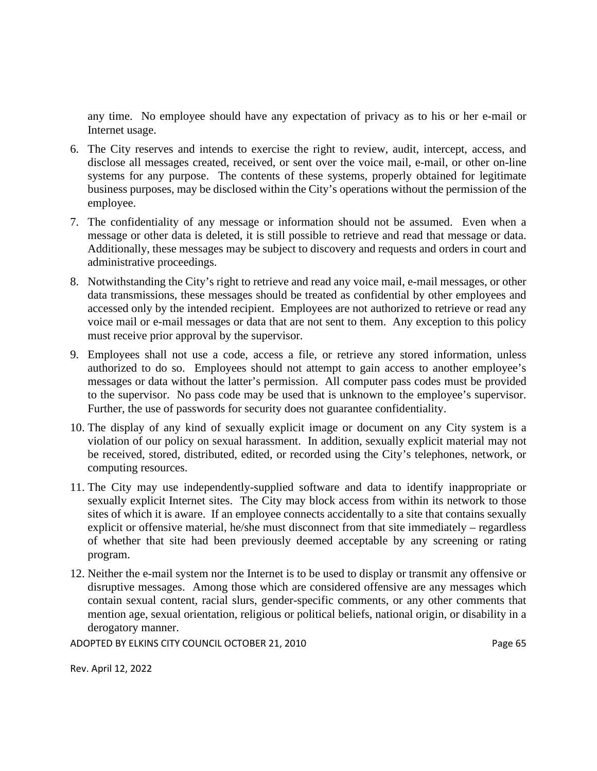any time. No employee should have any expectation of privacy as to his or her e-mail or Internet usage.

6. The City reserves and intends to exercise the right to review, audit, intercept, access, and disclose all messages created, received, or sent over the voice mail, e-mail, or other on-line systems for any purpose. The contents of these systems, properly obtained for legitimate business purposes, may be disclosed within the City's operations without the permission of the employee.

7. The confidentiality of any message or information should not be assumed. Even when a message or other data is deleted, it is still possible to retrieve and read that message or data. Additionally, these messages may be subject to discovery and requests and orders in court and administrative proceedings.

8. Notwithstanding the City's right to retrieve and read any voice mail, e-mail messages, or other data transmissions, these messages should be treated as confidential by other employees and accessed only by the intended recipient. Employees are not authorized to retrieve or read any voice mail or e-mail messages or data that are not sent to them. Any exception to this policy must receive prior approval by the supervisor.

9. Employees shall not use a code, access a file, or retrieve any stored information, unless authorized to do so. Employees should not attempt to gain access to another employee's messages or data without the latter's permission. All computer pass codes must be provided to the supervisor. No pass code may be used that is unknown to the employee's supervisor. Further, the use of passwords for security does not guarantee confidentiality.

10. The display of any kind of sexually explicit image or document on any City system is a violation of our policy on sexual harassment. In addition, sexually explicit material may not be received, stored, distributed, edited, or recorded using the City's telephones, network, or computing resources.

11. The City may use independently-supplied software and data to identify inappropriate or sexually explicit Internet sites. The City may block access from within its network to those sites of which it is aware. If an employee connects accidentally to a site that contains sexually explicit or offensive material, he/she must disconnect from that site immediately – regardless of whether that site had been previously deemed acceptable by any screening or rating program.

12. Neither the e-mail system nor the Internet is to be used to display or transmit any offensive or disruptive messages. Among those which are considered offensive are any messages which contain sexual content, racial slurs, gender-specific comments, or any other comments that mention age, sexual orientation, religious or political beliefs, national origin, or disability in a derogatory manner.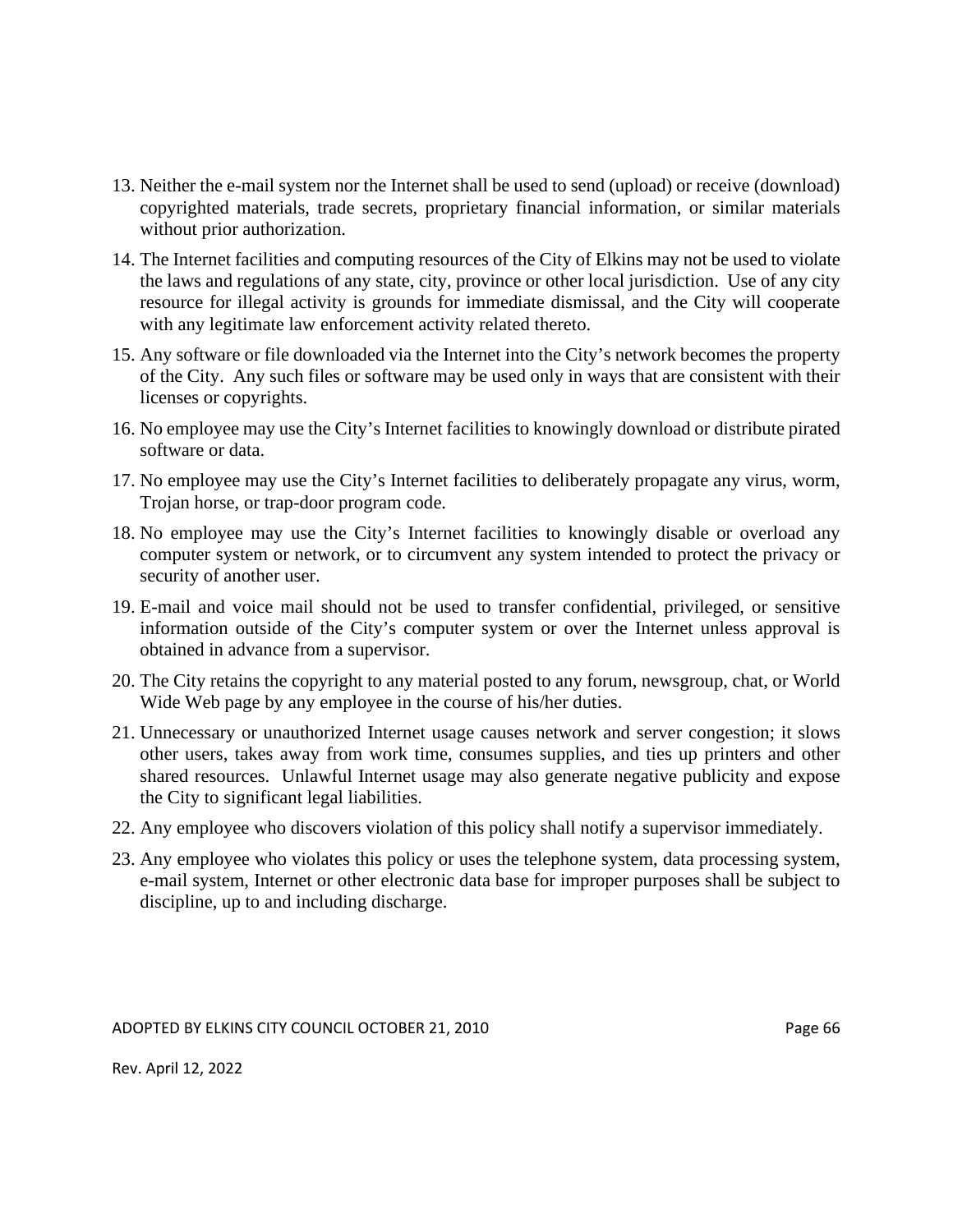13. Neither the e-mail system nor the Internet shall be used to send (upload) or receive (download) copyrighted materials, trade secrets, proprietary financial information, or similar materials without prior authorization.
14. The Internet facilities and computing resources of the City of Elkins may not be used to violate the laws and regulations of any state, city, province or other local jurisdiction. Use of any city resource for illegal activity is grounds for immediate dismissal, and the City will cooperate with any legitimate law enforcement activity related thereto.
15. Any software or file downloaded via the Internet into the City's network becomes the property of the City. Any such files or software may be used only in ways that are consistent with their licenses or copyrights.
16. No employee may use the City's Internet facilities to knowingly download or distribute pirated software or data.
17. No employee may use the City's Internet facilities to deliberately propagate any virus, worm, Trojan horse, or trap-door program code.
18. No employee may use the City's Internet facilities to knowingly disable or overload any computer system or network, or to circumvent any system intended to protect the privacy or security of another user.
19. E-mail and voice mail should not be used to transfer confidential, privileged, or sensitive information outside of the City's computer system or over the Internet unless approval is obtained in advance from a supervisor.
20. The City retains the copyright to any material posted to any forum, newsgroup, chat, or World Wide Web page by any employee in the course of his/her duties.
21. Unnecessary or unauthorized Internet usage causes network and server congestion; it slows other users, takes away from work time, consumes supplies, and ties up printers and other shared resources. Unlawful Internet usage may also generate negative publicity and expose the City to significant legal liabilities.
22. Any employee who discovers violation of this policy shall notify a supervisor immediately.
23. Any employee who violates this policy or uses the telephone system, data processing system, e-mail system, Internet or other electronic data base for improper purposes shall be subject to discipline, up to and including discharge.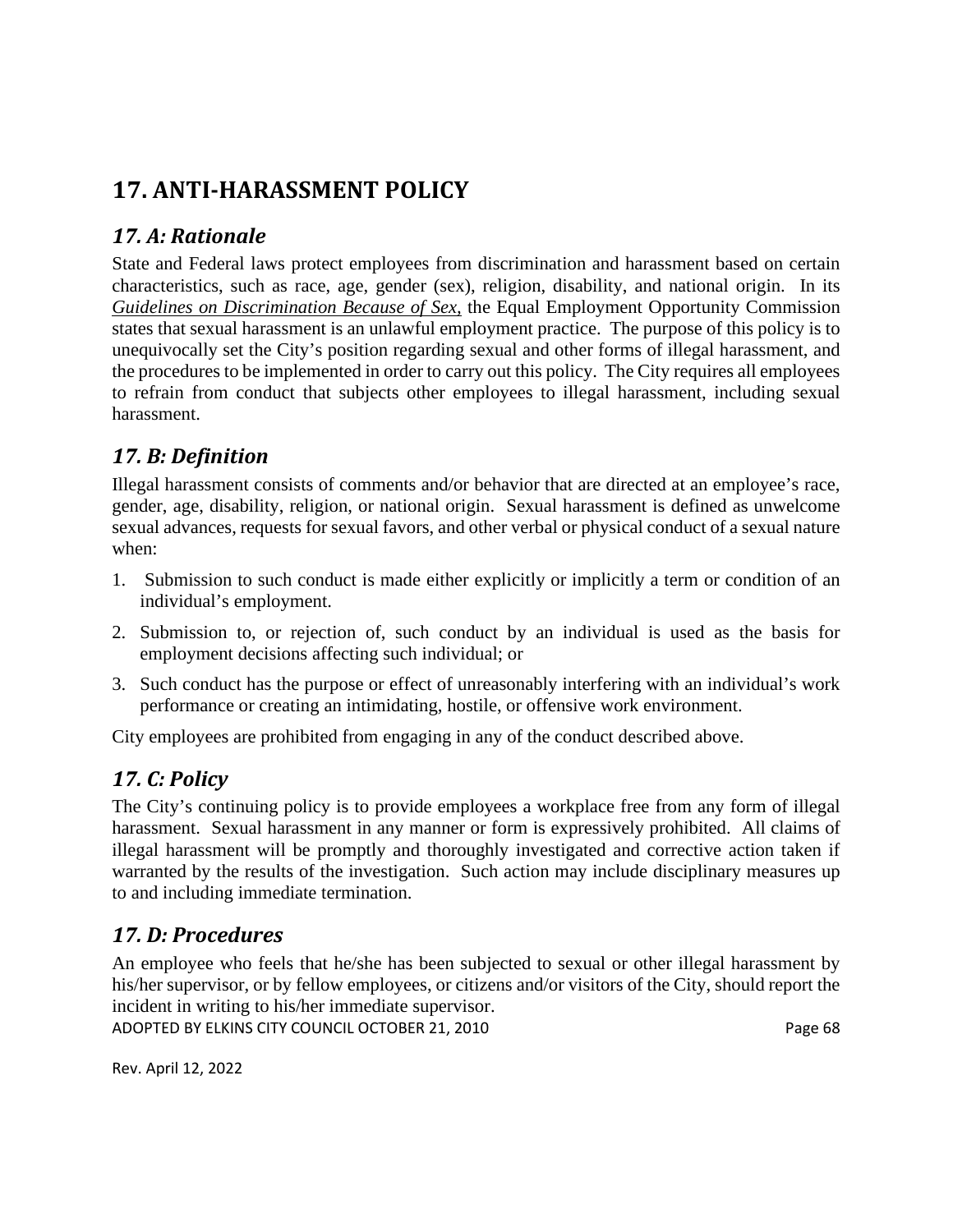# 17. ANTI-HARASSMENT POLICY

## *17. A: Rationale*

State and Federal laws protect employees from discrimination and harassment based on certain characteristics, such as race, age, gender (sex), religion, disability, and national origin. In its *Guidelines on Discrimination Because of Sex,* the Equal Employment Opportunity Commission states that sexual harassment is an unlawful employment practice. The purpose of this policy is to unequivocally set the City's position regarding sexual and other forms of illegal harassment, and the procedures to be implemented in order to carry out this policy. The City requires all employees to refrain from conduct that subjects other employees to illegal harassment, including sexual harassment.

## *17. B: Definition*

Illegal harassment consists of comments and/or behavior that are directed at an employee's race, gender, age, disability, religion, or national origin. Sexual harassment is defined as unwelcome sexual advances, requests for sexual favors, and other verbal or physical conduct of a sexual nature when:

1. Submission to such conduct is made either explicitly or implicitly a term or condition of an individual's employment.
2. Submission to, or rejection of, such conduct by an individual is used as the basis for employment decisions affecting such individual; or
3. Such conduct has the purpose or effect of unreasonably interfering with an individual's work performance or creating an intimidating, hostile, or offensive work environment.

City employees are prohibited from engaging in any of the conduct described above.

## *17. C: Policy*

The City's continuing policy is to provide employees a workplace free from any form of illegal harassment. Sexual harassment in any manner or form is expressively prohibited. All claims of illegal harassment will be promptly and thoroughly investigated and corrective action taken if warranted by the results of the investigation. Such action may include disciplinary measures up to and including immediate termination.

## *17. D: Procedures*

An employee who feels that he/she has been subjected to sexual or other illegal harassment by his/her supervisor, or by fellow employees, or citizens and/or visitors of the City, should report the incident in writing to his/her immediate supervisor.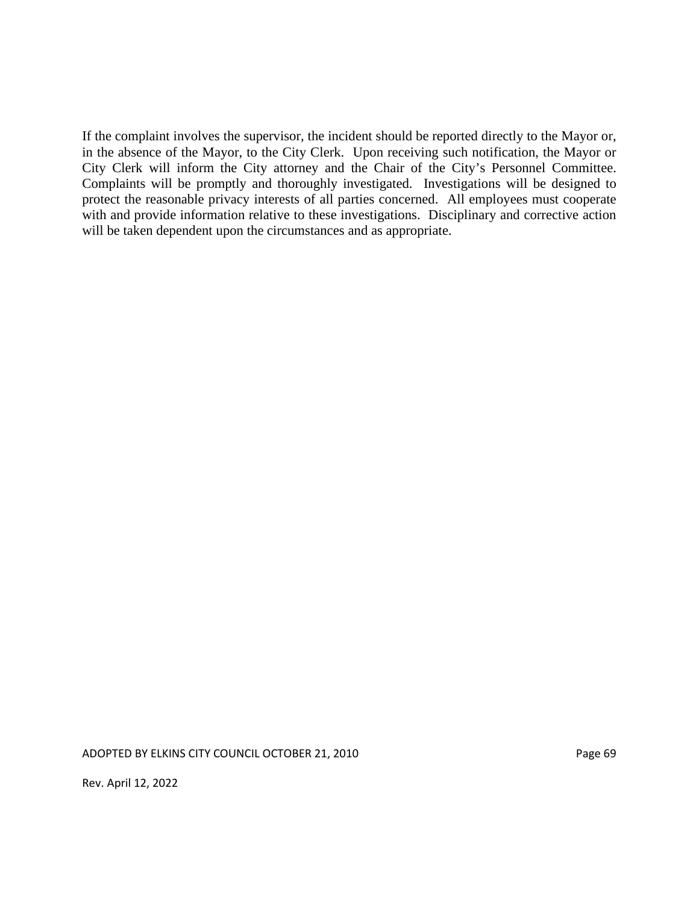If the complaint involves the supervisor, the incident should be reported directly to the Mayor or, in the absence of the Mayor, to the City Clerk. Upon receiving such notification, the Mayor or City Clerk will inform the City attorney and the Chair of the City's Personnel Committee. Complaints will be promptly and thoroughly investigated. Investigations will be designed to protect the reasonable privacy interests of all parties concerned. All employees must cooperate with and provide information relative to these investigations. Disciplinary and corrective action will be taken dependent upon the circumstances and as appropriate.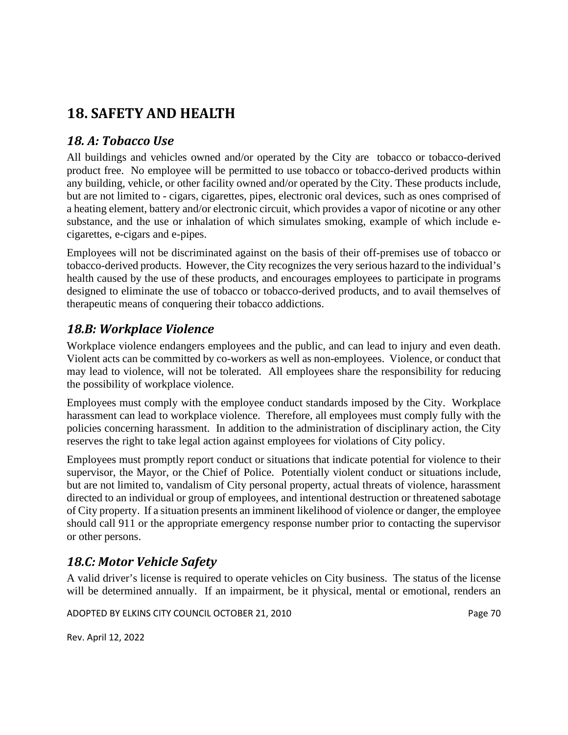# 18. SAFETY AND HEALTH

## *18. A: Tobacco Use*

All buildings and vehicles owned and/or operated by the City are tobacco or tobacco-derived product free. No employee will be permitted to use tobacco or tobacco-derived products within any building, vehicle, or other facility owned and/or operated by the City. These products include, but are not limited to - cigars, cigarettes, pipes, electronic oral devices, such as ones comprised of a heating element, battery and/or electronic circuit, which provides a vapor of nicotine or any other substance, and the use or inhalation of which simulates smoking, example of which include e-cigarettes, e-cigars and e-pipes.

Employees will not be discriminated against on the basis of their off-premises use of tobacco or tobacco-derived products. However, the City recognizes the very serious hazard to the individual's health caused by the use of these products, and encourages employees to participate in programs designed to eliminate the use of tobacco or tobacco-derived products, and to avail themselves of therapeutic means of conquering their tobacco addictions.

## *18.B: Workplace Violence*

Workplace violence endangers employees and the public, and can lead to injury and even death. Violent acts can be committed by co-workers as well as non-employees. Violence, or conduct that may lead to violence, will not be tolerated. All employees share the responsibility for reducing the possibility of workplace violence.

Employees must comply with the employee conduct standards imposed by the City. Workplace harassment can lead to workplace violence. Therefore, all employees must comply fully with the policies concerning harassment. In addition to the administration of disciplinary action, the City reserves the right to take legal action against employees for violations of City policy.

Employees must promptly report conduct or situations that indicate potential for violence to their supervisor, the Mayor, or the Chief of Police. Potentially violent conduct or situations include, but are not limited to, vandalism of City personal property, actual threats of violence, harassment directed to an individual or group of employees, and intentional destruction or threatened sabotage of City property. If a situation presents an imminent likelihood of violence or danger, the employee should call 911 or the appropriate emergency response number prior to contacting the supervisor or other persons.

## *18.C: Motor Vehicle Safety*

A valid driver's license is required to operate vehicles on City business. The status of the license will be determined annually. If an impairment, be it physical, mental or emotional, renders an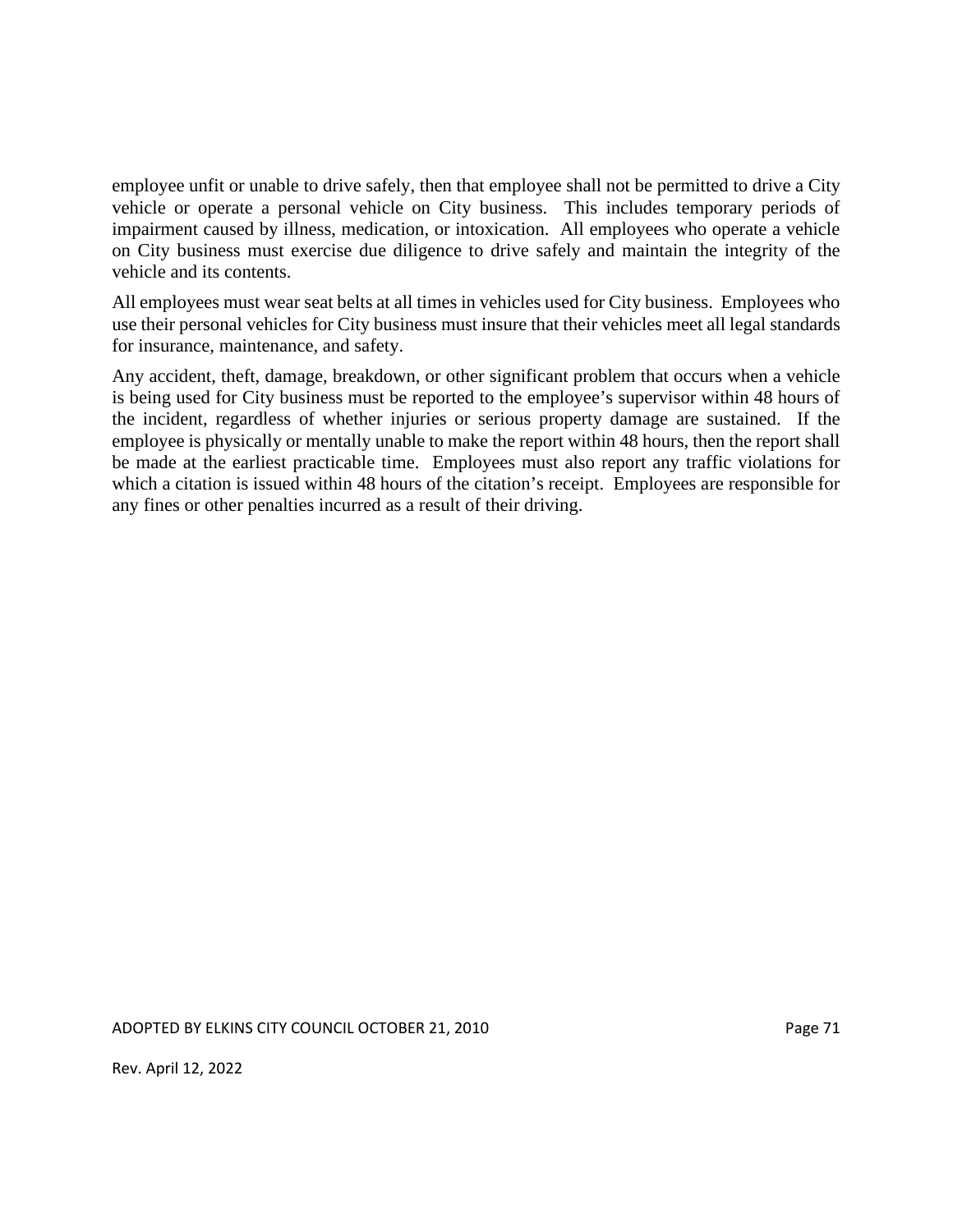employee unfit or unable to drive safely, then that employee shall not be permitted to drive a City vehicle or operate a personal vehicle on City business. This includes temporary periods of impairment caused by illness, medication, or intoxication. All employees who operate a vehicle on City business must exercise due diligence to drive safely and maintain the integrity of the vehicle and its contents.

All employees must wear seat belts at all times in vehicles used for City business. Employees who use their personal vehicles for City business must insure that their vehicles meet all legal standards for insurance, maintenance, and safety.

Any accident, theft, damage, breakdown, or other significant problem that occurs when a vehicle is being used for City business must be reported to the employee's supervisor within 48 hours of the incident, regardless of whether injuries or serious property damage are sustained. If the employee is physically or mentally unable to make the report within 48 hours, then the report shall be made at the earliest practicable time. Employees must also report any traffic violations for which a citation is issued within 48 hours of the citation's receipt. Employees are responsible for any fines or other penalties incurred as a result of their driving.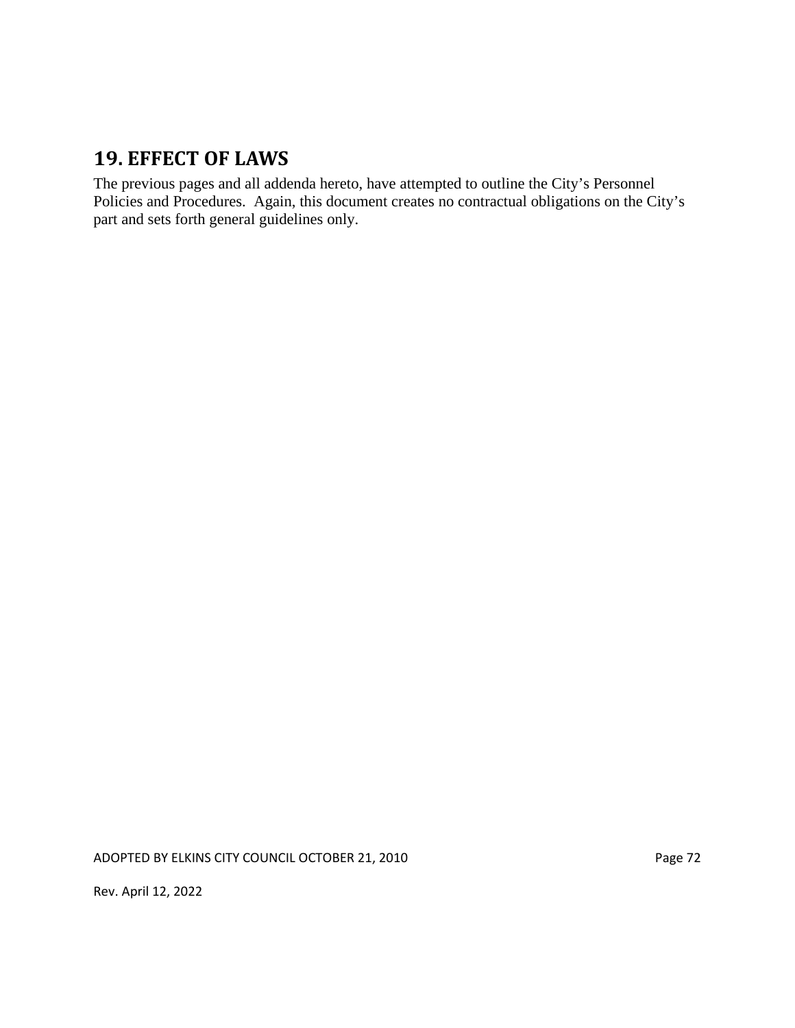## 19. EFFECT OF LAWS

The previous pages and all addenda hereto, have attempted to outline the City's Personnel Policies and Procedures. Again, this document creates no contractual obligations on the City's part and sets forth general guidelines only.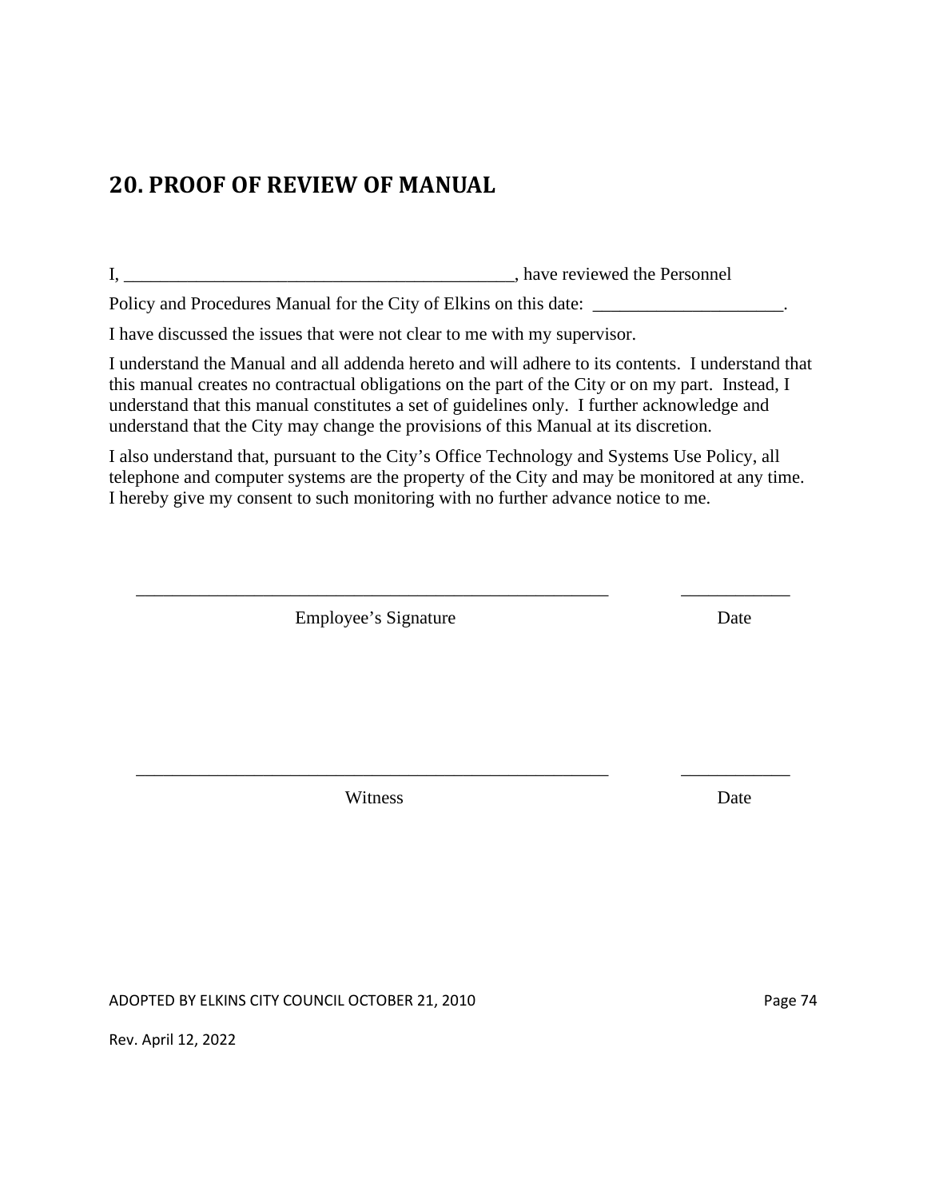## 20. PROOF OF REVIEW OF MANUAL

I, ___________________________________________, have reviewed the Personnel Policy and Procedures Manual for the City of Elkins on this date: _____________________.

I have discussed the issues that were not clear to me with my supervisor.

I understand the Manual and all addenda hereto and will adhere to its contents. I understand that this manual creates no contractual obligations on the part of the City or on my part. Instead, I understand that this manual constitutes a set of guidelines only. I further acknowledge and understand that the City may change the provisions of this Manual at its discretion.

I also understand that, pursuant to the City's Office Technology and Systems Use Policy, all telephone and computer systems are the property of the City and may be monitored at any time. I hereby give my consent to such monitoring with no further advance notice to me.

_____________________________________________________ ____________

Employee's Signature Date

_____________________________________________________ ____________

Witness Date

ADOPTED BY ELKINS CITY COUNCIL OCTOBER 21, 2010

Rev. April 12, 2022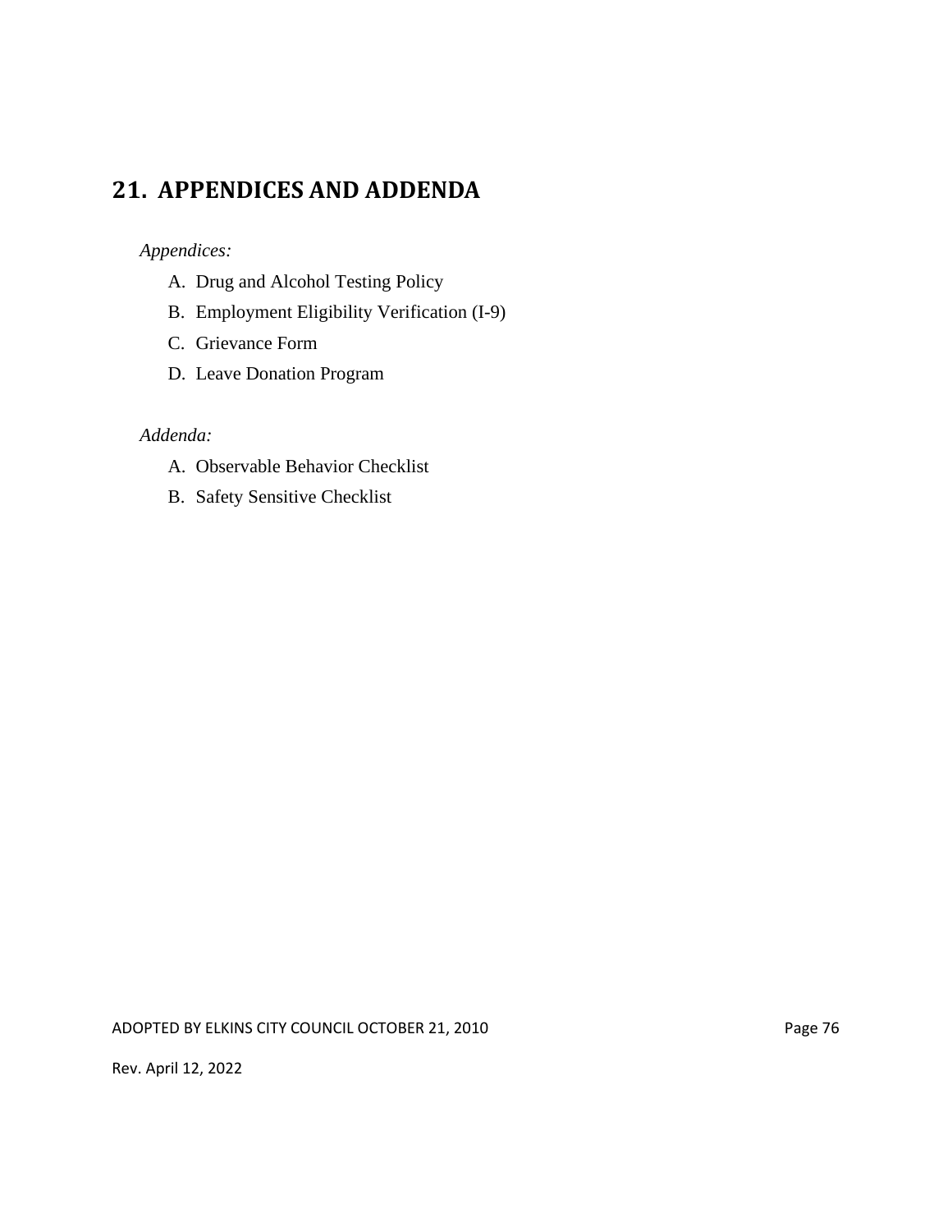## 21. APPENDICES AND ADDENDA

*Appendices:*

A. Drug and Alcohol Testing Policy
B. Employment Eligibility Verification (I-9)
C. Grievance Form
D. Leave Donation Program

*Addenda:*

A. Observable Behavior Checklist
B. Safety Sensitive Checklist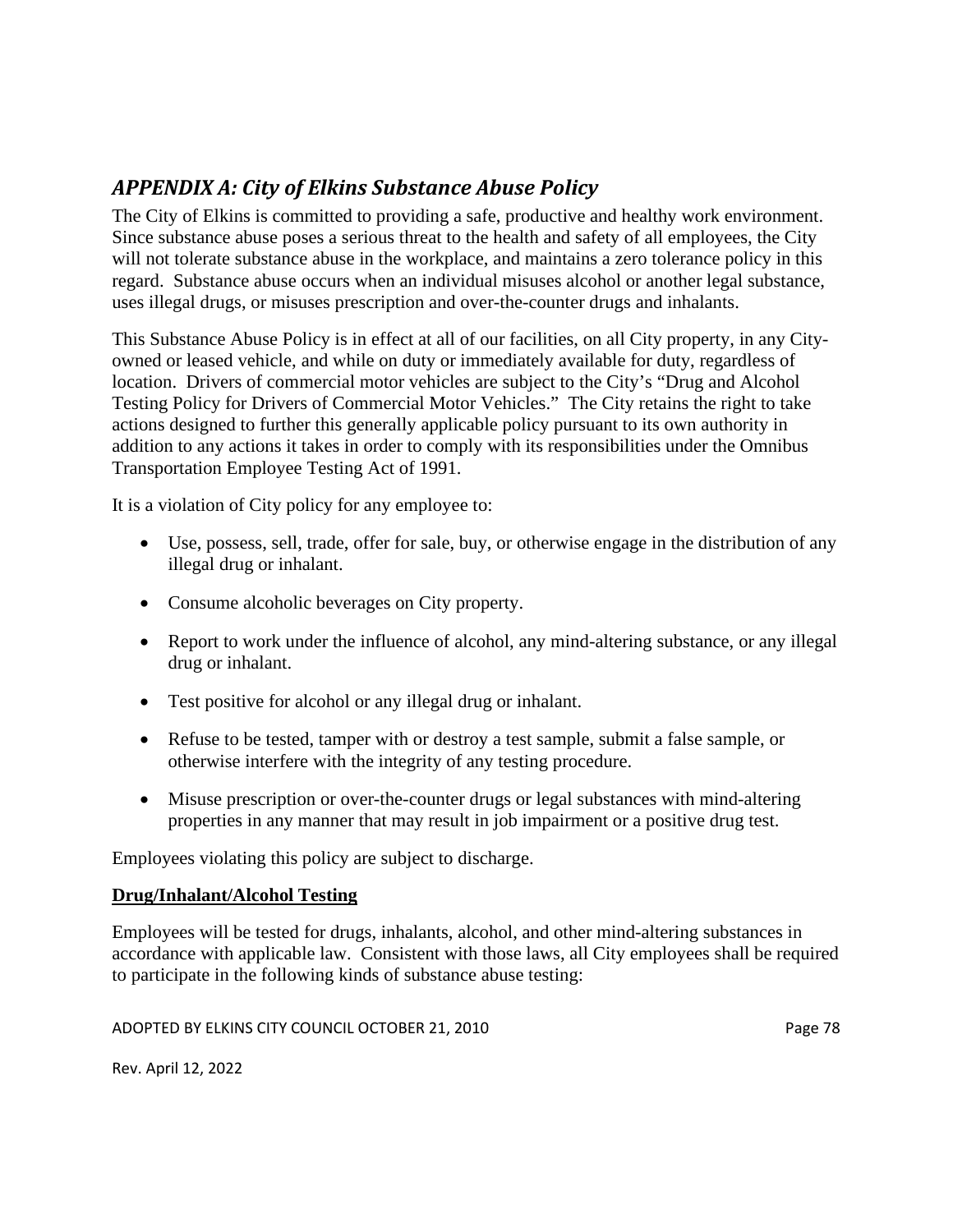## *APPENDIX A: City of Elkins Substance Abuse Policy*

The City of Elkins is committed to providing a safe, productive and healthy work environment. Since substance abuse poses a serious threat to the health and safety of all employees, the City will not tolerate substance abuse in the workplace, and maintains a zero tolerance policy in this regard. Substance abuse occurs when an individual misuses alcohol or another legal substance, uses illegal drugs, or misuses prescription and over-the-counter drugs and inhalants.

This Substance Abuse Policy is in effect at all of our facilities, on all City property, in any City-owned or leased vehicle, and while on duty or immediately available for duty, regardless of location. Drivers of commercial motor vehicles are subject to the City's "Drug and Alcohol Testing Policy for Drivers of Commercial Motor Vehicles." The City retains the right to take actions designed to further this generally applicable policy pursuant to its own authority in addition to any actions it takes in order to comply with its responsibilities under the Omnibus Transportation Employee Testing Act of 1991.

It is a violation of City policy for any employee to:

- Use, possess, sell, trade, offer for sale, buy, or otherwise engage in the distribution of any illegal drug or inhalant.
- Consume alcoholic beverages on City property.
- Report to work under the influence of alcohol, any mind-altering substance, or any illegal drug or inhalant.
- Test positive for alcohol or any illegal drug or inhalant.
- Refuse to be tested, tamper with or destroy a test sample, submit a false sample, or otherwise interfere with the integrity of any testing procedure.
- Misuse prescription or over-the-counter drugs or legal substances with mind-altering properties in any manner that may result in job impairment or a positive drug test.

Employees violating this policy are subject to discharge.

**Drug/Inhalant/Alcohol Testing**

Employees will be tested for drugs, inhalants, alcohol, and other mind-altering substances in accordance with applicable law. Consistent with those laws, all City employees shall be required to participate in the following kinds of substance abuse testing: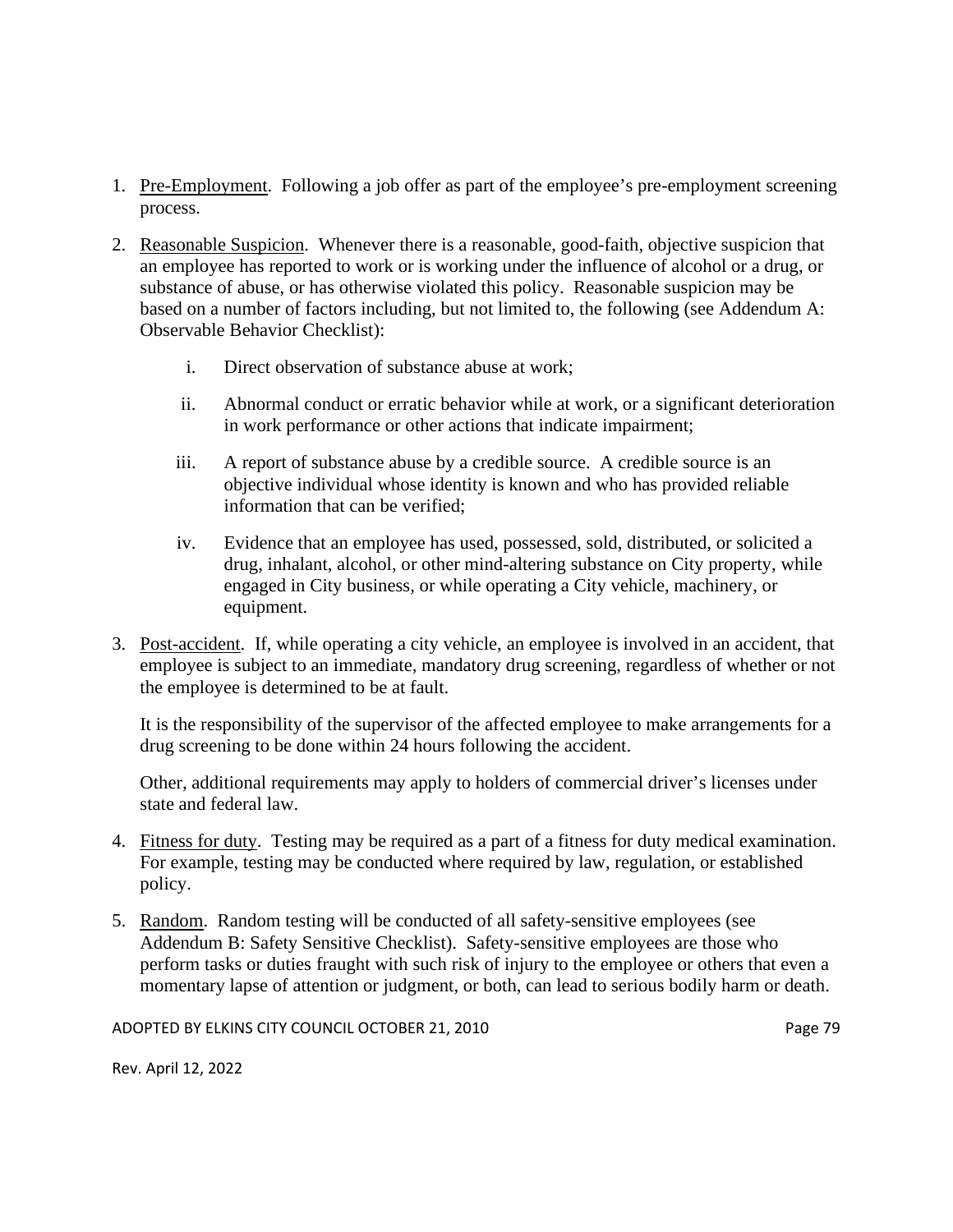1. <u>Pre-Employment</u>. Following a job offer as part of the employee's pre-employment screening process.

2. <u>Reasonable Suspicion</u>. Whenever there is a reasonable, good-faith, objective suspicion that an employee has reported to work or is working under the influence of alcohol or a drug, or substance of abuse, or has otherwise violated this policy. Reasonable suspicion may be based on a number of factors including, but not limited to, the following (see Addendum A: Observable Behavior Checklist):

    i. Direct observation of substance abuse at work;

    ii. Abnormal conduct or erratic behavior while at work, or a significant deterioration in work performance or other actions that indicate impairment;

    iii. A report of substance abuse by a credible source. A credible source is an objective individual whose identity is known and who has provided reliable information that can be verified;

    iv. Evidence that an employee has used, possessed, sold, distributed, or solicited a drug, inhalant, alcohol, or other mind-altering substance on City property, while engaged in City business, or while operating a City vehicle, machinery, or equipment.

3. <u>Post-accident</u>. If, while operating a city vehicle, an employee is involved in an accident, that employee is subject to an immediate, mandatory drug screening, regardless of whether or not the employee is determined to be at fault.

    It is the responsibility of the supervisor of the affected employee to make arrangements for a drug screening to be done within 24 hours following the accident.

    Other, additional requirements may apply to holders of commercial driver's licenses under state and federal law.

4. <u>Fitness for duty</u>. Testing may be required as a part of a fitness for duty medical examination. For example, testing may be conducted where required by law, regulation, or established policy.

5. <u>Random</u>. Random testing will be conducted of all safety-sensitive employees (see Addendum B: Safety Sensitive Checklist). Safety-sensitive employees are those who perform tasks or duties fraught with such risk of injury to the employee or others that even a momentary lapse of attention or judgment, or both, can lead to serious bodily harm or death.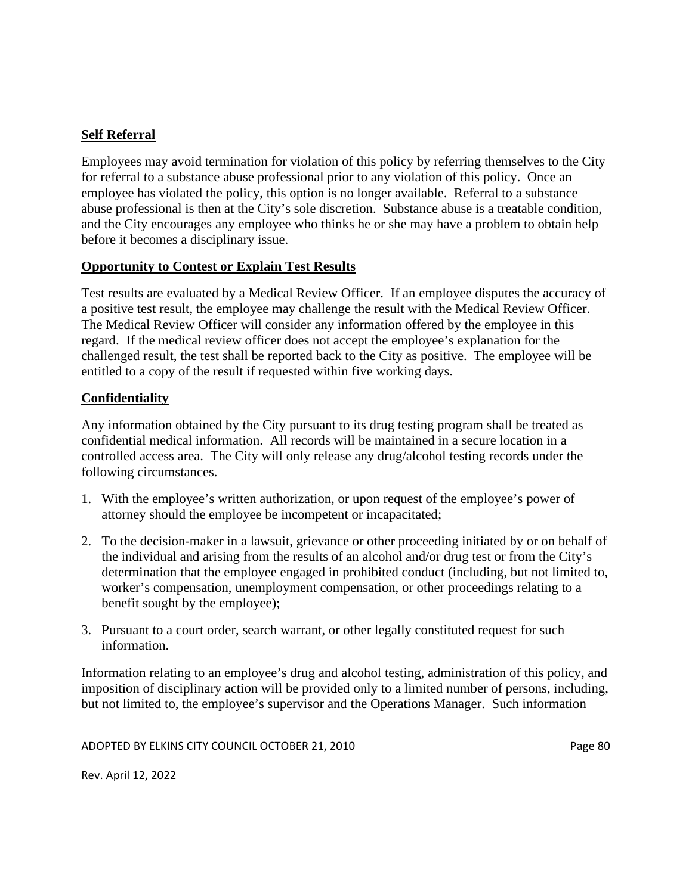**Self Referral**

Employees may avoid termination for violation of this policy by referring themselves to the City for referral to a substance abuse professional prior to any violation of this policy. Once an employee has violated the policy, this option is no longer available. Referral to a substance abuse professional is then at the City's sole discretion. Substance abuse is a treatable condition, and the City encourages any employee who thinks he or she may have a problem to obtain help before it becomes a disciplinary issue.

**Opportunity to Contest or Explain Test Results**

Test results are evaluated by a Medical Review Officer. If an employee disputes the accuracy of a positive test result, the employee may challenge the result with the Medical Review Officer. The Medical Review Officer will consider any information offered by the employee in this regard. If the medical review officer does not accept the employee's explanation for the challenged result, the test shall be reported back to the City as positive. The employee will be entitled to a copy of the result if requested within five working days.

**Confidentiality**

Any information obtained by the City pursuant to its drug testing program shall be treated as confidential medical information. All records will be maintained in a secure location in a controlled access area. The City will only release any drug/alcohol testing records under the following circumstances.

1. With the employee's written authorization, or upon request of the employee's power of attorney should the employee be incompetent or incapacitated;

2. To the decision-maker in a lawsuit, grievance or other proceeding initiated by or on behalf of the individual and arising from the results of an alcohol and/or drug test or from the City's determination that the employee engaged in prohibited conduct (including, but not limited to, worker's compensation, unemployment compensation, or other proceedings relating to a benefit sought by the employee);

3. Pursuant to a court order, search warrant, or other legally constituted request for such information.

Information relating to an employee's drug and alcohol testing, administration of this policy, and imposition of disciplinary action will be provided only to a limited number of persons, including, but not limited to, the employee's supervisor and the Operations Manager. Such information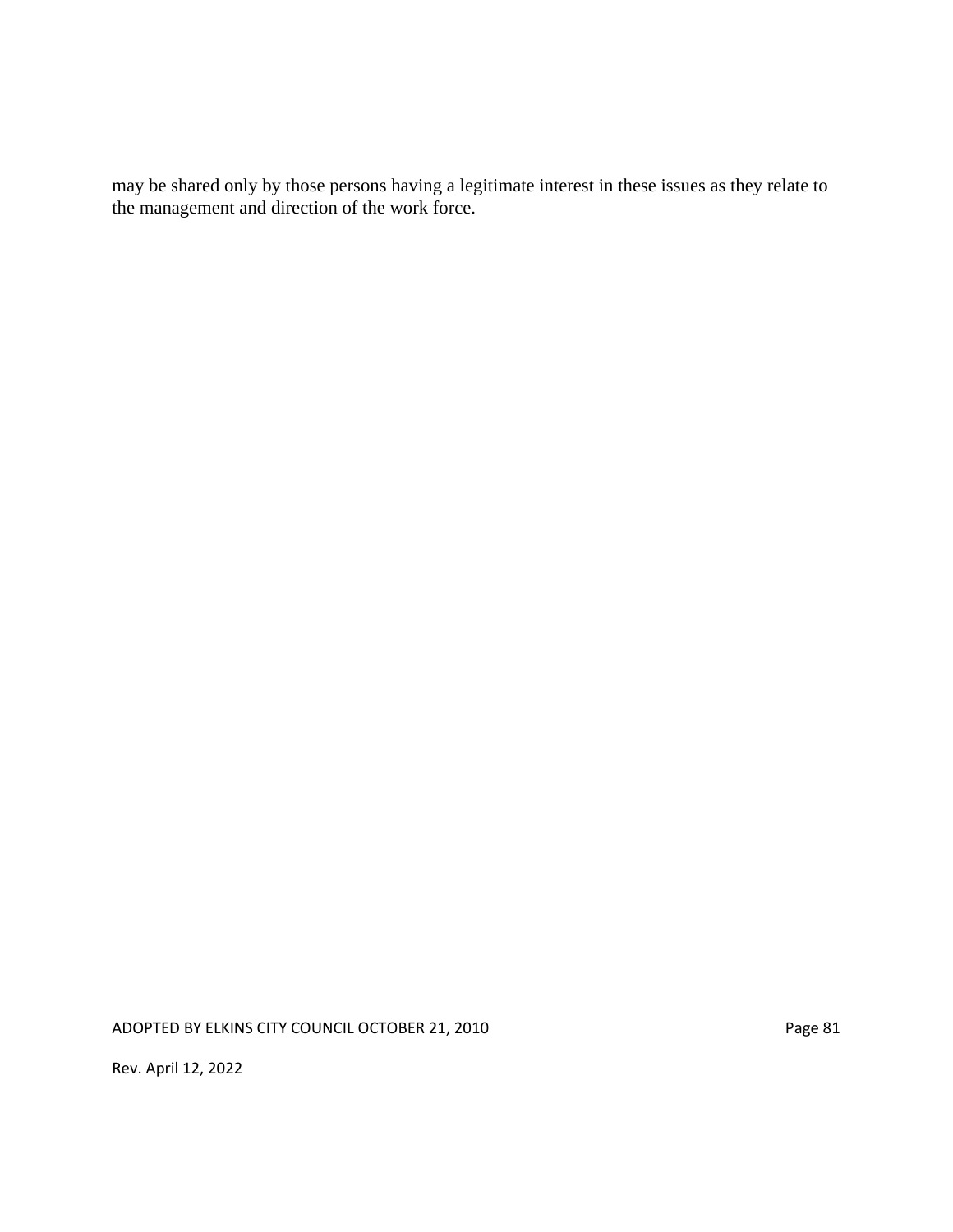may be shared only by those persons having a legitimate interest in these issues as they relate to the management and direction of the work force.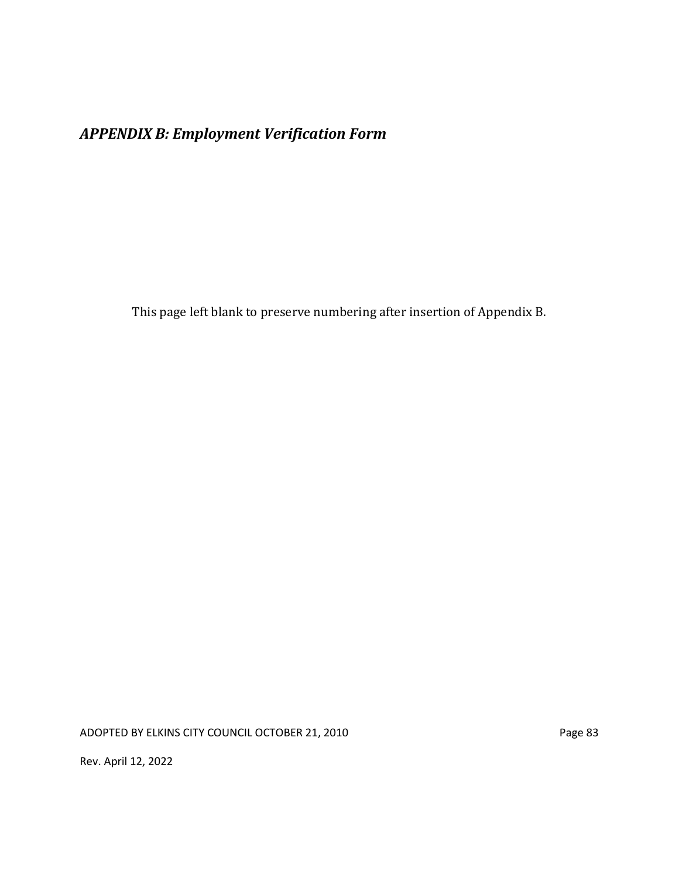## *APPENDIX B: Employment Verification Form*

This page left blank to preserve numbering after insertion of Appendix B.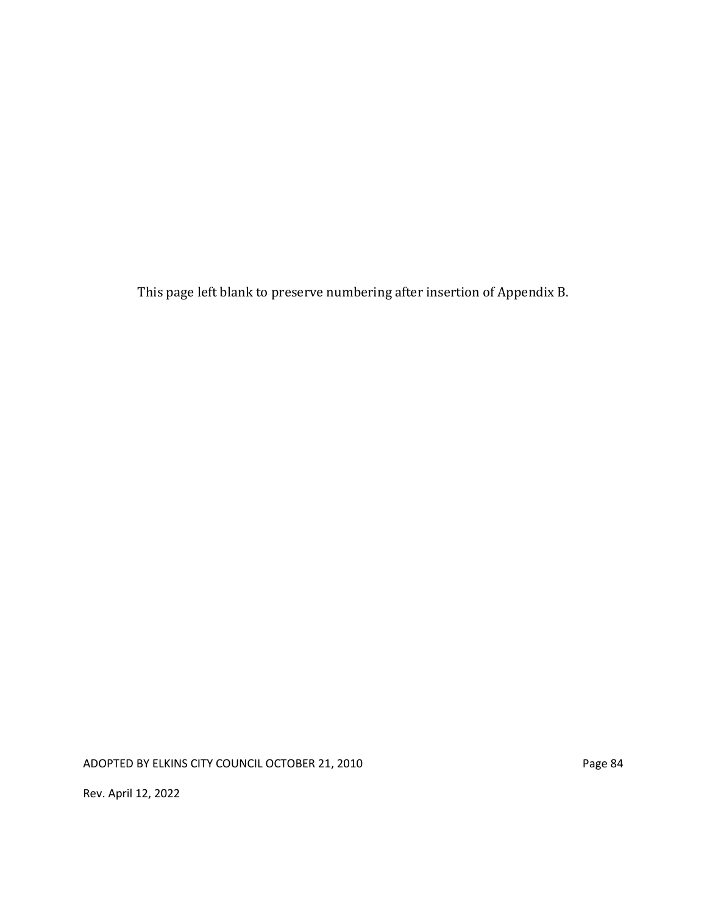This page left blank to preserve numbering after insertion of Appendix B.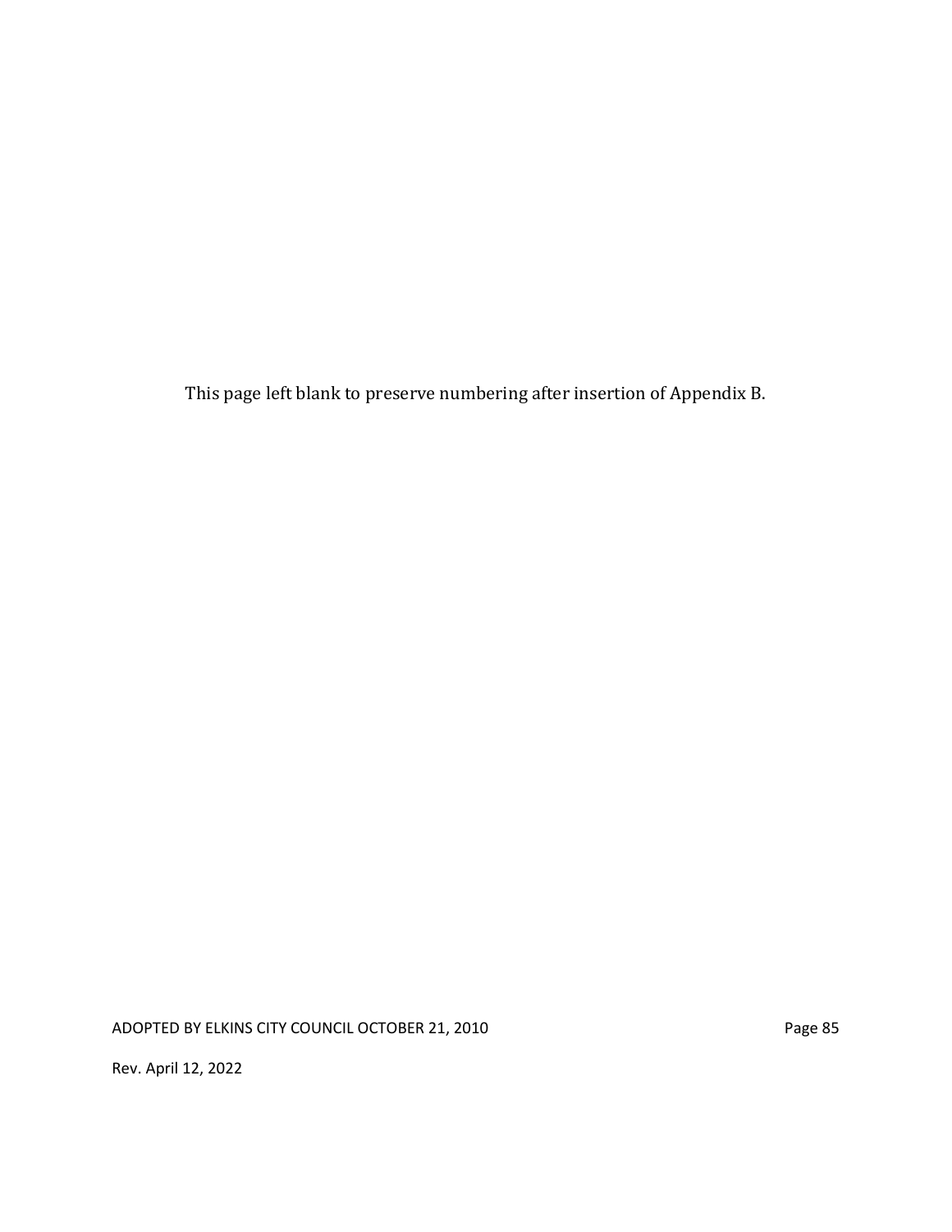This page left blank to preserve numbering after insertion of Appendix B.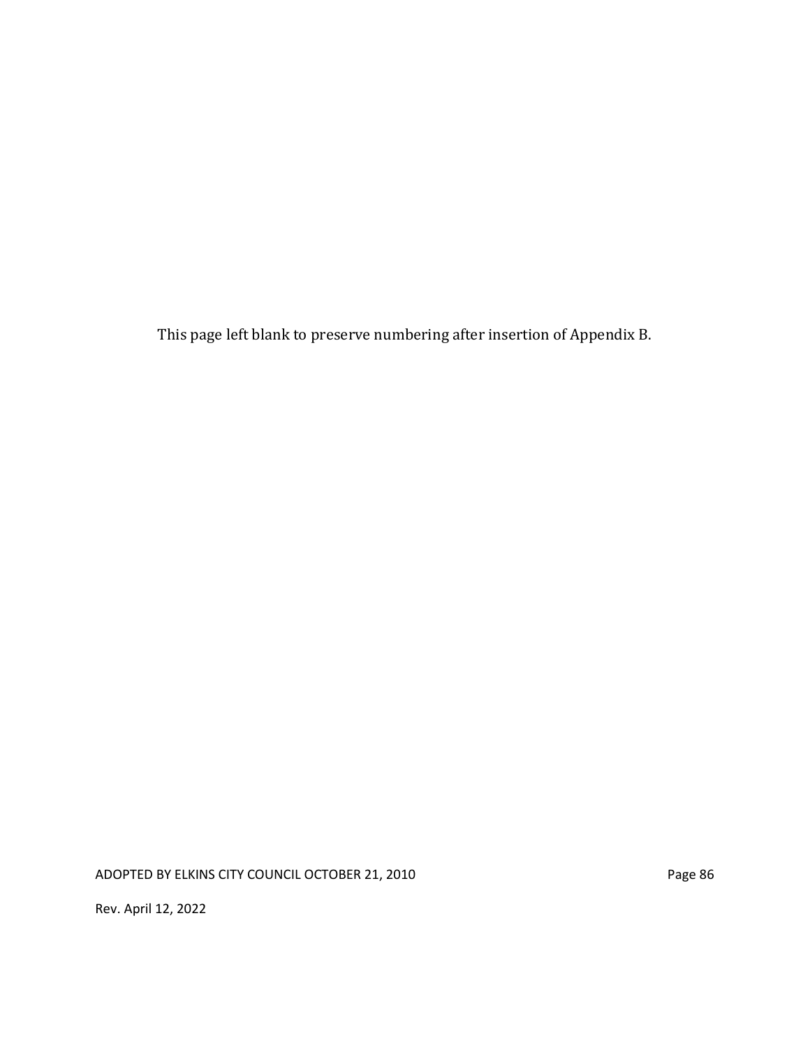This page left blank to preserve numbering after insertion of Appendix B.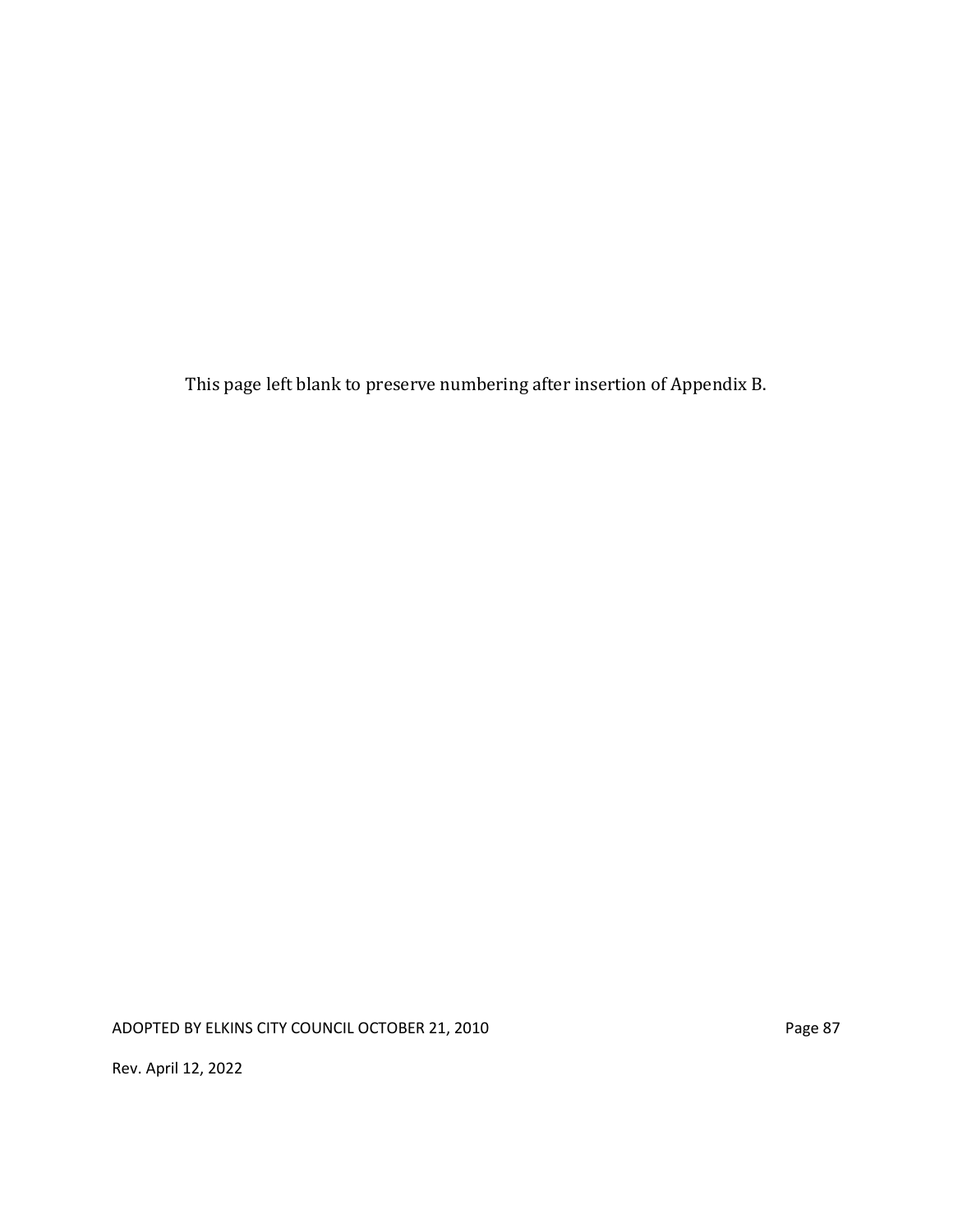This page left blank to preserve numbering after insertion of Appendix B.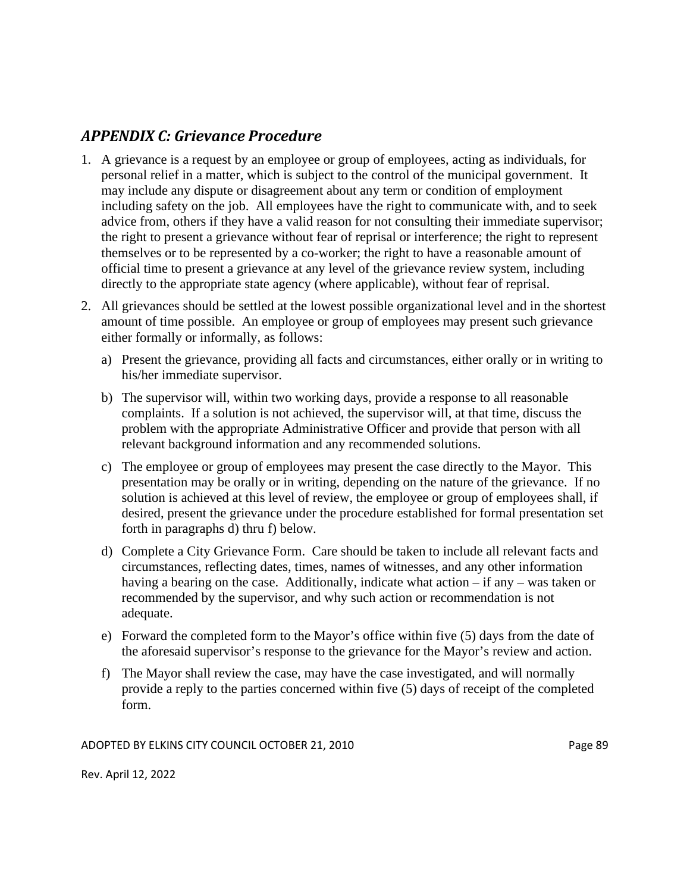## *APPENDIX C: Grievance Procedure*

1. A grievance is a request by an employee or group of employees, acting as individuals, for personal relief in a matter, which is subject to the control of the municipal government. It may include any dispute or disagreement about any term or condition of employment including safety on the job. All employees have the right to communicate with, and to seek advice from, others if they have a valid reason for not consulting their immediate supervisor; the right to present a grievance without fear of reprisal or interference; the right to represent themselves or to be represented by a co-worker; the right to have a reasonable amount of official time to present a grievance at any level of the grievance review system, including directly to the appropriate state agency (where applicable), without fear of reprisal.

2. All grievances should be settled at the lowest possible organizational level and in the shortest amount of time possible. An employee or group of employees may present such grievance either formally or informally, as follows:

   a) Present the grievance, providing all facts and circumstances, either orally or in writing to his/her immediate supervisor.

   b) The supervisor will, within two working days, provide a response to all reasonable complaints. If a solution is not achieved, the supervisor will, at that time, discuss the problem with the appropriate Administrative Officer and provide that person with all relevant background information and any recommended solutions.

   c) The employee or group of employees may present the case directly to the Mayor. This presentation may be orally or in writing, depending on the nature of the grievance. If no solution is achieved at this level of review, the employee or group of employees shall, if desired, present the grievance under the procedure established for formal presentation set forth in paragraphs d) thru f) below.

   d) Complete a City Grievance Form. Care should be taken to include all relevant facts and circumstances, reflecting dates, times, names of witnesses, and any other information having a bearing on the case. Additionally, indicate what action – if any – was taken or recommended by the supervisor, and why such action or recommendation is not adequate.

   e) Forward the completed form to the Mayor's office within five (5) days from the date of the aforesaid supervisor's response to the grievance for the Mayor's review and action.

   f) The Mayor shall review the case, may have the case investigated, and will normally provide a reply to the parties concerned within five (5) days of receipt of the completed form.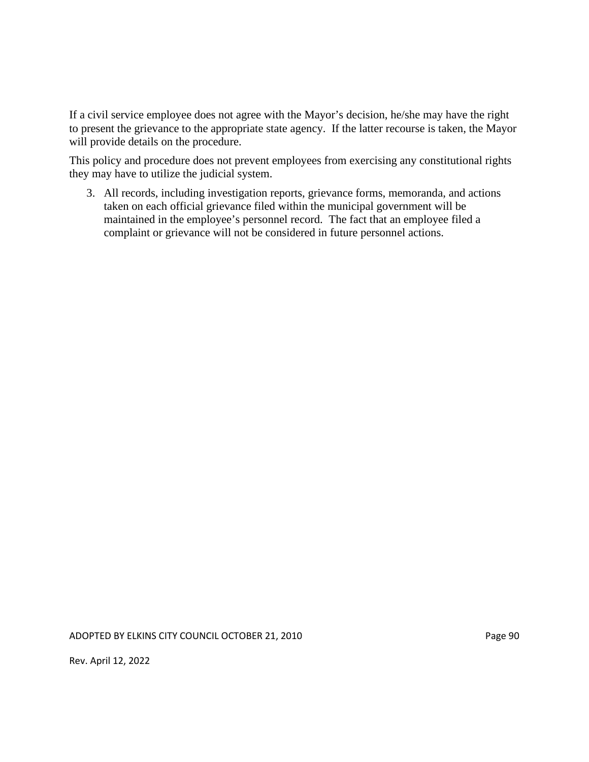If a civil service employee does not agree with the Mayor's decision, he/she may have the right to present the grievance to the appropriate state agency. If the latter recourse is taken, the Mayor will provide details on the procedure.

This policy and procedure does not prevent employees from exercising any constitutional rights they may have to utilize the judicial system.

3. All records, including investigation reports, grievance forms, memoranda, and actions taken on each official grievance filed within the municipal government will be maintained in the employee's personnel record. The fact that an employee filed a complaint or grievance will not be considered in future personnel actions.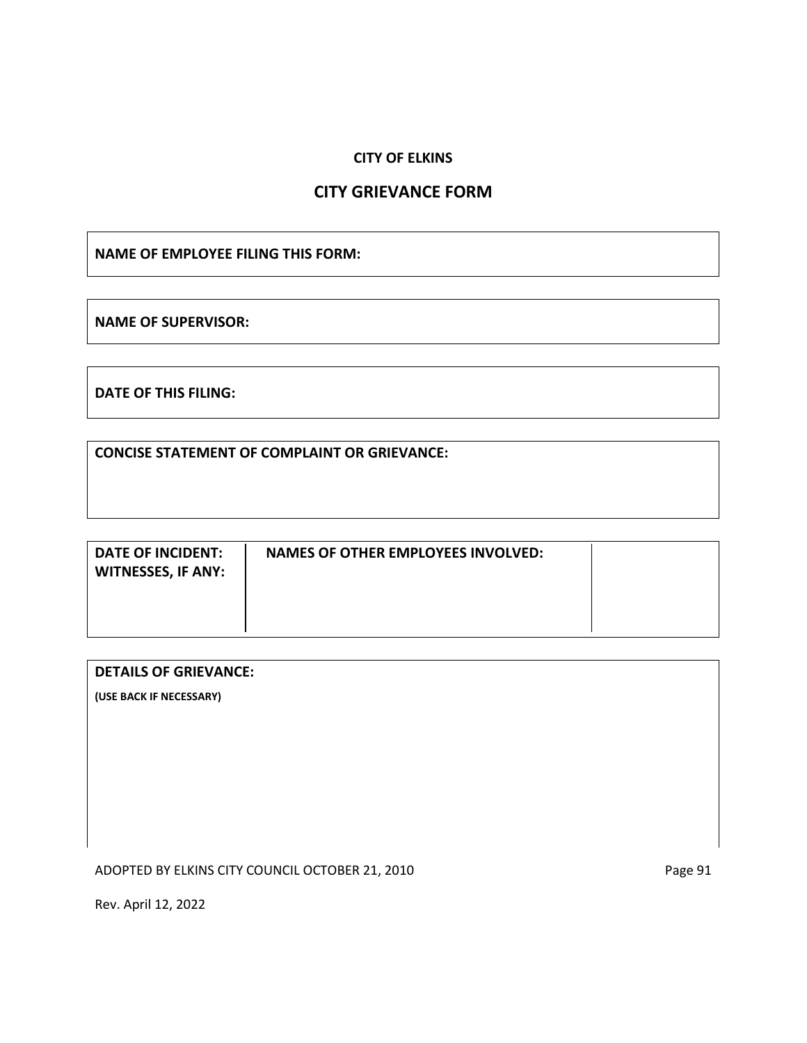**CITY OF ELKINS**

## CITY GRIEVANCE FORM

**NAME OF EMPLOYEE FILING THIS FORM:**

**NAME OF SUPERVISOR:**

**DATE OF THIS FILING:**

**CONCISE STATEMENT OF COMPLAINT OR GRIEVANCE:**

| DATE OF INCIDENT: WITNESSES, IF ANY: | NAMES OF OTHER EMPLOYEES INVOLVED: | |
|---|---|---|
| | | |

**DETAILS OF GRIEVANCE:**

**(USE BACK IF NECESSARY)**

ADOPTED BY ELKINS CITY COUNCIL OCTOBER 21, 2010

Rev. April 12, 2022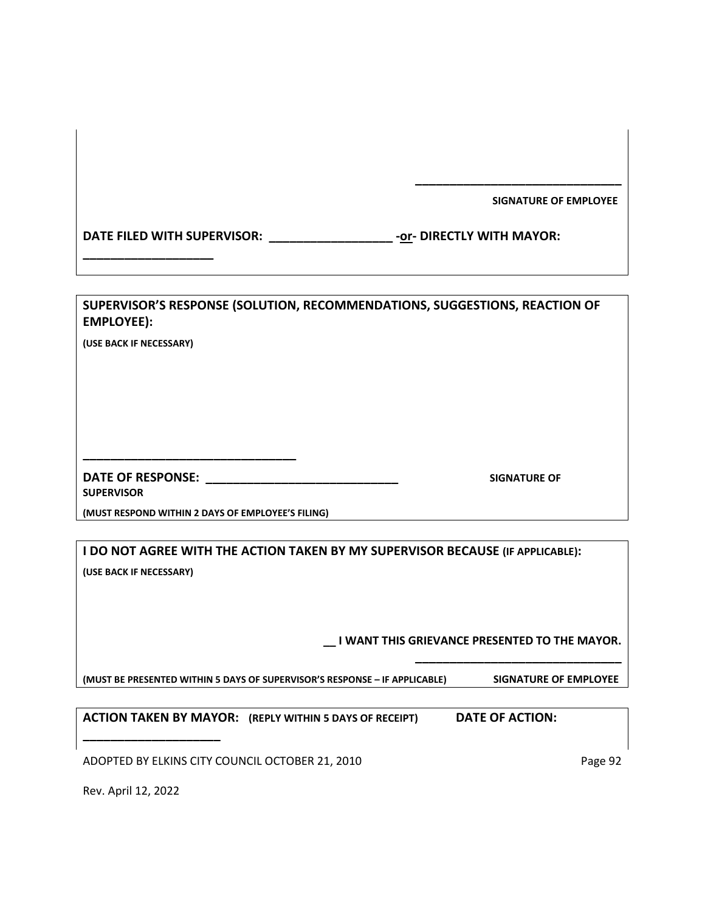\_\_\_\_\_\_\_\_\_\_\_\_\_\_\_\_\_\_\_\_\_\_\_\_\_\_\_\_\_\_\_\_

**SIGNATURE OF EMPLOYEE**

**DATE FILED WITH SUPERVISOR: \_\_\_\_\_\_\_\_\_\_\_\_\_\_\_\_\_\_ -<u>or</u>- DIRECTLY WITH MAYOR: \_\_\_\_\_\_\_\_\_\_\_\_\_\_\_\_\_\_\_**

---

**SUPERVISOR'S RESPONSE (SOLUTION, RECOMMENDATIONS, SUGGESTIONS, REACTION OF EMPLOYEE):**

**(USE BACK IF NECESSARY)**

\_\_\_\_\_\_\_\_\_\_\_\_\_\_\_\_\_\_\_\_\_\_\_\_\_\_\_\_\_\_\_\_

**DATE OF RESPONSE: \_\_\_\_\_\_\_\_\_\_\_\_\_\_\_\_\_\_\_\_\_\_\_\_\_\_\_\_\_ SIGNATURE OF SUPERVISOR**

**(MUST RESPOND WITHIN 2 DAYS OF EMPLOYEE'S FILING)**

---

**I DO NOT AGREE WITH THE ACTION TAKEN BY MY SUPERVISOR BECAUSE (IF APPLICABLE):**

**(USE BACK IF NECESSARY)**

**\_\_ I WANT THIS GRIEVANCE PRESENTED TO THE MAYOR.**

\_\_\_\_\_\_\_\_\_\_\_\_\_\_\_\_\_\_\_\_\_\_\_\_\_\_\_\_\_\_\_\_

**(MUST BE PRESENTED WITHIN 5 DAYS OF SUPERVISOR'S RESPONSE – IF APPLICABLE) SIGNATURE OF EMPLOYEE**

---

**ACTION TAKEN BY MAYOR: (REPLY WITHIN 5 DAYS OF RECEIPT) DATE OF ACTION: \_\_\_\_\_\_\_\_\_\_\_\_\_\_\_\_\_\_\_\_\_**

ADOPTED BY ELKINS CITY COUNCIL OCTOBER 21, 2010

Rev. April 12, 2022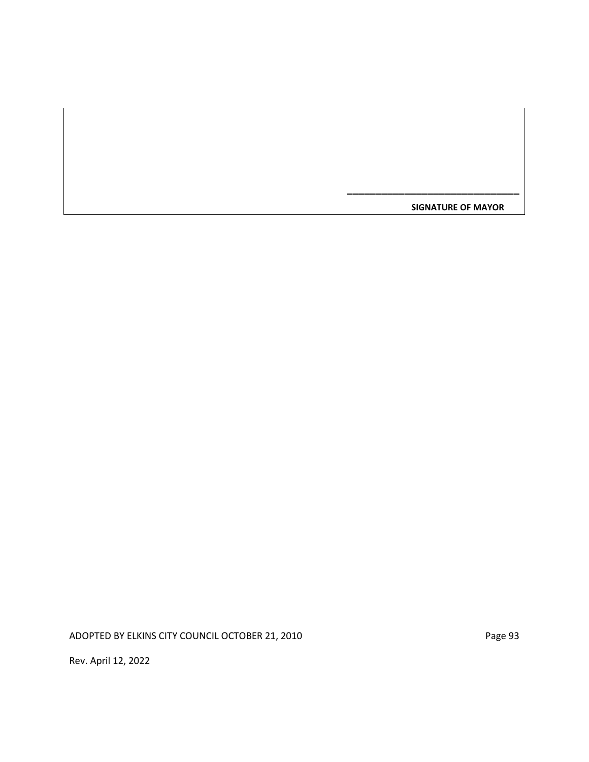\_\_\_\_\_\_\_\_\_\_\_\_\_\_\_\_\_\_\_\_\_\_\_\_\_\_\_\_\_\_\_\_\_

**SIGNATURE OF MAYOR**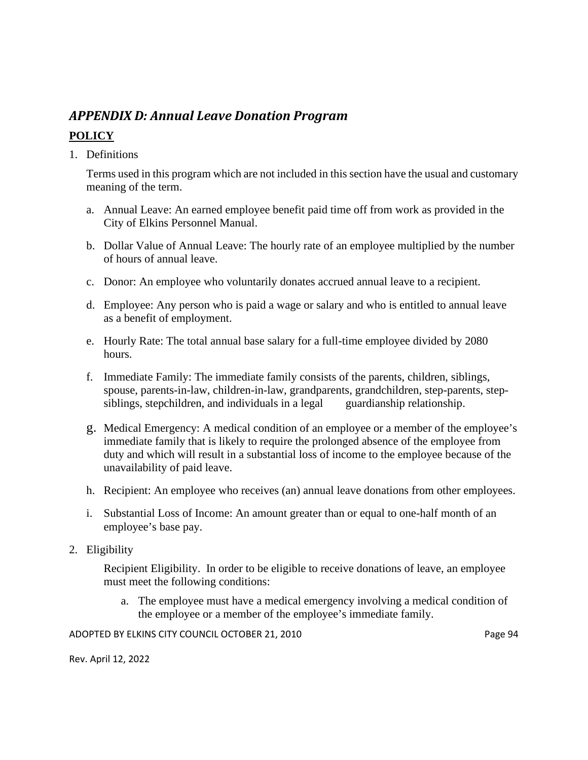## *APPENDIX D: Annual Leave Donation Program*

**POLICY**

1. Definitions

   Terms used in this program which are not included in this section have the usual and customary meaning of the term.

   a. Annual Leave: An earned employee benefit paid time off from work as provided in the City of Elkins Personnel Manual.

   b. Dollar Value of Annual Leave: The hourly rate of an employee multiplied by the number of hours of annual leave.

   c. Donor: An employee who voluntarily donates accrued annual leave to a recipient.

   d. Employee: Any person who is paid a wage or salary and who is entitled to annual leave as a benefit of employment.

   e. Hourly Rate: The total annual base salary for a full-time employee divided by 2080 hours.

   f. Immediate Family: The immediate family consists of the parents, children, siblings, spouse, parents-in-law, children-in-law, grandparents, grandchildren, step-parents, step-siblings, stepchildren, and individuals in a legal guardianship relationship.

   g. Medical Emergency: A medical condition of an employee or a member of the employee's immediate family that is likely to require the prolonged absence of the employee from duty and which will result in a substantial loss of income to the employee because of the unavailability of paid leave.

   h. Recipient: An employee who receives (an) annual leave donations from other employees.

   i. Substantial Loss of Income: An amount greater than or equal to one-half month of an employee's base pay.

2. Eligibility

   Recipient Eligibility. In order to be eligible to receive donations of leave, an employee must meet the following conditions:

   a. The employee must have a medical emergency involving a medical condition of the employee or a member of the employee's immediate family.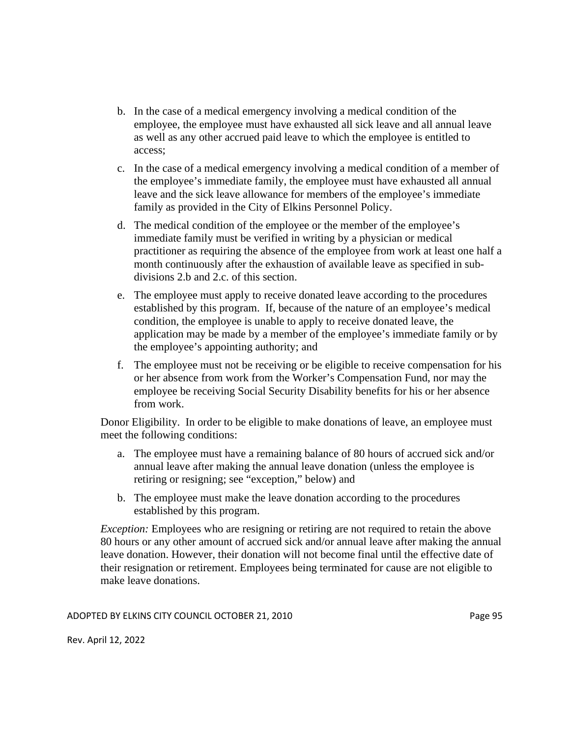b. In the case of a medical emergency involving a medical condition of the employee, the employee must have exhausted all sick leave and all annual leave as well as any other accrued paid leave to which the employee is entitled to access;

c. In the case of a medical emergency involving a medical condition of a member of the employee's immediate family, the employee must have exhausted all annual leave and the sick leave allowance for members of the employee's immediate family as provided in the City of Elkins Personnel Policy.

d. The medical condition of the employee or the member of the employee's immediate family must be verified in writing by a physician or medical practitioner as requiring the absence of the employee from work at least one half a month continuously after the exhaustion of available leave as specified in sub-divisions 2.b and 2.c. of this section.

e. The employee must apply to receive donated leave according to the procedures established by this program. If, because of the nature of an employee's medical condition, the employee is unable to apply to receive donated leave, the application may be made by a member of the employee's immediate family or by the employee's appointing authority; and

f. The employee must not be receiving or be eligible to receive compensation for his or her absence from work from the Worker's Compensation Fund, nor may the employee be receiving Social Security Disability benefits for his or her absence from work.

Donor Eligibility. In order to be eligible to make donations of leave, an employee must meet the following conditions:

a. The employee must have a remaining balance of 80 hours of accrued sick and/or annual leave after making the annual leave donation (unless the employee is retiring or resigning; see "exception," below) and

b. The employee must make the leave donation according to the procedures established by this program.

*Exception:* Employees who are resigning or retiring are not required to retain the above 80 hours or any other amount of accrued sick and/or annual leave after making the annual leave donation. However, their donation will not become final until the effective date of their resignation or retirement. Employees being terminated for cause are not eligible to make leave donations.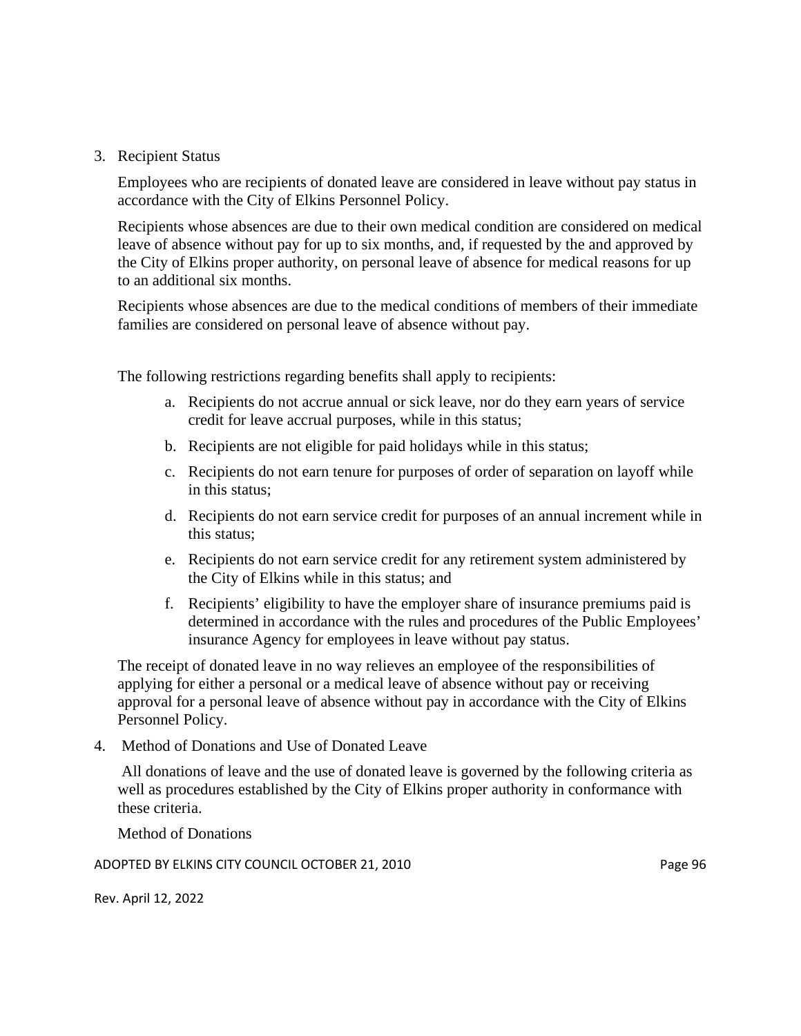3. Recipient Status

   Employees who are recipients of donated leave are considered in leave without pay status in accordance with the City of Elkins Personnel Policy.

   Recipients whose absences are due to their own medical condition are considered on medical leave of absence without pay for up to six months, and, if requested by the and approved by the City of Elkins proper authority, on personal leave of absence for medical reasons for up to an additional six months.

   Recipients whose absences are due to the medical conditions of members of their immediate families are considered on personal leave of absence without pay.

   The following restrictions regarding benefits shall apply to recipients:

   a. Recipients do not accrue annual or sick leave, nor do they earn years of service credit for leave accrual purposes, while in this status;
   b. Recipients are not eligible for paid holidays while in this status;
   c. Recipients do not earn tenure for purposes of order of separation on layoff while in this status;
   d. Recipients do not earn service credit for purposes of an annual increment while in this status;
   e. Recipients do not earn service credit for any retirement system administered by the City of Elkins while in this status; and
   f. Recipients' eligibility to have the employer share of insurance premiums paid is determined in accordance with the rules and procedures of the Public Employees' insurance Agency for employees in leave without pay status.

   The receipt of donated leave in no way relieves an employee of the responsibilities of applying for either a personal or a medical leave of absence without pay or receiving approval for a personal leave of absence without pay in accordance with the City of Elkins Personnel Policy.

4. Method of Donations and Use of Donated Leave

   All donations of leave and the use of donated leave is governed by the following criteria as well as procedures established by the City of Elkins proper authority in conformance with these criteria.

   Method of Donations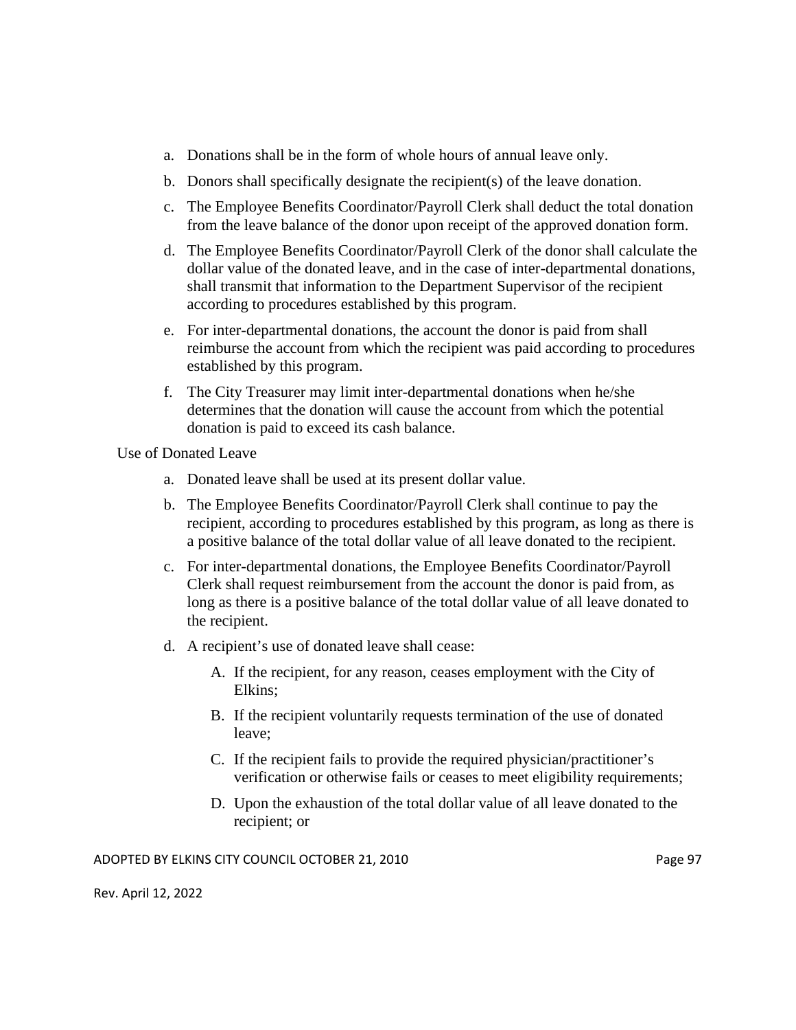a. Donations shall be in the form of whole hours of annual leave only.

b. Donors shall specifically designate the recipient(s) of the leave donation.

c. The Employee Benefits Coordinator/Payroll Clerk shall deduct the total donation from the leave balance of the donor upon receipt of the approved donation form.

d. The Employee Benefits Coordinator/Payroll Clerk of the donor shall calculate the dollar value of the donated leave, and in the case of inter-departmental donations, shall transmit that information to the Department Supervisor of the recipient according to procedures established by this program.

e. For inter-departmental donations, the account the donor is paid from shall reimburse the account from which the recipient was paid according to procedures established by this program.

f. The City Treasurer may limit inter-departmental donations when he/she determines that the donation will cause the account from which the potential donation is paid to exceed its cash balance.

Use of Donated Leave

a. Donated leave shall be used at its present dollar value.

b. The Employee Benefits Coordinator/Payroll Clerk shall continue to pay the recipient, according to procedures established by this program, as long as there is a positive balance of the total dollar value of all leave donated to the recipient.

c. For inter-departmental donations, the Employee Benefits Coordinator/Payroll Clerk shall request reimbursement from the account the donor is paid from, as long as there is a positive balance of the total dollar value of all leave donated to the recipient.

d. A recipient's use of donated leave shall cease:

    A. If the recipient, for any reason, ceases employment with the City of Elkins;

    B. If the recipient voluntarily requests termination of the use of donated leave;

    C. If the recipient fails to provide the required physician/practitioner's verification or otherwise fails or ceases to meet eligibility requirements;

    D. Upon the exhaustion of the total dollar value of all leave donated to the recipient; or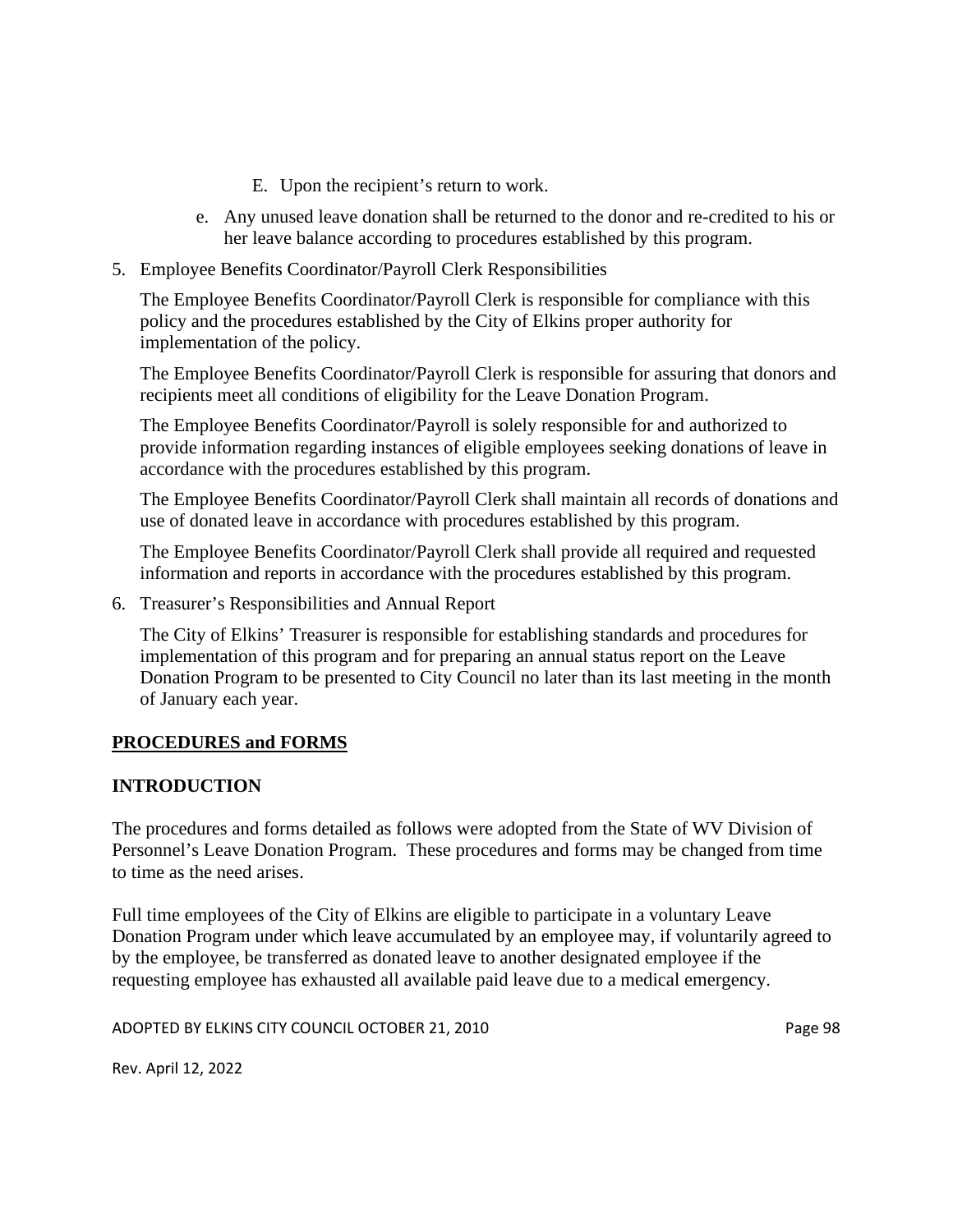E. Upon the recipient's return to work.

e. Any unused leave donation shall be returned to the donor and re-credited to his or her leave balance according to procedures established by this program.

5. Employee Benefits Coordinator/Payroll Clerk Responsibilities

   The Employee Benefits Coordinator/Payroll Clerk is responsible for compliance with this policy and the procedures established by the City of Elkins proper authority for implementation of the policy.

   The Employee Benefits Coordinator/Payroll Clerk is responsible for assuring that donors and recipients meet all conditions of eligibility for the Leave Donation Program.

   The Employee Benefits Coordinator/Payroll is solely responsible for and authorized to provide information regarding instances of eligible employees seeking donations of leave in accordance with the procedures established by this program.

   The Employee Benefits Coordinator/Payroll Clerk shall maintain all records of donations and use of donated leave in accordance with procedures established by this program.

   The Employee Benefits Coordinator/Payroll Clerk shall provide all required and requested information and reports in accordance with the procedures established by this program.

6. Treasurer's Responsibilities and Annual Report

   The City of Elkins' Treasurer is responsible for establishing standards and procedures for implementation of this program and for preparing an annual status report on the Leave Donation Program to be presented to City Council no later than its last meeting in the month of January each year.

## PROCEDURES and FORMS

## INTRODUCTION

The procedures and forms detailed as follows were adopted from the State of WV Division of Personnel's Leave Donation Program. These procedures and forms may be changed from time to time as the need arises.

Full time employees of the City of Elkins are eligible to participate in a voluntary Leave Donation Program under which leave accumulated by an employee may, if voluntarily agreed to by the employee, be transferred as donated leave to another designated employee if the requesting employee has exhausted all available paid leave due to a medical emergency.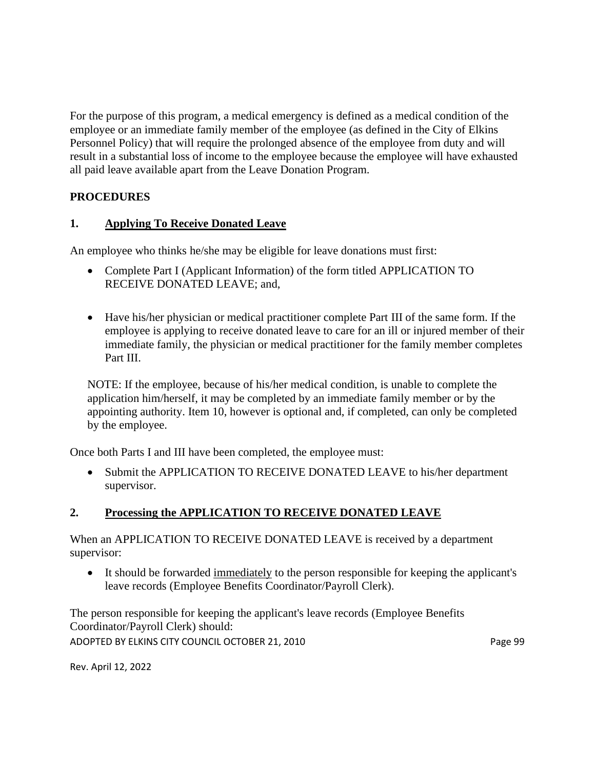For the purpose of this program, a medical emergency is defined as a medical condition of the employee or an immediate family member of the employee (as defined in the City of Elkins Personnel Policy) that will require the prolonged absence of the employee from duty and will result in a substantial loss of income to the employee because the employee will have exhausted all paid leave available apart from the Leave Donation Program.

**PROCEDURES**

**1. <u>Applying To Receive Donated Leave</u>**

An employee who thinks he/she may be eligible for leave donations must first:

- Complete Part I (Applicant Information) of the form titled APPLICATION TO RECEIVE DONATED LEAVE; and,

- Have his/her physician or medical practitioner complete Part III of the same form. If the employee is applying to receive donated leave to care for an ill or injured member of their immediate family, the physician or medical practitioner for the family member completes Part III.

NOTE: If the employee, because of his/her medical condition, is unable to complete the application him/herself, it may be completed by an immediate family member or by the appointing authority. Item 10, however is optional and, if completed, can only be completed by the employee.

Once both Parts I and III have been completed, the employee must:

- Submit the APPLICATION TO RECEIVE DONATED LEAVE to his/her department supervisor.

**2. <u>Processing the APPLICATION TO RECEIVE DONATED LEAVE</u>**

When an APPLICATION TO RECEIVE DONATED LEAVE is received by a department supervisor:

- It should be forwarded <u>immediately</u> to the person responsible for keeping the applicant's leave records (Employee Benefits Coordinator/Payroll Clerk).

The person responsible for keeping the applicant's leave records (Employee Benefits Coordinator/Payroll Clerk) should: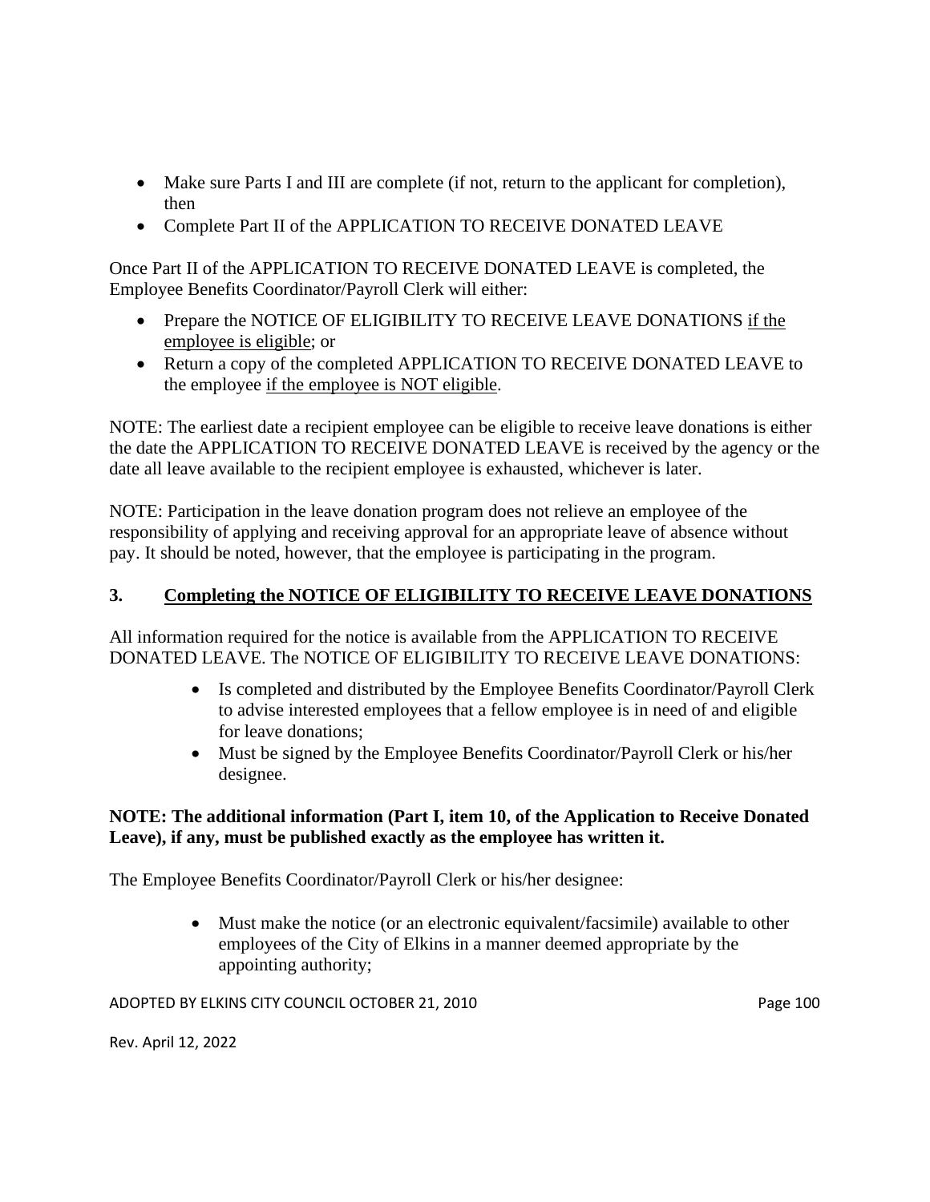- Make sure Parts I and III are complete (if not, return to the applicant for completion), then
- Complete Part II of the APPLICATION TO RECEIVE DONATED LEAVE

Once Part II of the APPLICATION TO RECEIVE DONATED LEAVE is completed, the Employee Benefits Coordinator/Payroll Clerk will either:

- Prepare the NOTICE OF ELIGIBILITY TO RECEIVE LEAVE DONATIONS <u>if the employee is eligible</u>; or
- Return a copy of the completed APPLICATION TO RECEIVE DONATED LEAVE to the employee <u>if the employee is NOT eligible</u>.

NOTE: The earliest date a recipient employee can be eligible to receive leave donations is either the date the APPLICATION TO RECEIVE DONATED LEAVE is received by the agency or the date all leave available to the recipient employee is exhausted, whichever is later.

NOTE: Participation in the leave donation program does not relieve an employee of the responsibility of applying and receiving approval for an appropriate leave of absence without pay. It should be noted, however, that the employee is participating in the program.

### 3. <u>Completing the NOTICE OF ELIGIBILITY TO RECEIVE LEAVE DONATIONS</u>

All information required for the notice is available from the APPLICATION TO RECEIVE DONATED LEAVE. The NOTICE OF ELIGIBILITY TO RECEIVE LEAVE DONATIONS:

- Is completed and distributed by the Employee Benefits Coordinator/Payroll Clerk to advise interested employees that a fellow employee is in need of and eligible for leave donations;
- Must be signed by the Employee Benefits Coordinator/Payroll Clerk or his/her designee.

**NOTE: The additional information (Part I, item 10, of the Application to Receive Donated Leave), if any, must be published exactly as the employee has written it.**

The Employee Benefits Coordinator/Payroll Clerk or his/her designee:

- Must make the notice (or an electronic equivalent/facsimile) available to other employees of the City of Elkins in a manner deemed appropriate by the appointing authority;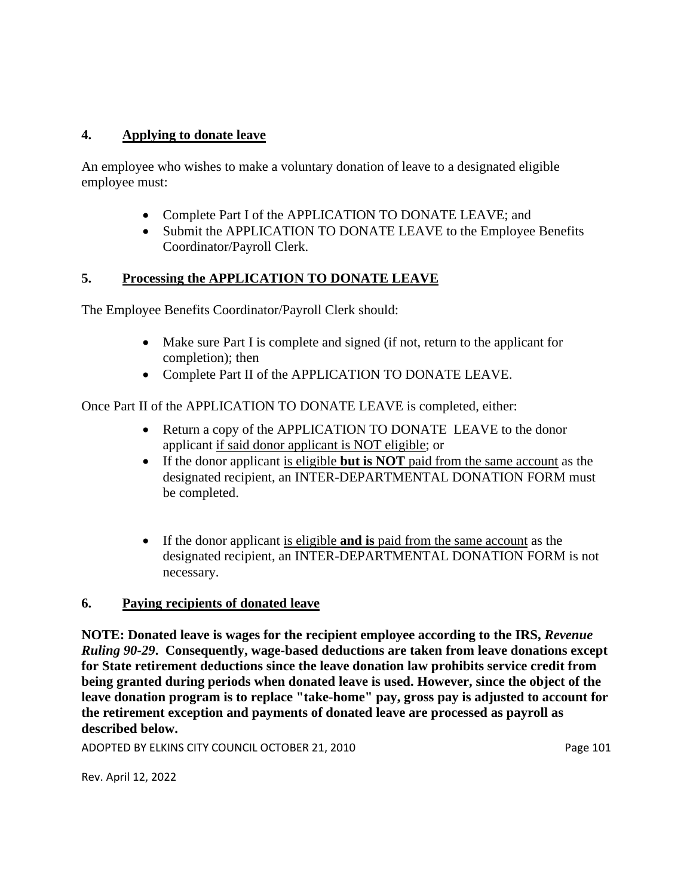## 4. Applying to donate leave

An employee who wishes to make a voluntary donation of leave to a designated eligible employee must:

- Complete Part I of the APPLICATION TO DONATE LEAVE; and
- Submit the APPLICATION TO DONATE LEAVE to the Employee Benefits Coordinator/Payroll Clerk.

## 5. Processing the APPLICATION TO DONATE LEAVE

The Employee Benefits Coordinator/Payroll Clerk should:

- Make sure Part I is complete and signed (if not, return to the applicant for completion); then
- Complete Part II of the APPLICATION TO DONATE LEAVE.

Once Part II of the APPLICATION TO DONATE LEAVE is completed, either:

- Return a copy of the APPLICATION TO DONATE LEAVE to the donor applicant <u>if said donor applicant is NOT eligible</u>; or
- If the donor applicant <u>is eligible **but is NOT** paid from the same account</u> as the designated recipient, an INTER-DEPARTMENTAL DONATION FORM must be completed.
- If the donor applicant <u>is eligible **and is** paid from the same account</u> as the designated recipient, an INTER-DEPARTMENTAL DONATION FORM is not necessary.

## 6. Paying recipients of donated leave

**NOTE: Donated leave is wages for the recipient employee according to the IRS, *Revenue Ruling 90-29*. Consequently, wage-based deductions are taken from leave donations except for State retirement deductions since the leave donation law prohibits service credit from being granted during periods when donated leave is used. However, since the object of the leave donation program is to replace "take-home" pay, gross pay is adjusted to account for the retirement exception and payments of donated leave are processed as payroll as described below.**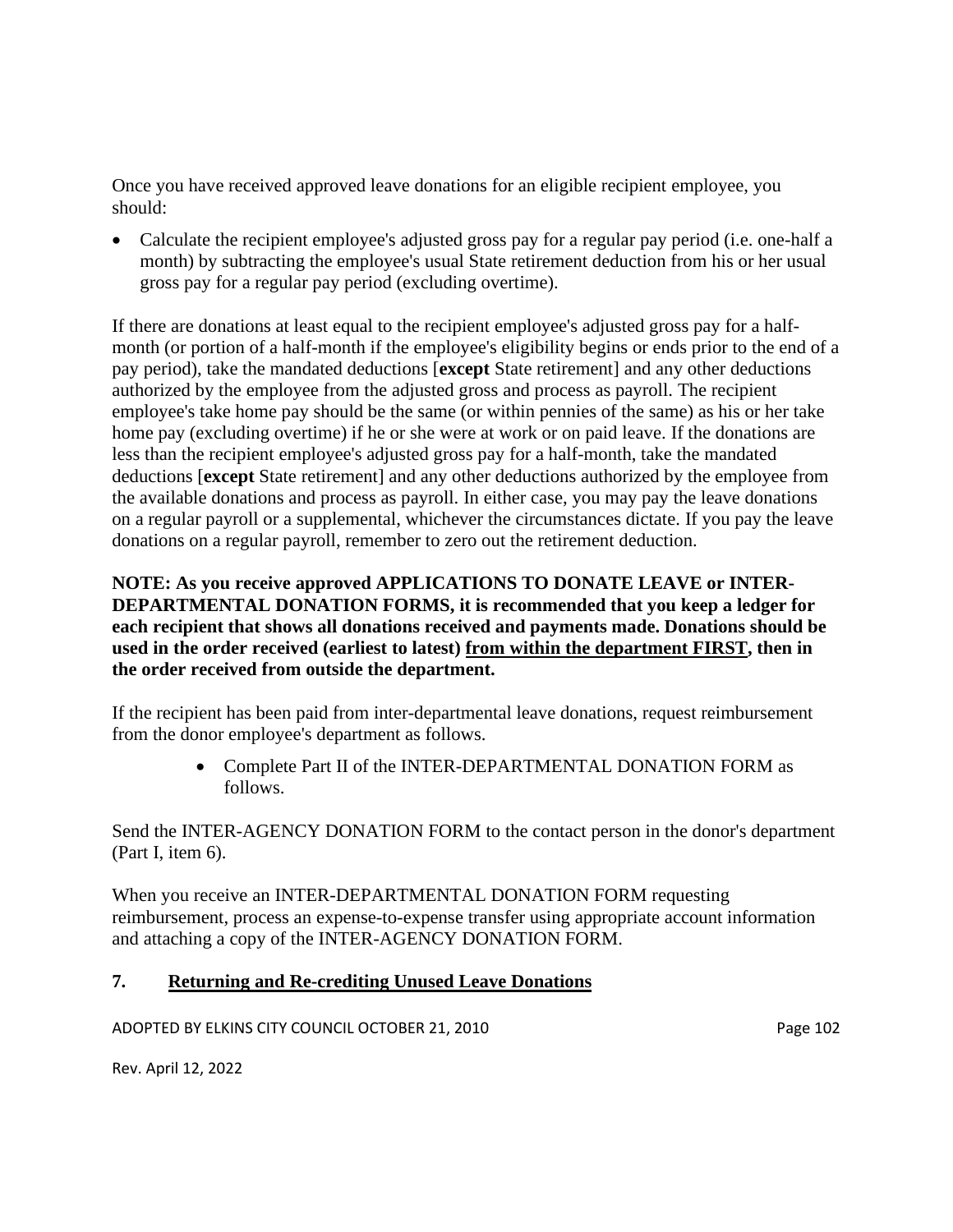Once you have received approved leave donations for an eligible recipient employee, you should:

- Calculate the recipient employee's adjusted gross pay for a regular pay period (i.e. one-half a month) by subtracting the employee's usual State retirement deduction from his or her usual gross pay for a regular pay period (excluding overtime).

If there are donations at least equal to the recipient employee's adjusted gross pay for a half-month (or portion of a half-month if the employee's eligibility begins or ends prior to the end of a pay period), take the mandated deductions [**except** State retirement] and any other deductions authorized by the employee from the adjusted gross and process as payroll. The recipient employee's take home pay should be the same (or within pennies of the same) as his or her take home pay (excluding overtime) if he or she were at work or on paid leave. If the donations are less than the recipient employee's adjusted gross pay for a half-month, take the mandated deductions [**except** State retirement] and any other deductions authorized by the employee from the available donations and process as payroll. In either case, you may pay the leave donations on a regular payroll or a supplemental, whichever the circumstances dictate. If you pay the leave donations on a regular payroll, remember to zero out the retirement deduction.

**NOTE: As you receive approved APPLICATIONS TO DONATE LEAVE or INTER-DEPARTMENTAL DONATION FORMS, it is recommended that you keep a ledger for each recipient that shows all donations received and payments made. Donations should be used in the order received (earliest to latest) <u>from within the department FIRST</u>, then in the order received from outside the department.**

If the recipient has been paid from inter-departmental leave donations, request reimbursement from the donor employee's department as follows.

- Complete Part II of the INTER-DEPARTMENTAL DONATION FORM as follows.

Send the INTER-AGENCY DONATION FORM to the contact person in the donor's department (Part I, item 6).

When you receive an INTER-DEPARTMENTAL DONATION FORM requesting reimbursement, process an expense-to-expense transfer using appropriate account information and attaching a copy of the INTER-AGENCY DONATION FORM.

### 7. <u>Returning and Re-crediting Unused Leave Donations</u>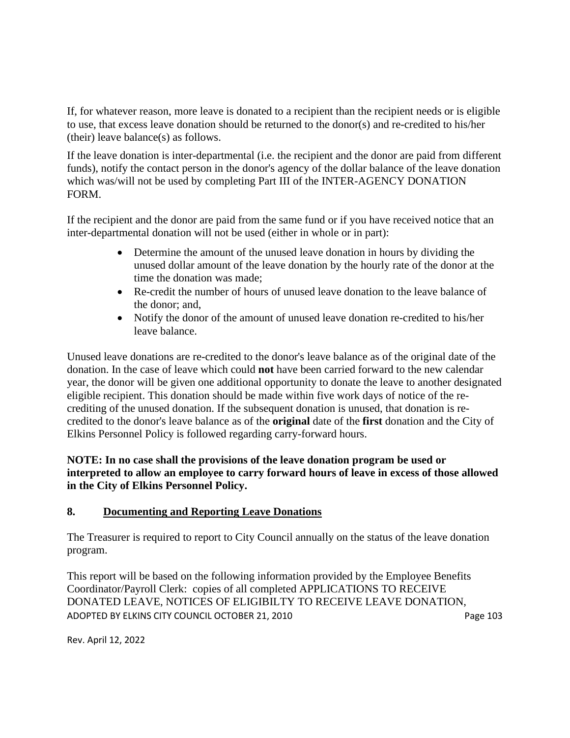If, for whatever reason, more leave is donated to a recipient than the recipient needs or is eligible to use, that excess leave donation should be returned to the donor(s) and re-credited to his/her (their) leave balance(s) as follows.

If the leave donation is inter-departmental (i.e. the recipient and the donor are paid from different funds), notify the contact person in the donor's agency of the dollar balance of the leave donation which was/will not be used by completing Part III of the INTER-AGENCY DONATION FORM.

If the recipient and the donor are paid from the same fund or if you have received notice that an inter-departmental donation will not be used (either in whole or in part):

- Determine the amount of the unused leave donation in hours by dividing the unused dollar amount of the leave donation by the hourly rate of the donor at the time the donation was made;
- Re-credit the number of hours of unused leave donation to the leave balance of the donor; and,
- Notify the donor of the amount of unused leave donation re-credited to his/her leave balance.

Unused leave donations are re-credited to the donor's leave balance as of the original date of the donation. In the case of leave which could **not** have been carried forward to the new calendar year, the donor will be given one additional opportunity to donate the leave to another designated eligible recipient. This donation should be made within five work days of notice of the re-crediting of the unused donation. If the subsequent donation is unused, that donation is re-credited to the donor's leave balance as of the **original** date of the **first** donation and the City of Elkins Personnel Policy is followed regarding carry-forward hours.

**NOTE: In no case shall the provisions of the leave donation program be used or interpreted to allow an employee to carry forward hours of leave in excess of those allowed in the City of Elkins Personnel Policy.**

## 8. Documenting and Reporting Leave Donations

The Treasurer is required to report to City Council annually on the status of the leave donation program.

This report will be based on the following information provided by the Employee Benefits Coordinator/Payroll Clerk: copies of all completed APPLICATIONS TO RECEIVE DONATED LEAVE, NOTICES OF ELIGIBILTY TO RECEIVE LEAVE DONATION,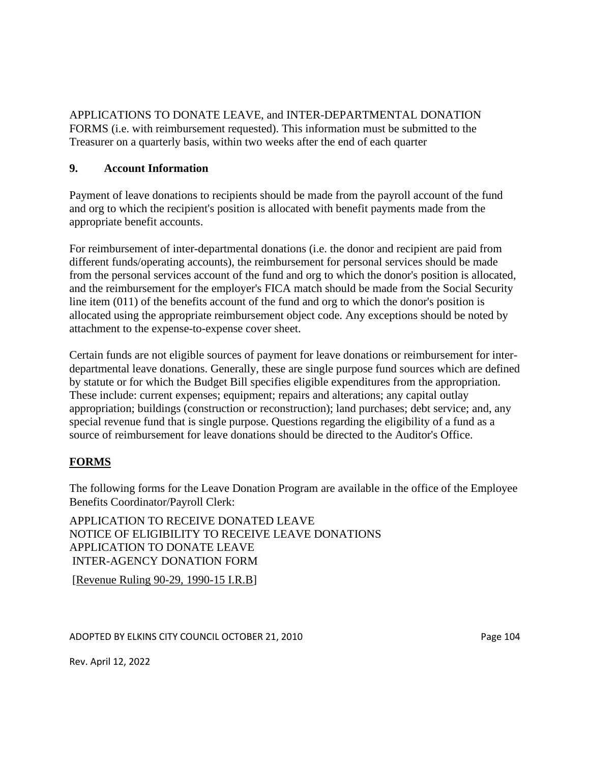APPLICATIONS TO DONATE LEAVE, and INTER-DEPARTMENTAL DONATION FORMS (i.e. with reimbursement requested). This information must be submitted to the Treasurer on a quarterly basis, within two weeks after the end of each quarter

**9. Account Information**

Payment of leave donations to recipients should be made from the payroll account of the fund and org to which the recipient's position is allocated with benefit payments made from the appropriate benefit accounts.

For reimbursement of inter-departmental donations (i.e. the donor and recipient are paid from different funds/operating accounts), the reimbursement for personal services should be made from the personal services account of the fund and org to which the donor's position is allocated, and the reimbursement for the employer's FICA match should be made from the Social Security line item (011) of the benefits account of the fund and org to which the donor's position is allocated using the appropriate reimbursement object code. Any exceptions should be noted by attachment to the expense-to-expense cover sheet.

Certain funds are not eligible sources of payment for leave donations or reimbursement for inter-departmental leave donations. Generally, these are single purpose fund sources which are defined by statute or for which the Budget Bill specifies eligible expenditures from the appropriation. These include: current expenses; equipment; repairs and alterations; any capital outlay appropriation; buildings (construction or reconstruction); land purchases; debt service; and, any special revenue fund that is single purpose. Questions regarding the eligibility of a fund as a source of reimbursement for leave donations should be directed to the Auditor's Office.

**FORMS**

The following forms for the Leave Donation Program are available in the office of the Employee Benefits Coordinator/Payroll Clerk:

APPLICATION TO RECEIVE DONATED LEAVE
NOTICE OF ELIGIBILITY TO RECEIVE LEAVE DONATIONS
APPLICATION TO DONATE LEAVE
INTER-AGENCY DONATION FORM

[Revenue Ruling 90-29, 1990-15 I.R.B]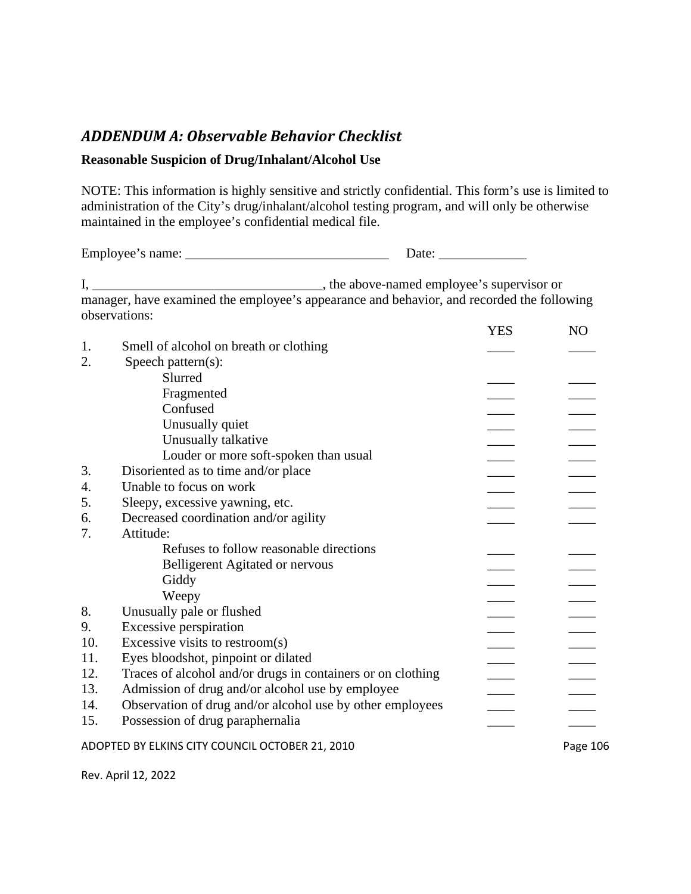## *ADDENDUM A: Observable Behavior Checklist*

**Reasonable Suspicion of Drug/Inhalant/Alcohol Use**

NOTE: This information is highly sensitive and strictly confidential. This form's use is limited to administration of the City's drug/inhalant/alcohol testing program, and will only be otherwise maintained in the employee's confidential medical file.

Employee's name: ______________________________ Date: _____________

I, __________________________________, the above-named employee's supervisor or manager, have examined the employee's appearance and behavior, and recorded the following observations:

| | | YES | NO |
|---|---|---|---|
| 1. | Smell of alcohol on breath or clothing | ____ | ____ |
| 2. | Speech pattern(s): | | |
| | Slurred | ____ | ____ |
| | Fragmented | ____ | ____ |
| | Confused | ____ | ____ |
| | Unusually quiet | ____ | ____ |
| | Unusually talkative | ____ | ____ |
| | Louder or more soft-spoken than usual | ____ | ____ |
| 3. | Disoriented as to time and/or place | ____ | ____ |
| 4. | Unable to focus on work | ____ | ____ |
| 5. | Sleepy, excessive yawning, etc. | ____ | ____ |
| 6. | Decreased coordination and/or agility | ____ | ____ |
| 7. | Attitude: | | |
| | Refuses to follow reasonable directions | ____ | ____ |
| | Belligerent Agitated or nervous | ____ | ____ |
| | Giddy | ____ | ____ |
| | Weepy | ____ | ____ |
| 8. | Unusually pale or flushed | ____ | ____ |
| 9. | Excessive perspiration | ____ | ____ |
| 10. | Excessive visits to restroom(s) | ____ | ____ |
| 11. | Eyes bloodshot, pinpoint or dilated | ____ | ____ |
| 12. | Traces of alcohol and/or drugs in containers or on clothing | ____ | ____ |
| 13. | Admission of drug and/or alcohol use by employee | ____ | ____ |
| 14. | Observation of drug and/or alcohol use by other employees | ____ | ____ |
| 15. | Possession of drug paraphernalia | ____ | ____ |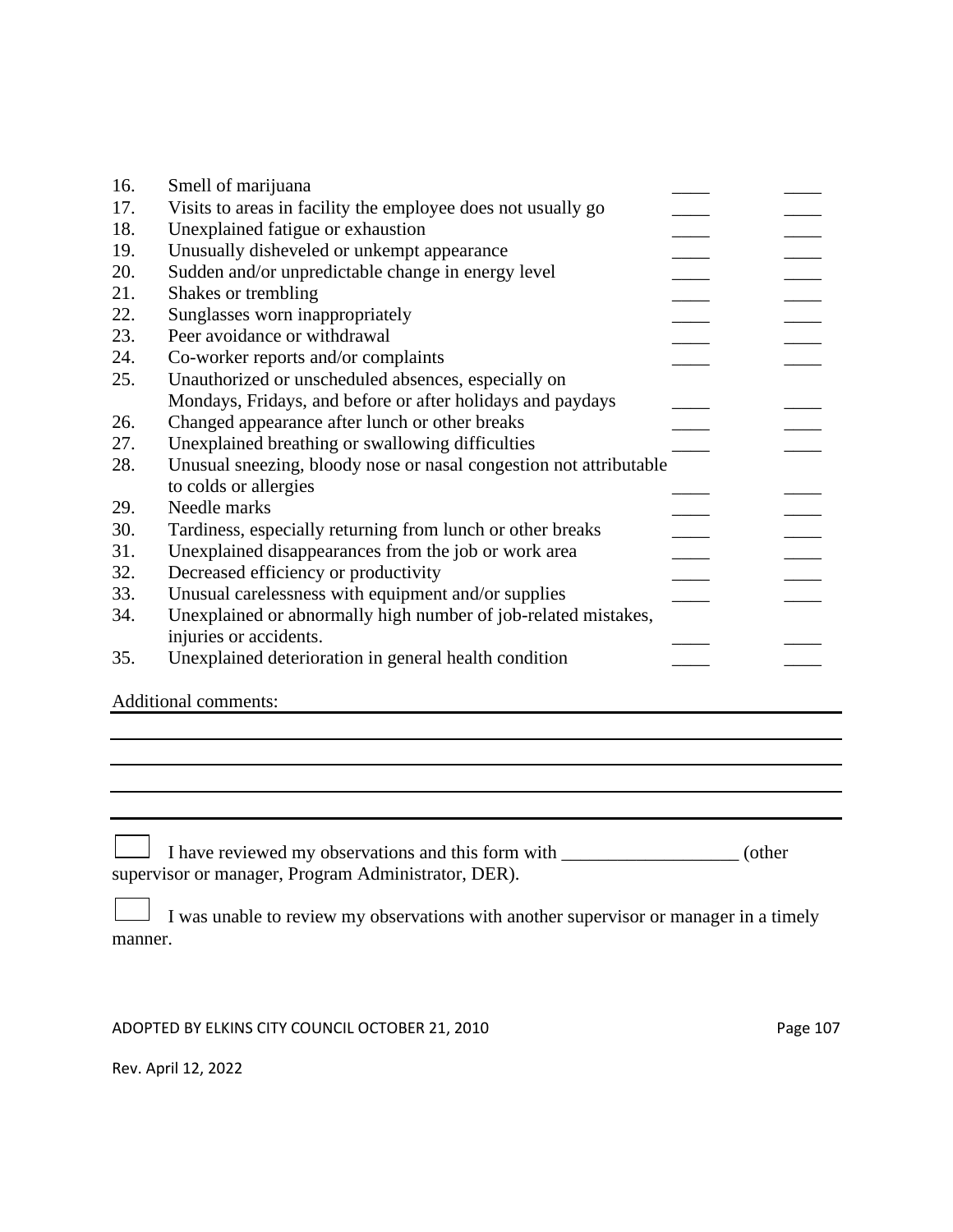| | | | |
|---|---|---|---|
| 16. | Smell of marijuana | ____ | ____ |
| 17. | Visits to areas in facility the employee does not usually go | ____ | ____ |
| 18. | Unexplained fatigue or exhaustion | ____ | ____ |
| 19. | Unusually disheveled or unkempt appearance | ____ | ____ |
| 20. | Sudden and/or unpredictable change in energy level | ____ | ____ |
| 21. | Shakes or trembling | ____ | ____ |
| 22. | Sunglasses worn inappropriately | ____ | ____ |
| 23. | Peer avoidance or withdrawal | ____ | ____ |
| 24. | Co-worker reports and/or complaints | ____ | ____ |
| 25. | Unauthorized or unscheduled absences, especially on Mondays, Fridays, and before or after holidays and paydays | ____ | ____ |
| 26. | Changed appearance after lunch or other breaks | ____ | ____ |
| 27. | Unexplained breathing or swallowing difficulties | ____ | ____ |
| 28. | Unusual sneezing, bloody nose or nasal congestion not attributable to colds or allergies | ____ | ____ |
| 29. | Needle marks | ____ | ____ |
| 30. | Tardiness, especially returning from lunch or other breaks | ____ | ____ |
| 31. | Unexplained disappearances from the job or work area | ____ | ____ |
| 32. | Decreased efficiency or productivity | ____ | ____ |
| 33. | Unusual carelessness with equipment and/or supplies | ____ | ____ |
| 34. | Unexplained or abnormally high number of job-related mistakes, injuries or accidents. | ____ | ____ |
| 35. | Unexplained deterioration in general health condition | ____ | ____ |

Additional comments: ______________________________________________________________

______________________________________________________________________________

______________________________________________________________________________

______________________________________________________________________________

______________________________________________________________________________

☐ I have reviewed my observations and this form with __________________ (other supervisor or manager, Program Administrator, DER).

☐ I was unable to review my observations with another supervisor or manager in a timely manner.

ADOPTED BY ELKINS CITY COUNCIL OCTOBER 21, 2010

Rev. April 12, 2022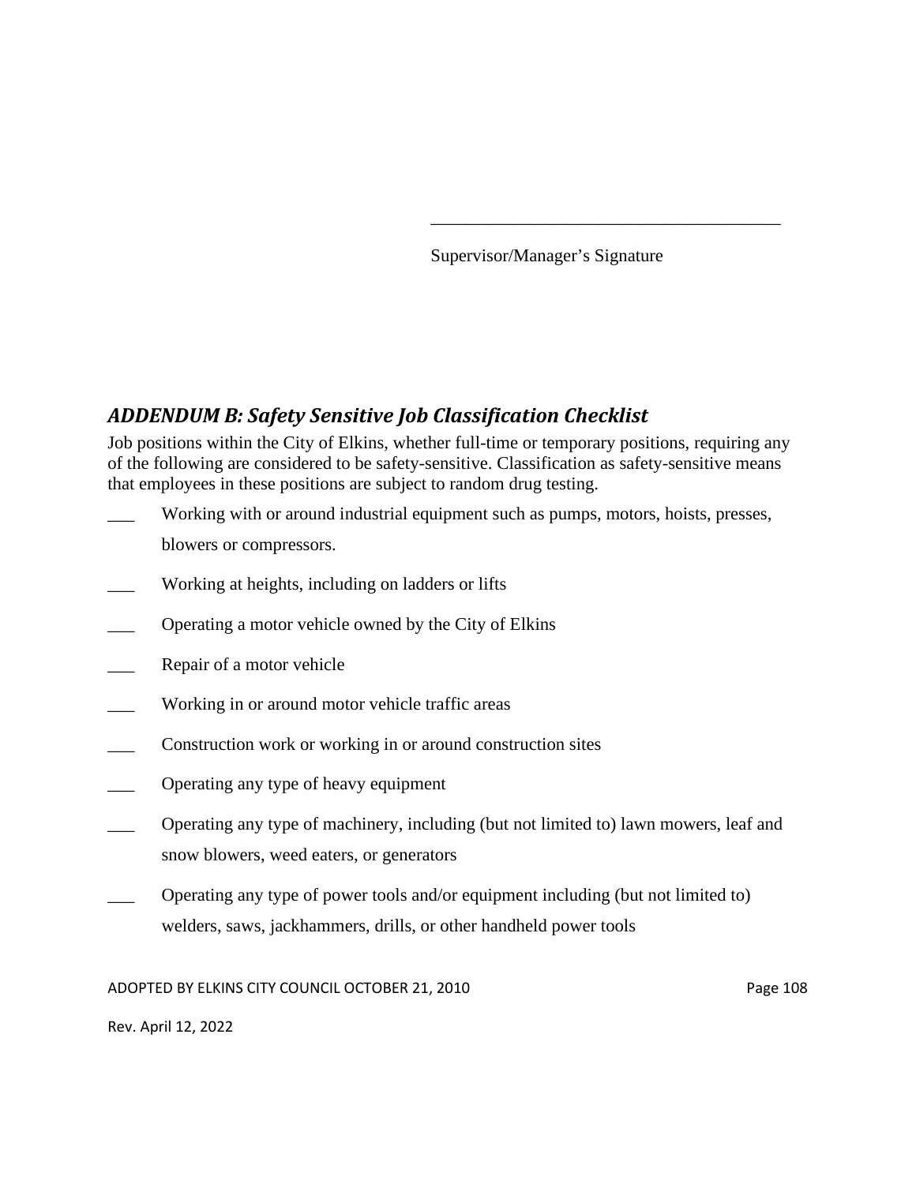\_\_\_\_\_\_\_\_\_\_\_\_\_\_\_\_\_\_\_\_\_\_\_\_\_\_\_\_\_\_\_\_\_\_\_\_\_\_\_

Supervisor/Manager's Signature

## *ADDENDUM B: Safety Sensitive Job Classification Checklist*

Job positions within the City of Elkins, whether full-time or temporary positions, requiring any of the following are considered to be safety-sensitive. Classification as safety-sensitive means that employees in these positions are subject to random drug testing.

___ Working with or around industrial equipment such as pumps, motors, hoists, presses, blowers or compressors.

___ Working at heights, including on ladders or lifts

___ Operating a motor vehicle owned by the City of Elkins

___ Repair of a motor vehicle

___ Working in or around motor vehicle traffic areas

___ Construction work or working in or around construction sites

___ Operating any type of heavy equipment

___ Operating any type of machinery, including (but not limited to) lawn mowers, leaf and snow blowers, weed eaters, or generators

___ Operating any type of power tools and/or equipment including (but not limited to) welders, saws, jackhammers, drills, or other handheld power tools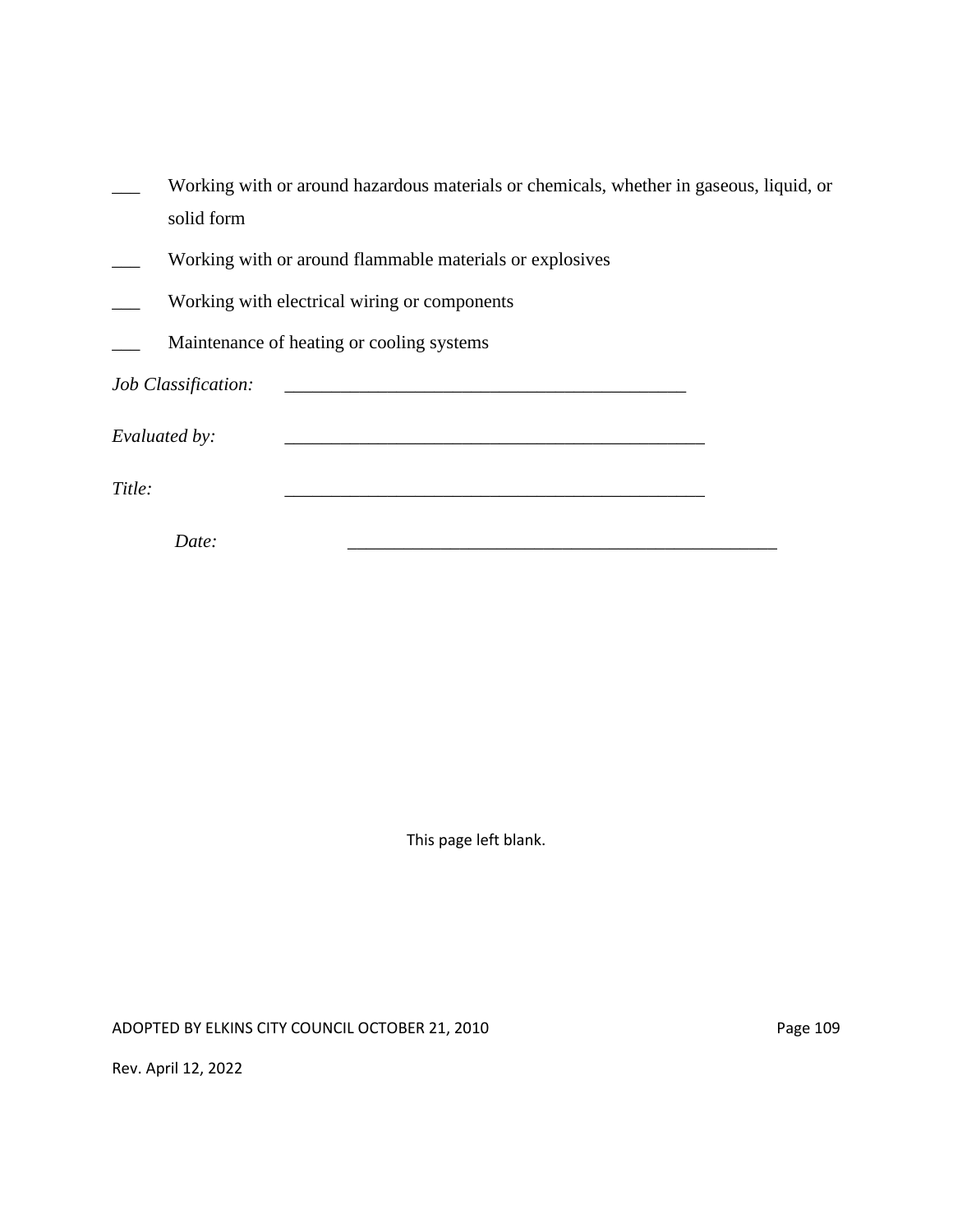___ Working with or around hazardous materials or chemicals, whether in gaseous, liquid, or solid form

___ Working with or around flammable materials or explosives

___ Working with electrical wiring or components

___ Maintenance of heating or cooling systems

*Job Classification:* _____________________________________________

*Evaluated by:* _______________________________________________

*Title:* _______________________________________________

*Date:* _______________________________________________

This page left blank.